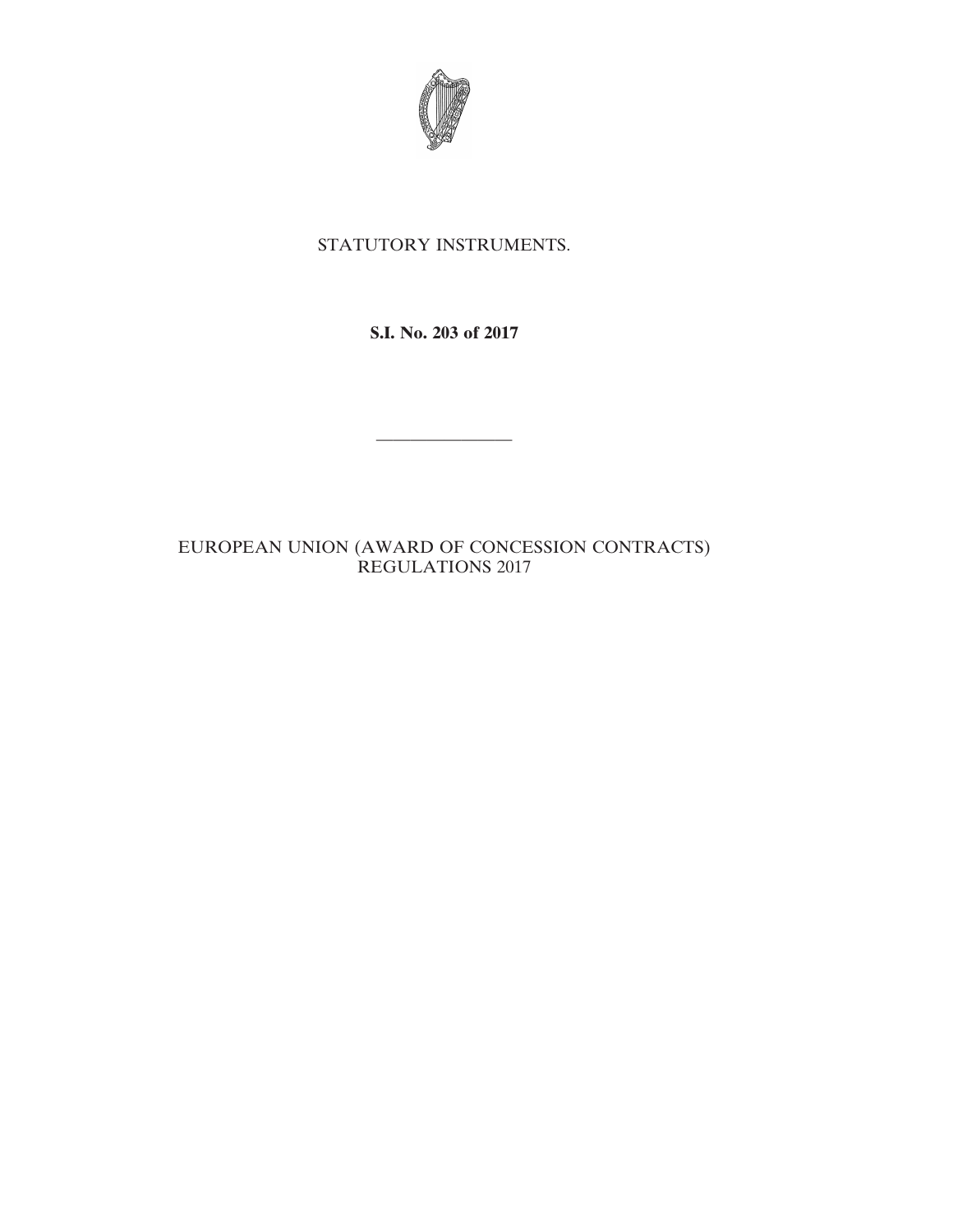STATUTORY INSTRUMENTS.

**S.I. No. 203 of 2017**

---

EUROPEAN UNION (AWARD OF CONCESSION CONTRACTS) REGULATIONS 2017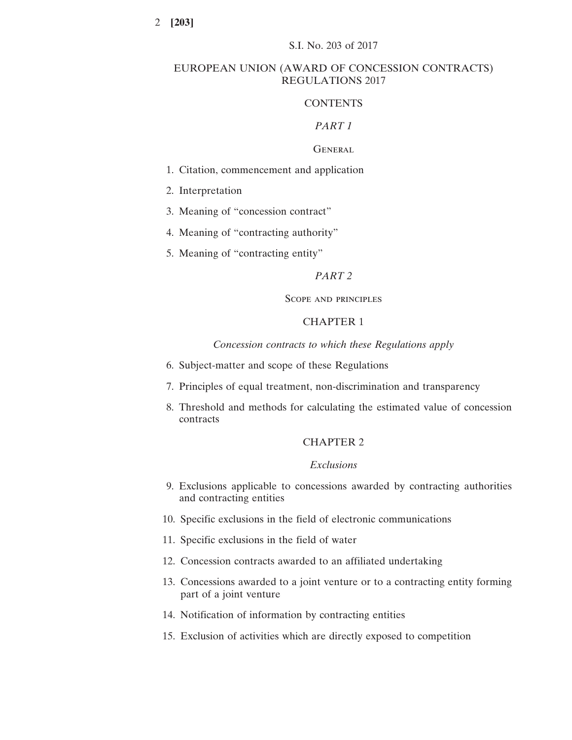S.I. No. 203 of 2017

# EUROPEAN UNION (AWARD OF CONCESSION CONTRACTS) REGULATIONS 2017

## CONTENTS

### *PART 1*

### General

1. Citation, commencement and application
2. Interpretation
3. Meaning of “concession contract”
4. Meaning of “contracting authority”
5. Meaning of “contracting entity”

### *PART 2*

### Scope and principles

#### CHAPTER 1

*Concession contracts to which these Regulations apply*

6. Subject-matter and scope of these Regulations
7. Principles of equal treatment, non-discrimination and transparency
8. Threshold and methods for calculating the estimated value of concession contracts

#### CHAPTER 2

*Exclusions*

9. Exclusions applicable to concessions awarded by contracting authorities and contracting entities
10. Specific exclusions in the field of electronic communications
11. Specific exclusions in the field of water
12. Concession contracts awarded to an affiliated undertaking
13. Concessions awarded to a joint venture or to a contracting entity forming part of a joint venture
14. Notification of information by contracting entities
15. Exclusion of activities which are directly exposed to competition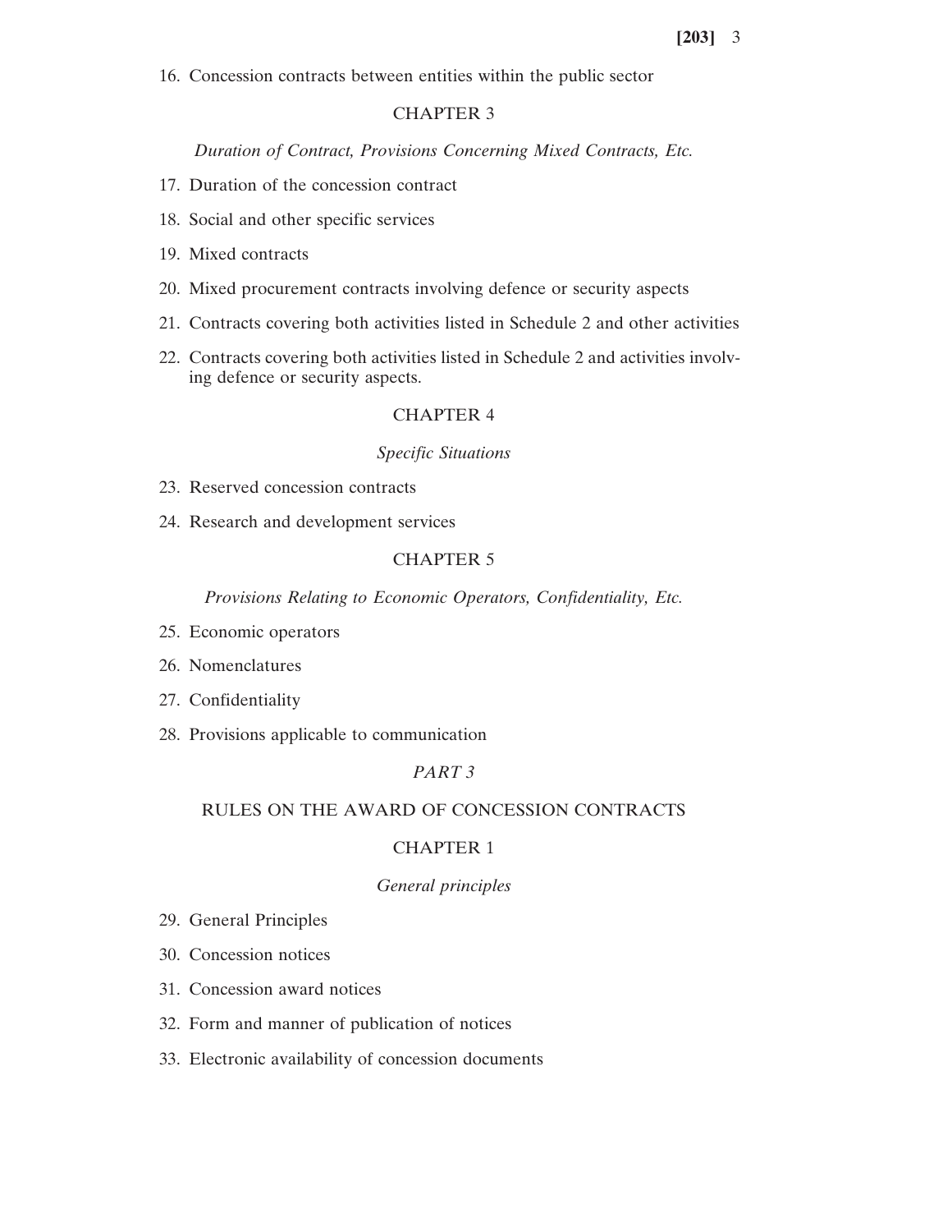16. Concession contracts between entities within the public sector

## CHAPTER 3

*Duration of Contract, Provisions Concerning Mixed Contracts, Etc.*

17. Duration of the concession contract

18. Social and other specific services

19. Mixed contracts

20. Mixed procurement contracts involving defence or security aspects

21. Contracts covering both activities listed in Schedule 2 and other activities

22. Contracts covering both activities listed in Schedule 2 and activities involving defence or security aspects.

## CHAPTER 4

*Specific Situations*

23. Reserved concession contracts

24. Research and development services

## CHAPTER 5

*Provisions Relating to Economic Operators, Confidentiality, Etc.*

25. Economic operators

26. Nomenclatures

27. Confidentiality

28. Provisions applicable to communication

# *PART 3*

# RULES ON THE AWARD OF CONCESSION CONTRACTS

## CHAPTER 1

*General principles*

29. General Principles

30. Concession notices

31. Concession award notices

32. Form and manner of publication of notices

33. Electronic availability of concession documents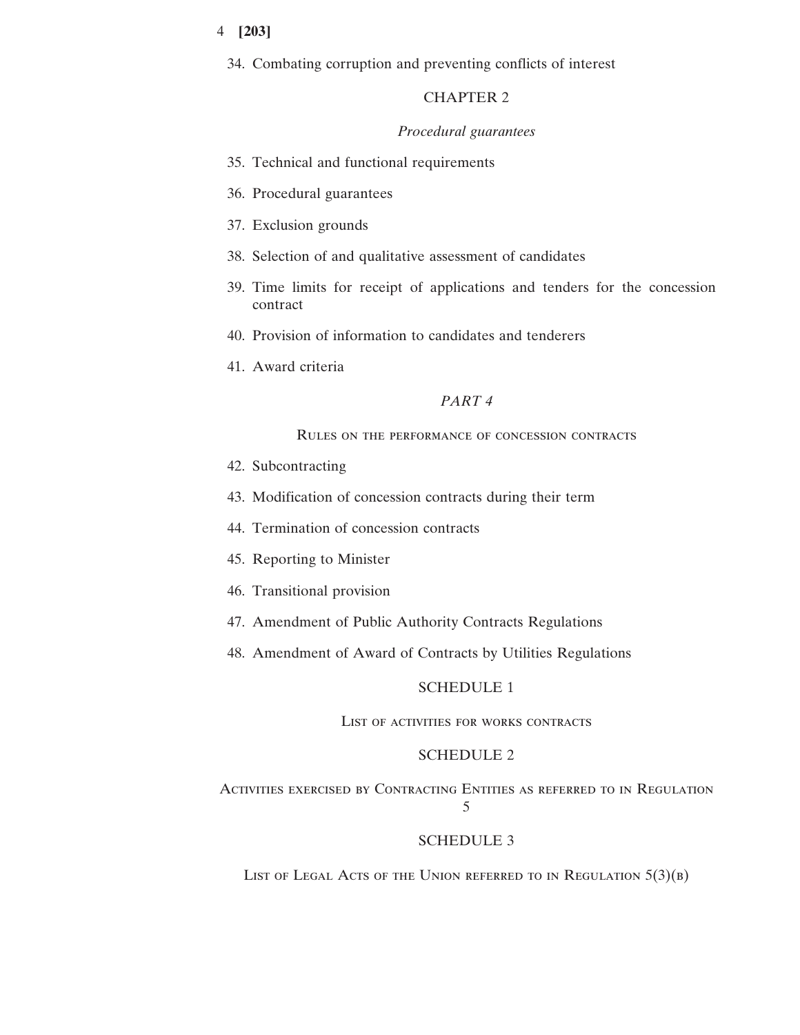34. Combating corruption and preventing conflicts of interest

CHAPTER 2

*Procedural guarantees*

35. Technical and functional requirements
36. Procedural guarantees
37. Exclusion grounds
38. Selection of and qualitative assessment of candidates
39. Time limits for receipt of applications and tenders for the concession contract
40. Provision of information to candidates and tenderers
41. Award criteria

*PART 4*

Rules on the performance of concession contracts

42. Subcontracting
43. Modification of concession contracts during their term
44. Termination of concession contracts
45. Reporting to Minister
46. Transitional provision
47. Amendment of Public Authority Contracts Regulations
48. Amendment of Award of Contracts by Utilities Regulations

SCHEDULE 1

List of activities for works contracts

SCHEDULE 2

Activities exercised by Contracting Entities as referred to in Regulation 5

SCHEDULE 3

List of Legal Acts of the Union referred to in Regulation 5(3)(b)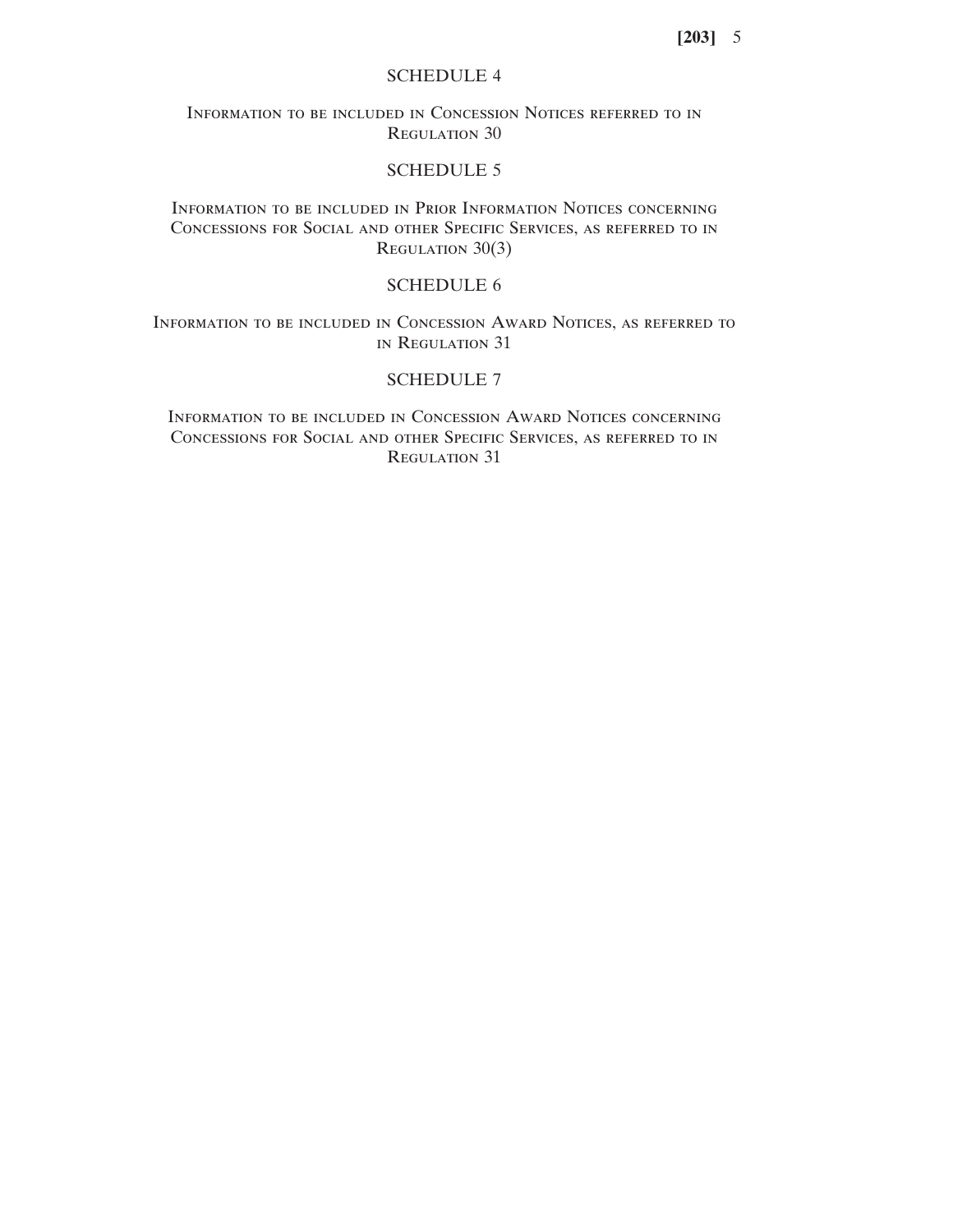## SCHEDULE 4

Information to be included in Concession Notices referred to in Regulation 30

## SCHEDULE 5

Information to be included in Prior Information Notices concerning Concessions for Social and other Specific Services, as referred to in Regulation 30(3)

## SCHEDULE 6

Information to be included in Concession Award Notices, as referred to in Regulation 31

## SCHEDULE 7

Information to be included in Concession Award Notices concerning Concessions for Social and other Specific Services, as referred to in Regulation 31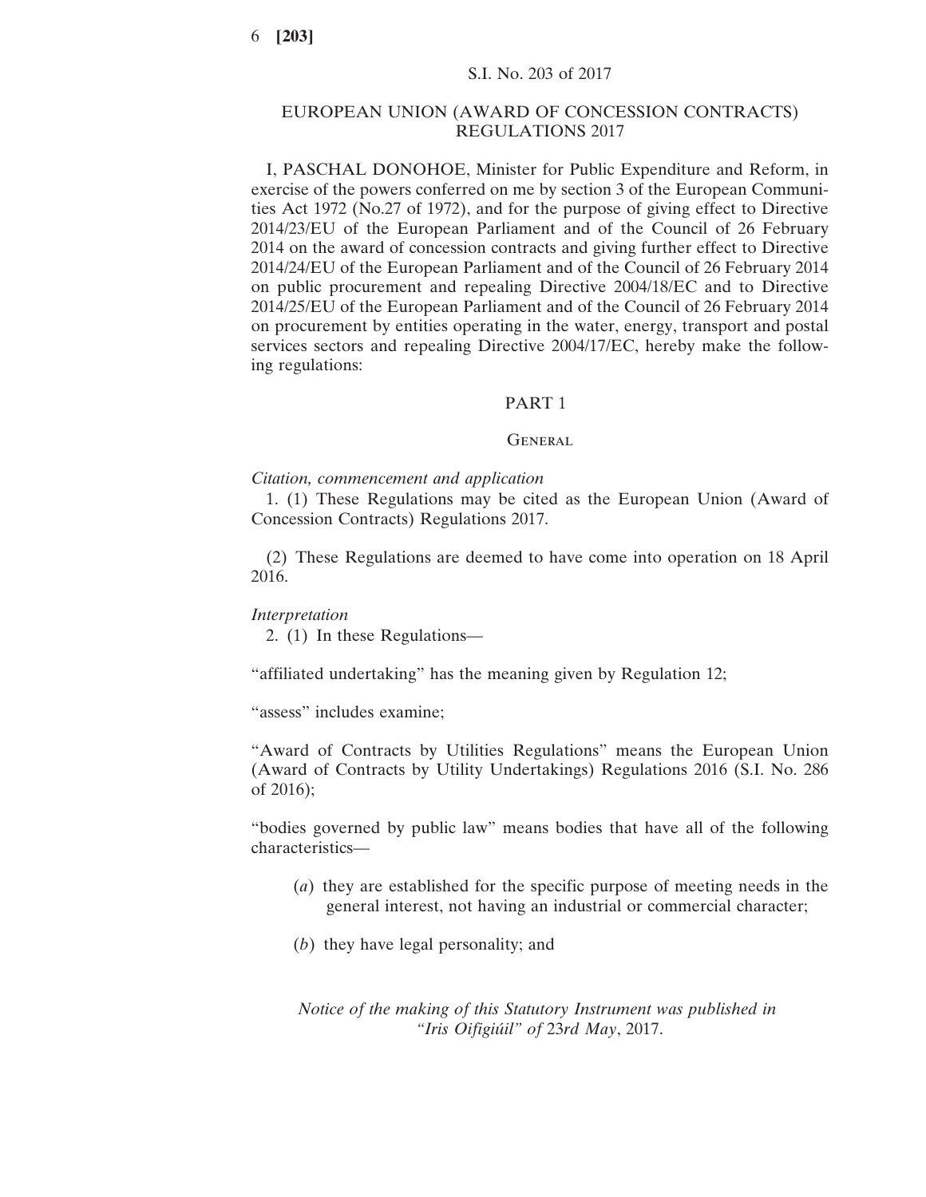S.I. No. 203 of 2017

# EUROPEAN UNION (AWARD OF CONCESSION CONTRACTS) REGULATIONS 2017

I, PASCHAL DONOHOE, Minister for Public Expenditure and Reform, in exercise of the powers conferred on me by section 3 of the European Communities Act 1972 (No.27 of 1972), and for the purpose of giving effect to Directive 2014/23/EU of the European Parliament and of the Council of 26 February 2014 on the award of concession contracts and giving further effect to Directive 2014/24/EU of the European Parliament and of the Council of 26 February 2014 on public procurement and repealing Directive 2004/18/EC and to Directive 2014/25/EU of the European Parliament and of the Council of 26 February 2014 on procurement by entities operating in the water, energy, transport and postal services sectors and repealing Directive 2004/17/EC, hereby make the following regulations:

## PART 1

### General

*Citation, commencement and application*

1. (1) These Regulations may be cited as the European Union (Award of Concession Contracts) Regulations 2017.

(2) These Regulations are deemed to have come into operation on 18 April 2016.

*Interpretation*

2. (1) In these Regulations—

"affiliated undertaking" has the meaning given by Regulation 12;

"assess" includes examine;

"Award of Contracts by Utilities Regulations" means the European Union (Award of Contracts by Utility Undertakings) Regulations 2016 (S.I. No. 286 of 2016);

"bodies governed by public law" means bodies that have all of the following characteristics—

(*a*) they are established for the specific purpose of meeting needs in the general interest, not having an industrial or commercial character;

(*b*) they have legal personality; and

*Notice of the making of this Statutory Instrument was published in "Iris Oifigiúil" of 23rd May, 2017.*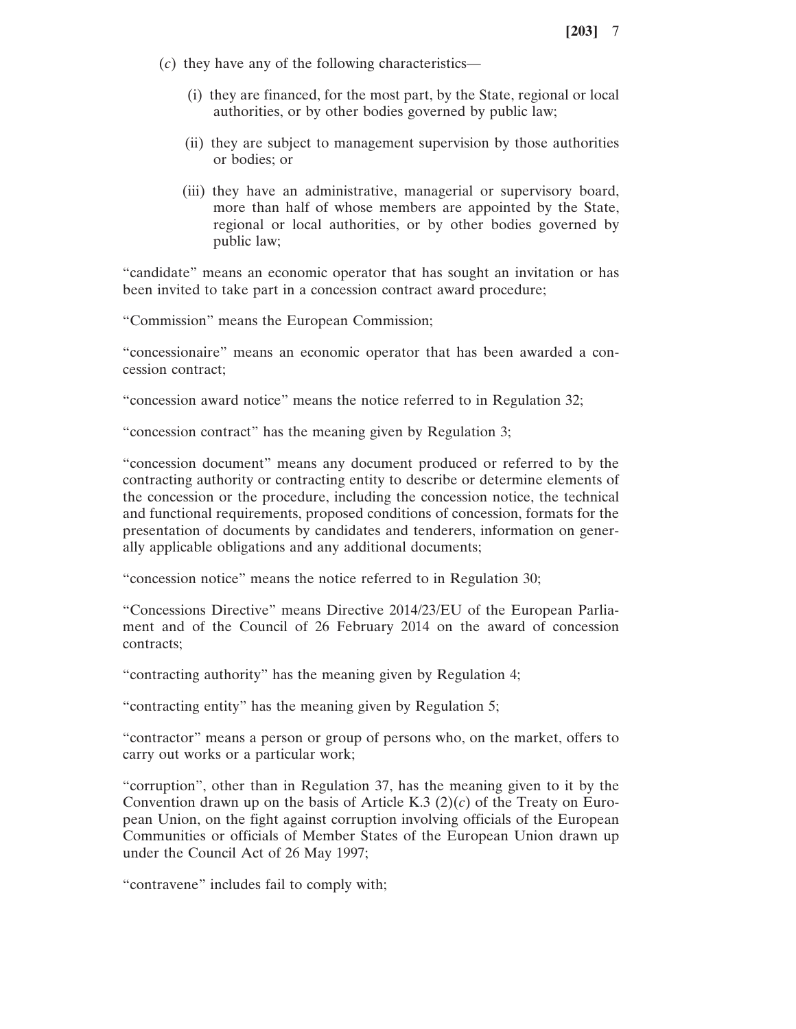(*c*) they have any of the following characteristics—

(i) they are financed, for the most part, by the State, regional or local authorities, or by other bodies governed by public law;

(ii) they are subject to management supervision by those authorities or bodies; or

(iii) they have an administrative, managerial or supervisory board, more than half of whose members are appointed by the State, regional or local authorities, or by other bodies governed by public law;

"candidate" means an economic operator that has sought an invitation or has been invited to take part in a concession contract award procedure;

"Commission" means the European Commission;

"concessionaire" means an economic operator that has been awarded a concession contract;

"concession award notice" means the notice referred to in Regulation 32;

"concession contract" has the meaning given by Regulation 3;

"concession document" means any document produced or referred to by the contracting authority or contracting entity to describe or determine elements of the concession or the procedure, including the concession notice, the technical and functional requirements, proposed conditions of concession, formats for the presentation of documents by candidates and tenderers, information on generally applicable obligations and any additional documents;

"concession notice" means the notice referred to in Regulation 30;

"Concessions Directive" means Directive 2014/23/EU of the European Parliament and of the Council of 26 February 2014 on the award of concession contracts;

"contracting authority" has the meaning given by Regulation 4;

"contracting entity" has the meaning given by Regulation 5;

"contractor" means a person or group of persons who, on the market, offers to carry out works or a particular work;

"corruption", other than in Regulation 37, has the meaning given to it by the Convention drawn up on the basis of Article K.3 (2)(*c*) of the Treaty on European Union, on the fight against corruption involving officials of the European Communities or officials of Member States of the European Union drawn up under the Council Act of 26 May 1997;

"contravene" includes fail to comply with;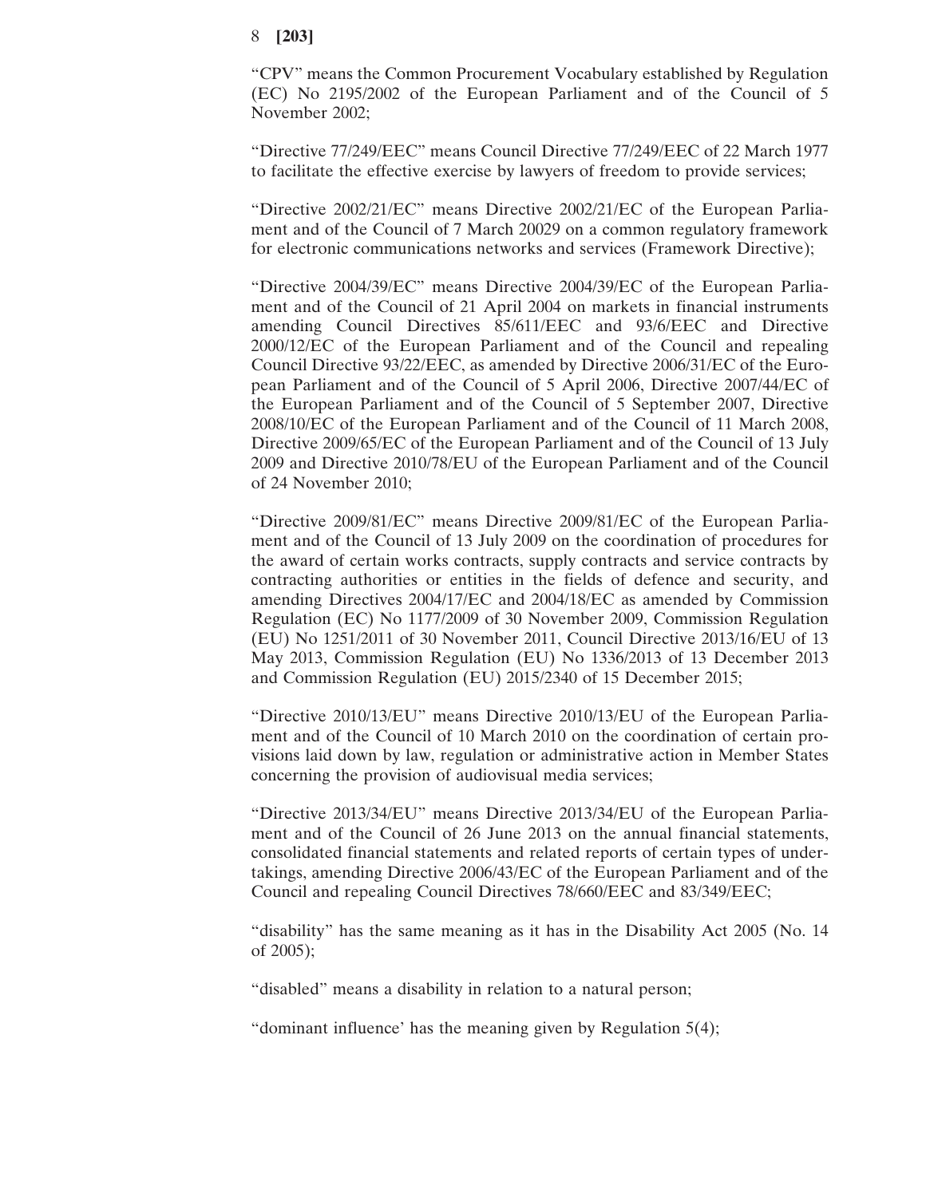"CPV" means the Common Procurement Vocabulary established by Regulation (EC) No 2195/2002 of the European Parliament and of the Council of 5 November 2002;

"Directive 77/249/EEC" means Council Directive 77/249/EEC of 22 March 1977 to facilitate the effective exercise by lawyers of freedom to provide services;

"Directive 2002/21/EC" means Directive 2002/21/EC of the European Parliament and of the Council of 7 March 20029 on a common regulatory framework for electronic communications networks and services (Framework Directive);

"Directive 2004/39/EC" means Directive 2004/39/EC of the European Parliament and of the Council of 21 April 2004 on markets in financial instruments amending Council Directives 85/611/EEC and 93/6/EEC and Directive 2000/12/EC of the European Parliament and of the Council and repealing Council Directive 93/22/EEC, as amended by Directive 2006/31/EC of the European Parliament and of the Council of 5 April 2006, Directive 2007/44/EC of the European Parliament and of the Council of 5 September 2007, Directive 2008/10/EC of the European Parliament and of the Council of 11 March 2008, Directive 2009/65/EC of the European Parliament and of the Council of 13 July 2009 and Directive 2010/78/EU of the European Parliament and of the Council of 24 November 2010;

"Directive 2009/81/EC" means Directive 2009/81/EC of the European Parliament and of the Council of 13 July 2009 on the coordination of procedures for the award of certain works contracts, supply contracts and service contracts by contracting authorities or entities in the fields of defence and security, and amending Directives 2004/17/EC and 2004/18/EC as amended by Commission Regulation (EC) No 1177/2009 of 30 November 2009, Commission Regulation (EU) No 1251/2011 of 30 November 2011, Council Directive 2013/16/EU of 13 May 2013, Commission Regulation (EU) No 1336/2013 of 13 December 2013 and Commission Regulation (EU) 2015/2340 of 15 December 2015;

"Directive 2010/13/EU" means Directive 2010/13/EU of the European Parliament and of the Council of 10 March 2010 on the coordination of certain provisions laid down by law, regulation or administrative action in Member States concerning the provision of audiovisual media services;

"Directive 2013/34/EU" means Directive 2013/34/EU of the European Parliament and of the Council of 26 June 2013 on the annual financial statements, consolidated financial statements and related reports of certain types of undertakings, amending Directive 2006/43/EC of the European Parliament and of the Council and repealing Council Directives 78/660/EEC and 83/349/EEC;

"disability" has the same meaning as it has in the Disability Act 2005 (No. 14 of 2005);

"disabled" means a disability in relation to a natural person;

"dominant influence' has the meaning given by Regulation 5(4);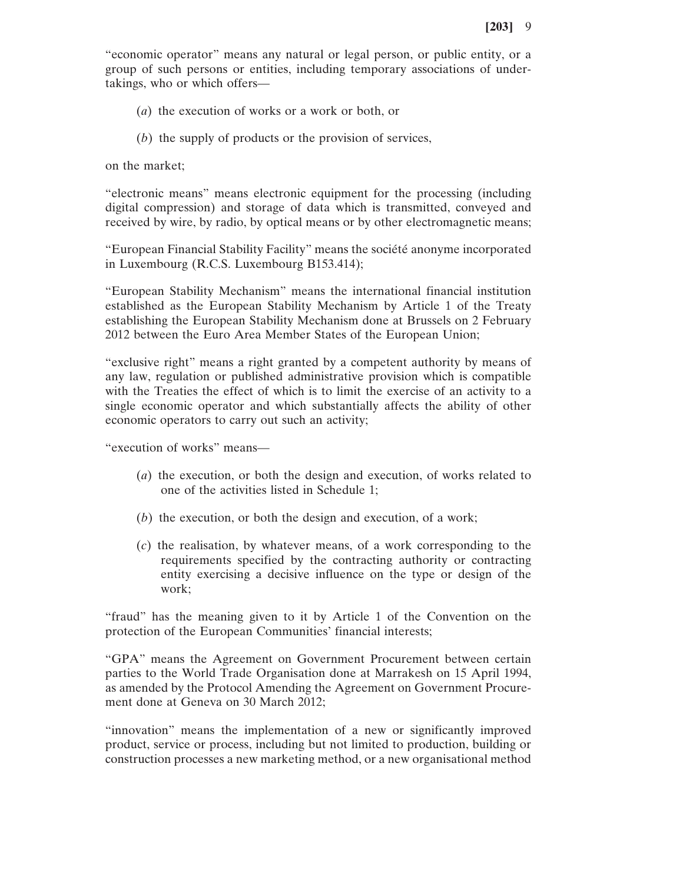"economic operator" means any natural or legal person, or public entity, or a group of such persons or entities, including temporary associations of undertakings, who or which offers—

(*a*) the execution of works or a work or both, or

(*b*) the supply of products or the provision of services,

on the market;

"electronic means" means electronic equipment for the processing (including digital compression) and storage of data which is transmitted, conveyed and received by wire, by radio, by optical means or by other electromagnetic means;

"European Financial Stability Facility" means the société anonyme incorporated in Luxembourg (R.C.S. Luxembourg B153.414);

"European Stability Mechanism" means the international financial institution established as the European Stability Mechanism by Article 1 of the Treaty establishing the European Stability Mechanism done at Brussels on 2 February 2012 between the Euro Area Member States of the European Union;

"exclusive right" means a right granted by a competent authority by means of any law, regulation or published administrative provision which is compatible with the Treaties the effect of which is to limit the exercise of an activity to a single economic operator and which substantially affects the ability of other economic operators to carry out such an activity;

"execution of works" means—

(*a*) the execution, or both the design and execution, of works related to one of the activities listed in Schedule 1;

(*b*) the execution, or both the design and execution, of a work;

(*c*) the realisation, by whatever means, of a work corresponding to the requirements specified by the contracting authority or contracting entity exercising a decisive influence on the type or design of the work;

"fraud" has the meaning given to it by Article 1 of the Convention on the protection of the European Communities' financial interests;

"GPA" means the Agreement on Government Procurement between certain parties to the World Trade Organisation done at Marrakesh on 15 April 1994, as amended by the Protocol Amending the Agreement on Government Procurement done at Geneva on 30 March 2012;

"innovation" means the implementation of a new or significantly improved product, service or process, including but not limited to production, building or construction processes a new marketing method, or a new organisational method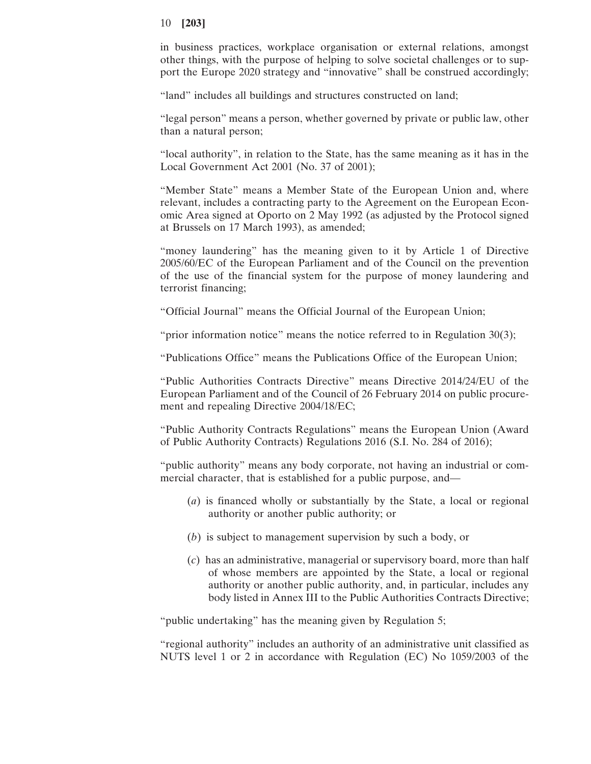in business practices, workplace organisation or external relations, amongst other things, with the purpose of helping to solve societal challenges or to support the Europe 2020 strategy and "innovative" shall be construed accordingly;

"land" includes all buildings and structures constructed on land;

"legal person" means a person, whether governed by private or public law, other than a natural person;

"local authority", in relation to the State, has the same meaning as it has in the Local Government Act 2001 (No. 37 of 2001);

"Member State" means a Member State of the European Union and, where relevant, includes a contracting party to the Agreement on the European Economic Area signed at Oporto on 2 May 1992 (as adjusted by the Protocol signed at Brussels on 17 March 1993), as amended;

"money laundering" has the meaning given to it by Article 1 of Directive 2005/60/EC of the European Parliament and of the Council on the prevention of the use of the financial system for the purpose of money laundering and terrorist financing;

"Official Journal" means the Official Journal of the European Union;

"prior information notice" means the notice referred to in Regulation 30(3);

"Publications Office" means the Publications Office of the European Union;

"Public Authorities Contracts Directive" means Directive 2014/24/EU of the European Parliament and of the Council of 26 February 2014 on public procurement and repealing Directive 2004/18/EC;

"Public Authority Contracts Regulations" means the European Union (Award of Public Authority Contracts) Regulations 2016 (S.I. No. 284 of 2016);

"public authority" means any body corporate, not having an industrial or commercial character, that is established for a public purpose, and—

(*a*) is financed wholly or substantially by the State, a local or regional authority or another public authority; or

(*b*) is subject to management supervision by such a body, or

(*c*) has an administrative, managerial or supervisory board, more than half of whose members are appointed by the State, a local or regional authority or another public authority, and, in particular, includes any body listed in Annex III to the Public Authorities Contracts Directive;

"public undertaking" has the meaning given by Regulation 5;

"regional authority" includes an authority of an administrative unit classified as NUTS level 1 or 2 in accordance with Regulation (EC) No 1059/2003 of the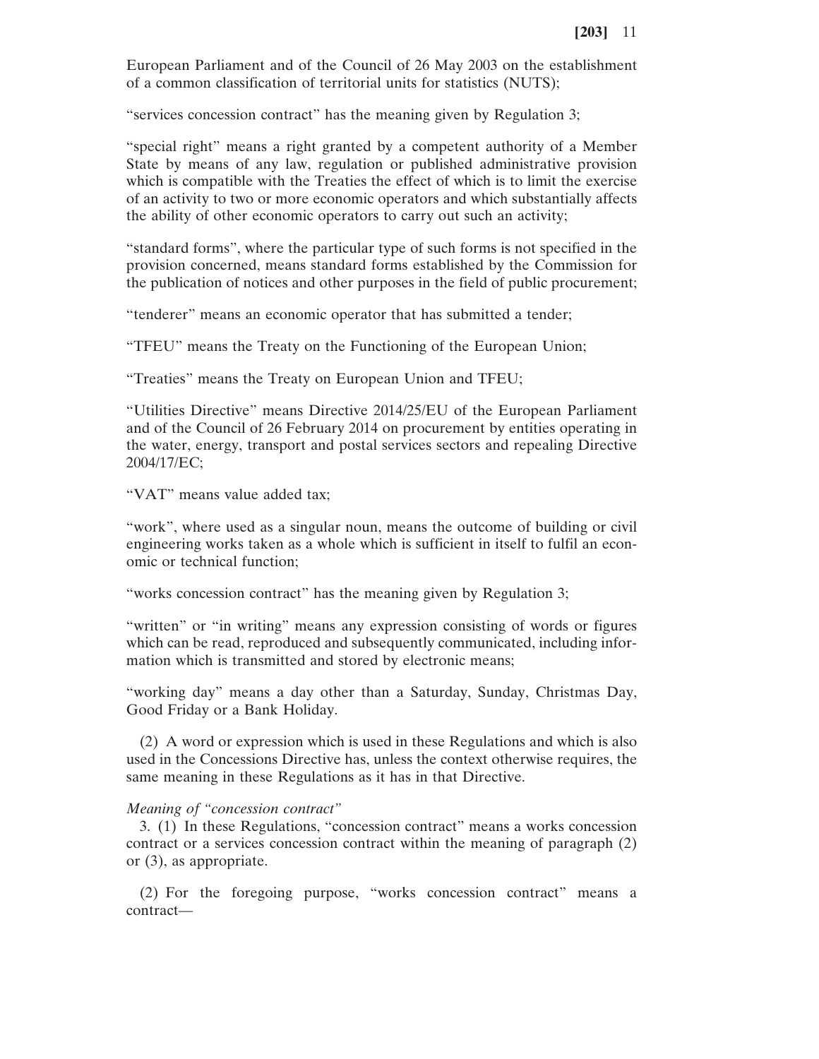European Parliament and of the Council of 26 May 2003 on the establishment of a common classification of territorial units for statistics (NUTS);

"services concession contract" has the meaning given by Regulation 3;

"special right" means a right granted by a competent authority of a Member State by means of any law, regulation or published administrative provision which is compatible with the Treaties the effect of which is to limit the exercise of an activity to two or more economic operators and which substantially affects the ability of other economic operators to carry out such an activity;

"standard forms", where the particular type of such forms is not specified in the provision concerned, means standard forms established by the Commission for the publication of notices and other purposes in the field of public procurement;

"tenderer" means an economic operator that has submitted a tender;

"TFEU" means the Treaty on the Functioning of the European Union;

"Treaties" means the Treaty on European Union and TFEU;

"Utilities Directive" means Directive 2014/25/EU of the European Parliament and of the Council of 26 February 2014 on procurement by entities operating in the water, energy, transport and postal services sectors and repealing Directive 2004/17/EC;

"VAT" means value added tax;

"work", where used as a singular noun, means the outcome of building or civil engineering works taken as a whole which is sufficient in itself to fulfil an economic or technical function;

"works concession contract" has the meaning given by Regulation 3;

"written" or "in writing" means any expression consisting of words or figures which can be read, reproduced and subsequently communicated, including information which is transmitted and stored by electronic means;

"working day" means a day other than a Saturday, Sunday, Christmas Day, Good Friday or a Bank Holiday.

(2) A word or expression which is used in these Regulations and which is also used in the Concessions Directive has, unless the context otherwise requires, the same meaning in these Regulations as it has in that Directive.

*Meaning of "concession contract"*

3. (1) In these Regulations, "concession contract" means a works concession contract or a services concession contract within the meaning of paragraph (2) or (3), as appropriate.

(2) For the foregoing purpose, "works concession contract" means a contract—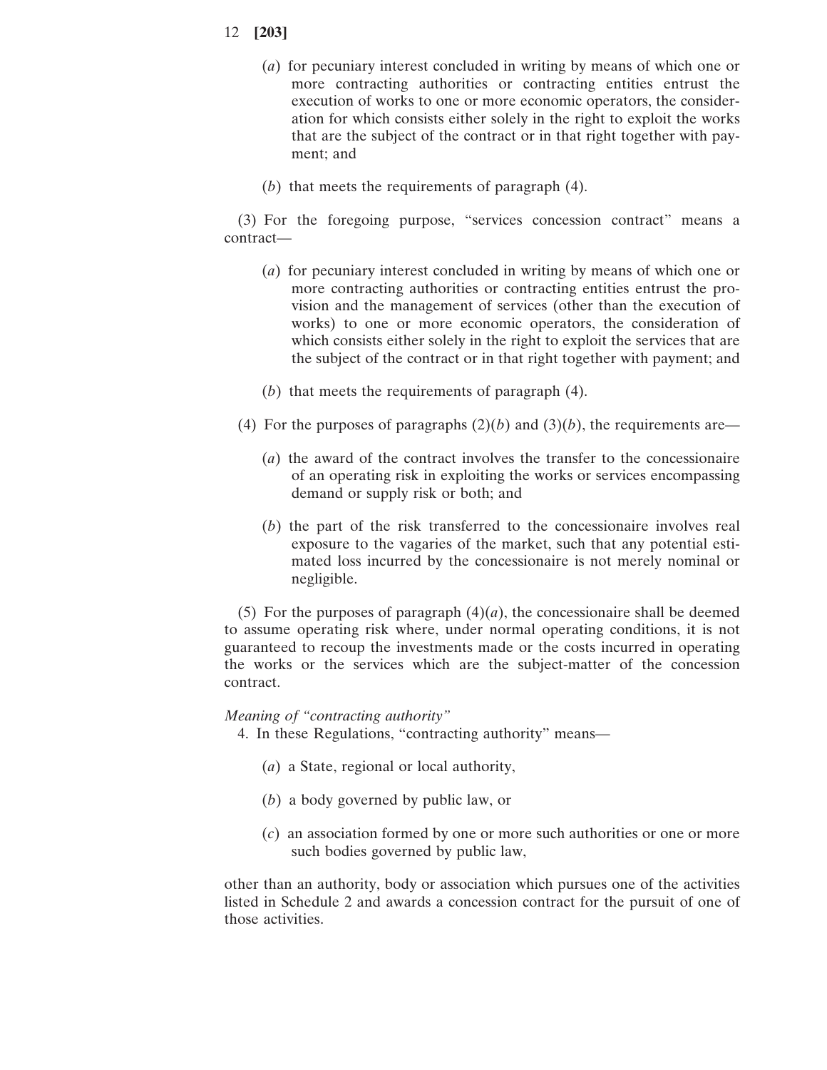(*a*) for pecuniary interest concluded in writing by means of which one or more contracting authorities or contracting entities entrust the execution of works to one or more economic operators, the consideration for which consists either solely in the right to exploit the works that are the subject of the contract or in that right together with payment; and

(*b*) that meets the requirements of paragraph (4).

(3) For the foregoing purpose, "services concession contract" means a contract—

(*a*) for pecuniary interest concluded in writing by means of which one or more contracting authorities or contracting entities entrust the provision and the management of services (other than the execution of works) to one or more economic operators, the consideration of which consists either solely in the right to exploit the services that are the subject of the contract or in that right together with payment; and

(*b*) that meets the requirements of paragraph (4).

(4) For the purposes of paragraphs (2)(*b*) and (3)(*b*), the requirements are—

(*a*) the award of the contract involves the transfer to the concessionaire of an operating risk in exploiting the works or services encompassing demand or supply risk or both; and

(*b*) the part of the risk transferred to the concessionaire involves real exposure to the vagaries of the market, such that any potential estimated loss incurred by the concessionaire is not merely nominal or negligible.

(5) For the purposes of paragraph (4)(*a*), the concessionaire shall be deemed to assume operating risk where, under normal operating conditions, it is not guaranteed to recoup the investments made or the costs incurred in operating the works or the services which are the subject-matter of the concession contract.

*Meaning of "contracting authority"*

4. In these Regulations, "contracting authority" means—

(*a*) a State, regional or local authority,

(*b*) a body governed by public law, or

(*c*) an association formed by one or more such authorities or one or more such bodies governed by public law,

other than an authority, body or association which pursues one of the activities listed in Schedule 2 and awards a concession contract for the pursuit of one of those activities.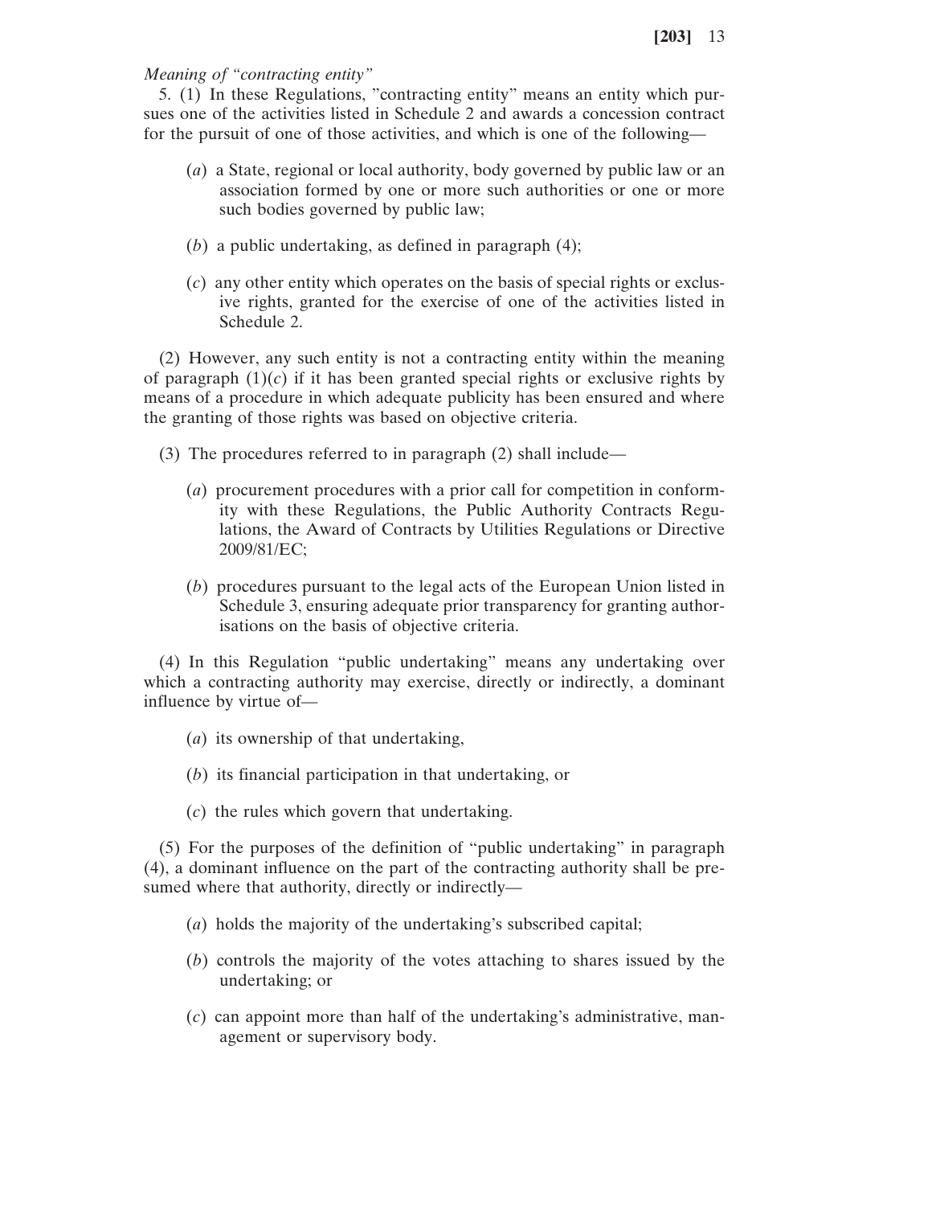*Meaning of "contracting entity"*

5. (1) In these Regulations, "contracting entity" means an entity which pursues one of the activities listed in Schedule 2 and awards a concession contract for the pursuit of one of those activities, and which is one of the following—

(*a*) a State, regional or local authority, body governed by public law or an association formed by one or more such authorities or one or more such bodies governed by public law;

(*b*) a public undertaking, as defined in paragraph (4);

(*c*) any other entity which operates on the basis of special rights or exclusive rights, granted for the exercise of one of the activities listed in Schedule 2.

(2) However, any such entity is not a contracting entity within the meaning of paragraph (1)(*c*) if it has been granted special rights or exclusive rights by means of a procedure in which adequate publicity has been ensured and where the granting of those rights was based on objective criteria.

(3) The procedures referred to in paragraph (2) shall include—

(*a*) procurement procedures with a prior call for competition in conformity with these Regulations, the Public Authority Contracts Regulations, the Award of Contracts by Utilities Regulations or Directive 2009/81/EC;

(*b*) procedures pursuant to the legal acts of the European Union listed in Schedule 3, ensuring adequate prior transparency for granting authorisations on the basis of objective criteria.

(4) In this Regulation "public undertaking" means any undertaking over which a contracting authority may exercise, directly or indirectly, a dominant influence by virtue of—

(*a*) its ownership of that undertaking,

(*b*) its financial participation in that undertaking, or

(*c*) the rules which govern that undertaking.

(5) For the purposes of the definition of "public undertaking" in paragraph (4), a dominant influence on the part of the contracting authority shall be presumed where that authority, directly or indirectly—

(*a*) holds the majority of the undertaking's subscribed capital;

(*b*) controls the majority of the votes attaching to shares issued by the undertaking; or

(*c*) can appoint more than half of the undertaking's administrative, management or supervisory body.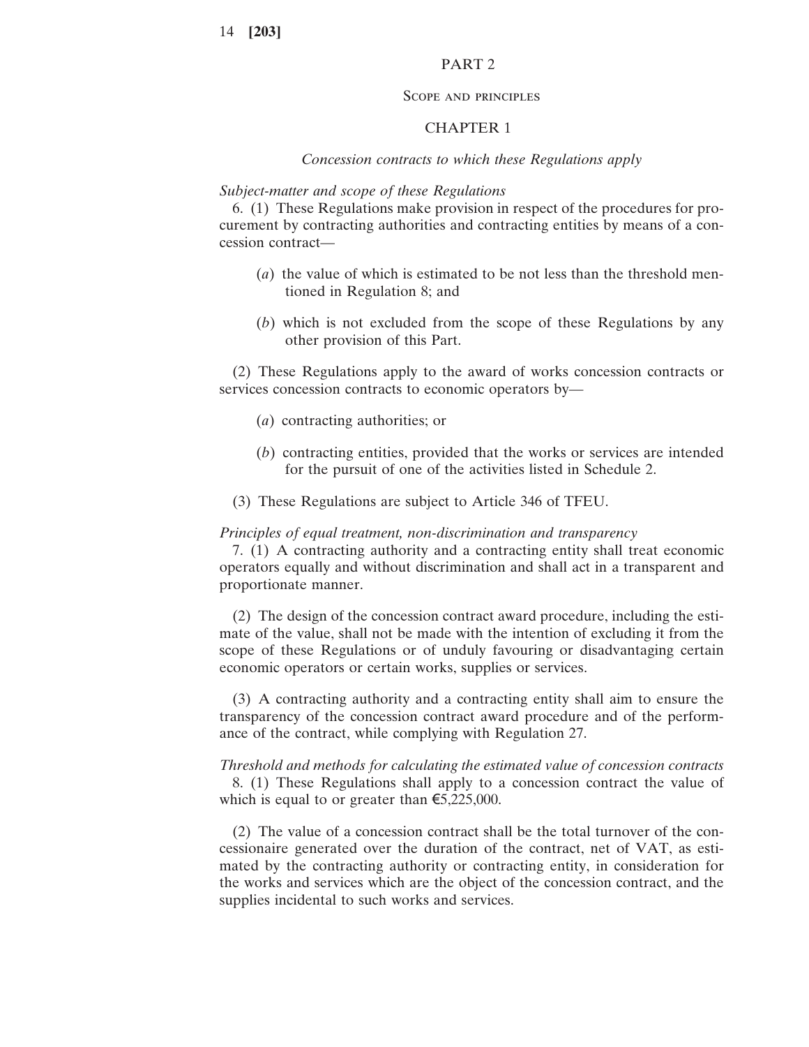# PART 2

## Scope and principles

## CHAPTER 1

### *Concession contracts to which these Regulations apply*

*Subject-matter and scope of these Regulations*

6. (1) These Regulations make provision in respect of the procedures for procurement by contracting authorities and contracting entities by means of a concession contract—

(*a*) the value of which is estimated to be not less than the threshold mentioned in Regulation 8; and

(*b*) which is not excluded from the scope of these Regulations by any other provision of this Part.

(2) These Regulations apply to the award of works concession contracts or services concession contracts to economic operators by—

(*a*) contracting authorities; or

(*b*) contracting entities, provided that the works or services are intended for the pursuit of one of the activities listed in Schedule 2.

(3) These Regulations are subject to Article 346 of TFEU.

*Principles of equal treatment, non-discrimination and transparency*

7. (1) A contracting authority and a contracting entity shall treat economic operators equally and without discrimination and shall act in a transparent and proportionate manner.

(2) The design of the concession contract award procedure, including the estimate of the value, shall not be made with the intention of excluding it from the scope of these Regulations or of unduly favouring or disadvantaging certain economic operators or certain works, supplies or services.

(3) A contracting authority and a contracting entity shall aim to ensure the transparency of the concession contract award procedure and of the performance of the contract, while complying with Regulation 27.

*Threshold and methods for calculating the estimated value of concession contracts*

8. (1) These Regulations shall apply to a concession contract the value of which is equal to or greater than €5,225,000.

(2) The value of a concession contract shall be the total turnover of the concessionaire generated over the duration of the contract, net of VAT, as estimated by the contracting authority or contracting entity, in consideration for the works and services which are the object of the concession contract, and the supplies incidental to such works and services.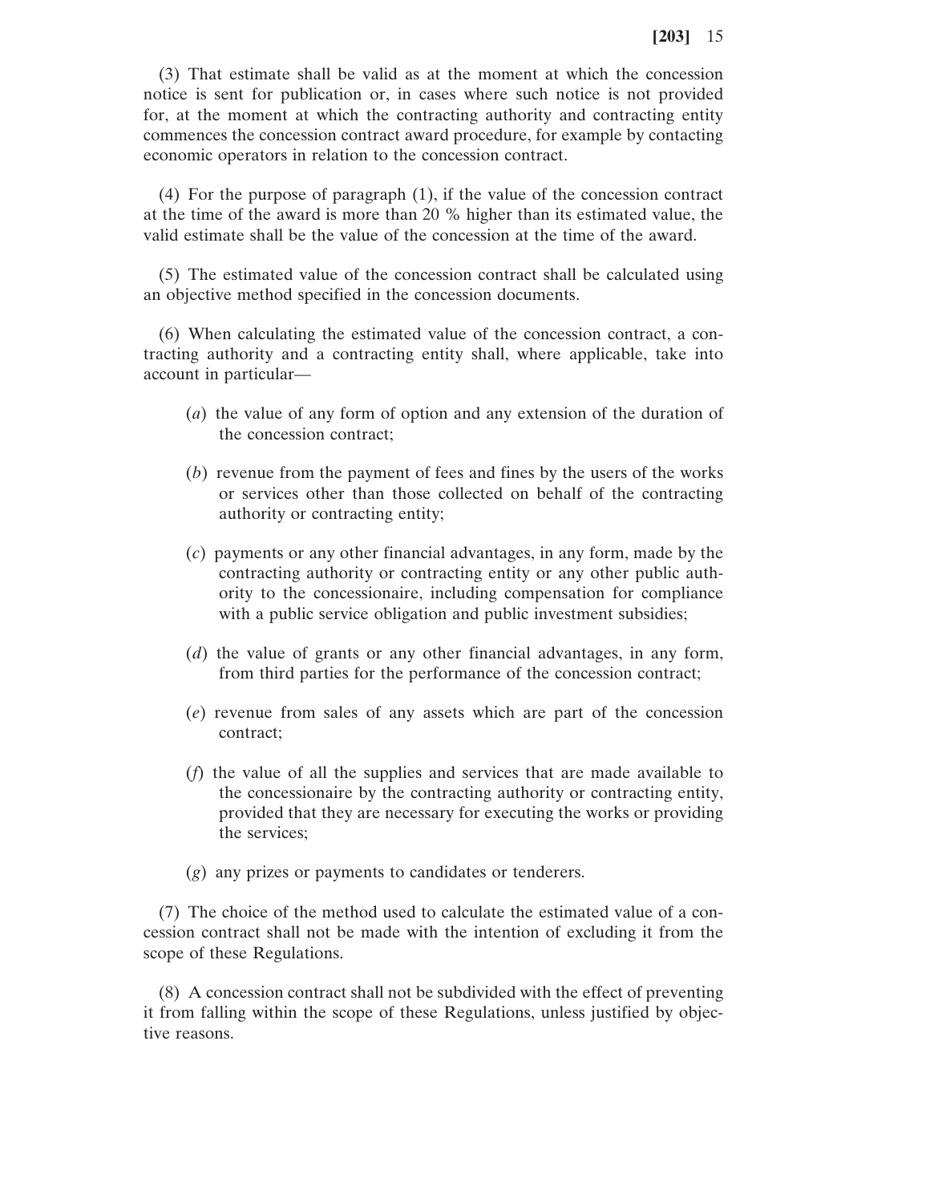(3) That estimate shall be valid as at the moment at which the concession notice is sent for publication or, in cases where such notice is not provided for, at the moment at which the contracting authority and contracting entity commences the concession contract award procedure, for example by contacting economic operators in relation to the concession contract.

(4) For the purpose of paragraph (1), if the value of the concession contract at the time of the award is more than 20 % higher than its estimated value, the valid estimate shall be the value of the concession at the time of the award.

(5) The estimated value of the concession contract shall be calculated using an objective method specified in the concession documents.

(6) When calculating the estimated value of the concession contract, a contracting authority and a contracting entity shall, where applicable, take into account in particular—

(*a*) the value of any form of option and any extension of the duration of the concession contract;

(*b*) revenue from the payment of fees and fines by the users of the works or services other than those collected on behalf of the contracting authority or contracting entity;

(*c*) payments or any other financial advantages, in any form, made by the contracting authority or contracting entity or any other public authority to the concessionaire, including compensation for compliance with a public service obligation and public investment subsidies;

(*d*) the value of grants or any other financial advantages, in any form, from third parties for the performance of the concession contract;

(*e*) revenue from sales of any assets which are part of the concession contract;

(*f*) the value of all the supplies and services that are made available to the concessionaire by the contracting authority or contracting entity, provided that they are necessary for executing the works or providing the services;

(*g*) any prizes or payments to candidates or tenderers.

(7) The choice of the method used to calculate the estimated value of a concession contract shall not be made with the intention of excluding it from the scope of these Regulations.

(8) A concession contract shall not be subdivided with the effect of preventing it from falling within the scope of these Regulations, unless justified by objective reasons.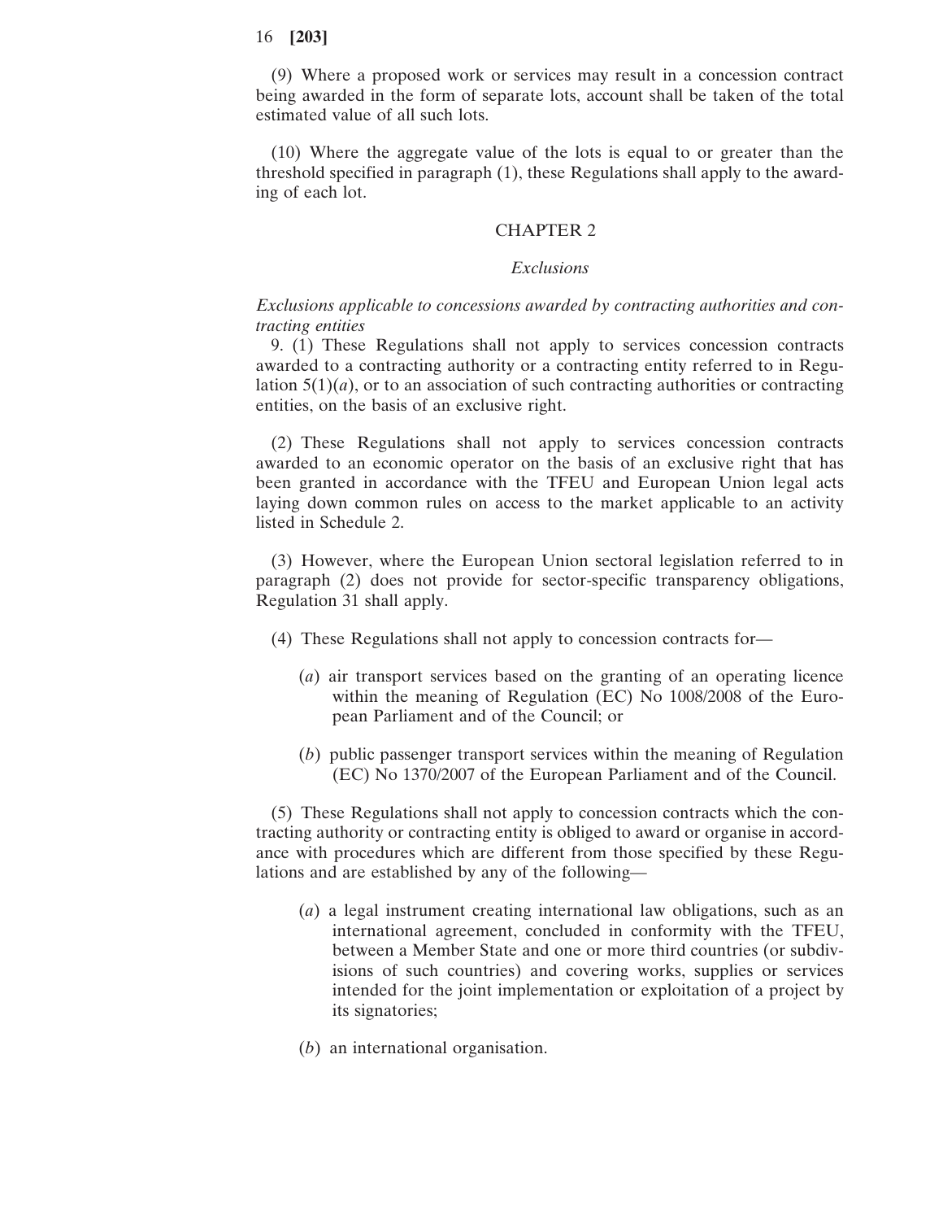(9) Where a proposed work or services may result in a concession contract being awarded in the form of separate lots, account shall be taken of the total estimated value of all such lots.

(10) Where the aggregate value of the lots is equal to or greater than the threshold specified in paragraph (1), these Regulations shall apply to the awarding of each lot.

## CHAPTER 2

### *Exclusions*

*Exclusions applicable to concessions awarded by contracting authorities and contracting entities*

9. (1) These Regulations shall not apply to services concession contracts awarded to a contracting authority or a contracting entity referred to in Regulation 5(1)(*a*), or to an association of such contracting authorities or contracting entities, on the basis of an exclusive right.

(2) These Regulations shall not apply to services concession contracts awarded to an economic operator on the basis of an exclusive right that has been granted in accordance with the TFEU and European Union legal acts laying down common rules on access to the market applicable to an activity listed in Schedule 2.

(3) However, where the European Union sectoral legislation referred to in paragraph (2) does not provide for sector-specific transparency obligations, Regulation 31 shall apply.

(4) These Regulations shall not apply to concession contracts for—

(*a*) air transport services based on the granting of an operating licence within the meaning of Regulation (EC) No 1008/2008 of the European Parliament and of the Council; or

(*b*) public passenger transport services within the meaning of Regulation (EC) No 1370/2007 of the European Parliament and of the Council.

(5) These Regulations shall not apply to concession contracts which the contracting authority or contracting entity is obliged to award or organise in accordance with procedures which are different from those specified by these Regulations and are established by any of the following—

(*a*) a legal instrument creating international law obligations, such as an international agreement, concluded in conformity with the TFEU, between a Member State and one or more third countries (or subdivisions of such countries) and covering works, supplies or services intended for the joint implementation or exploitation of a project by its signatories;

(*b*) an international organisation.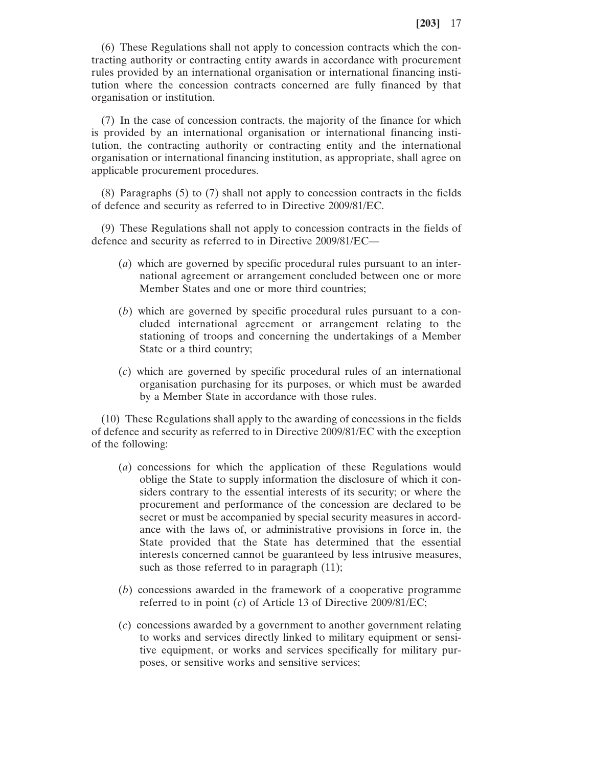(6) These Regulations shall not apply to concession contracts which the contracting authority or contracting entity awards in accordance with procurement rules provided by an international organisation or international financing institution where the concession contracts concerned are fully financed by that organisation or institution.

(7) In the case of concession contracts, the majority of the finance for which is provided by an international organisation or international financing institution, the contracting authority or contracting entity and the international organisation or international financing institution, as appropriate, shall agree on applicable procurement procedures.

(8) Paragraphs (5) to (7) shall not apply to concession contracts in the fields of defence and security as referred to in Directive 2009/81/EC.

(9) These Regulations shall not apply to concession contracts in the fields of defence and security as referred to in Directive 2009/81/EC—

(*a*) which are governed by specific procedural rules pursuant to an international agreement or arrangement concluded between one or more Member States and one or more third countries;

(*b*) which are governed by specific procedural rules pursuant to a concluded international agreement or arrangement relating to the stationing of troops and concerning the undertakings of a Member State or a third country;

(*c*) which are governed by specific procedural rules of an international organisation purchasing for its purposes, or which must be awarded by a Member State in accordance with those rules.

(10) These Regulations shall apply to the awarding of concessions in the fields of defence and security as referred to in Directive 2009/81/EC with the exception of the following:

(*a*) concessions for which the application of these Regulations would oblige the State to supply information the disclosure of which it considers contrary to the essential interests of its security; or where the procurement and performance of the concession are declared to be secret or must be accompanied by special security measures in accordance with the laws of, or administrative provisions in force in, the State provided that the State has determined that the essential interests concerned cannot be guaranteed by less intrusive measures, such as those referred to in paragraph (11);

(*b*) concessions awarded in the framework of a cooperative programme referred to in point (*c*) of Article 13 of Directive 2009/81/EC;

(*c*) concessions awarded by a government to another government relating to works and services directly linked to military equipment or sensitive equipment, or works and services specifically for military purposes, or sensitive works and sensitive services;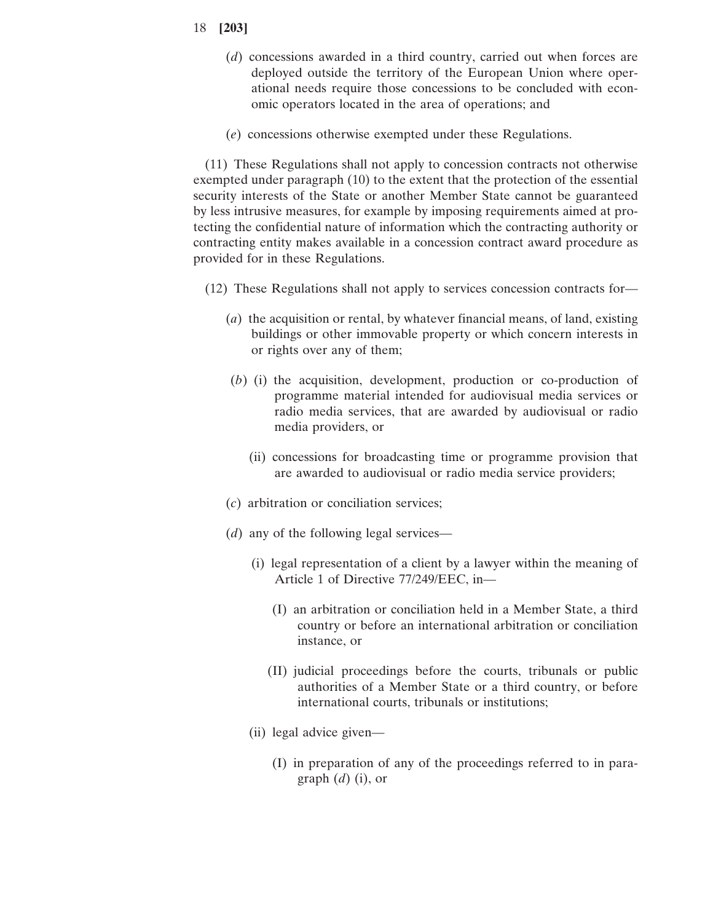(*d*) concessions awarded in a third country, carried out when forces are deployed outside the territory of the European Union where operational needs require those concessions to be concluded with economic operators located in the area of operations; and

(*e*) concessions otherwise exempted under these Regulations.

(11) These Regulations shall not apply to concession contracts not otherwise exempted under paragraph (10) to the extent that the protection of the essential security interests of the State or another Member State cannot be guaranteed by less intrusive measures, for example by imposing requirements aimed at protecting the confidential nature of information which the contracting authority or contracting entity makes available in a concession contract award procedure as provided for in these Regulations.

(12) These Regulations shall not apply to services concession contracts for—

(*a*) the acquisition or rental, by whatever financial means, of land, existing buildings or other immovable property or which concern interests in or rights over any of them;

(*b*) (i) the acquisition, development, production or co-production of programme material intended for audiovisual media services or radio media services, that are awarded by audiovisual or radio media providers, or

(ii) concessions for broadcasting time or programme provision that are awarded to audiovisual or radio media service providers;

(*c*) arbitration or conciliation services;

(*d*) any of the following legal services—

(i) legal representation of a client by a lawyer within the meaning of Article 1 of Directive 77/249/EEC, in—

(I) an arbitration or conciliation held in a Member State, a third country or before an international arbitration or conciliation instance, or

(II) judicial proceedings before the courts, tribunals or public authorities of a Member State or a third country, or before international courts, tribunals or institutions;

(ii) legal advice given—

(I) in preparation of any of the proceedings referred to in paragraph (*d*) (i), or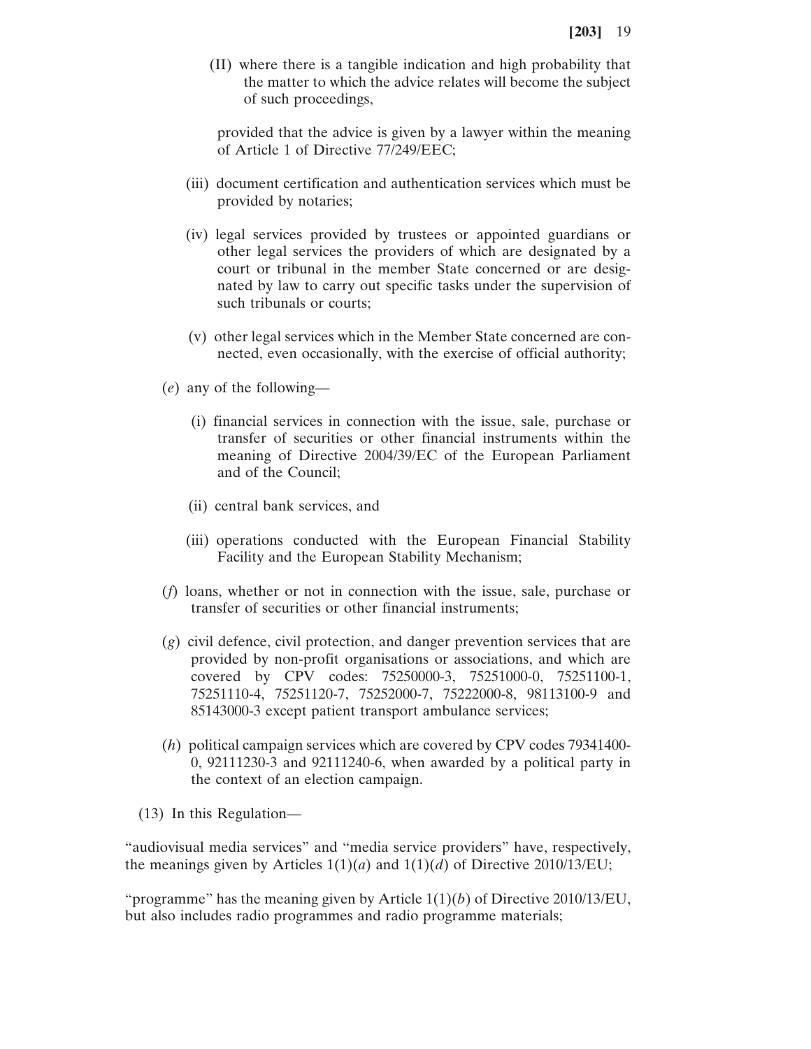(II) where there is a tangible indication and high probability that the matter to which the advice relates will become the subject of such proceedings,

provided that the advice is given by a lawyer within the meaning of Article 1 of Directive 77/249/EEC;

(iii) document certification and authentication services which must be provided by notaries;

(iv) legal services provided by trustees or appointed guardians or other legal services the providers of which are designated by a court or tribunal in the member State concerned or are designated by law to carry out specific tasks under the supervision of such tribunals or courts;

(v) other legal services which in the Member State concerned are connected, even occasionally, with the exercise of official authority;

(*e*) any of the following—

(i) financial services in connection with the issue, sale, purchase or transfer of securities or other financial instruments within the meaning of Directive 2004/39/EC of the European Parliament and of the Council;

(ii) central bank services, and

(iii) operations conducted with the European Financial Stability Facility and the European Stability Mechanism;

(*f*) loans, whether or not in connection with the issue, sale, purchase or transfer of securities or other financial instruments;

(*g*) civil defence, civil protection, and danger prevention services that are provided by non-profit organisations or associations, and which are covered by CPV codes: 75250000-3, 75251000-0, 75251100-1, 75251110-4, 75251120-7, 75252000-7, 75222000-8, 98113100-9 and 85143000-3 except patient transport ambulance services;

(*h*) political campaign services which are covered by CPV codes 79341400-0, 92111230-3 and 92111240-6, when awarded by a political party in the context of an election campaign.

(13) In this Regulation—

"audiovisual media services" and "media service providers" have, respectively, the meanings given by Articles 1(1)(*a*) and 1(1)(*d*) of Directive 2010/13/EU;

"programme" has the meaning given by Article 1(1)(*b*) of Directive 2010/13/EU, but also includes radio programmes and radio programme materials;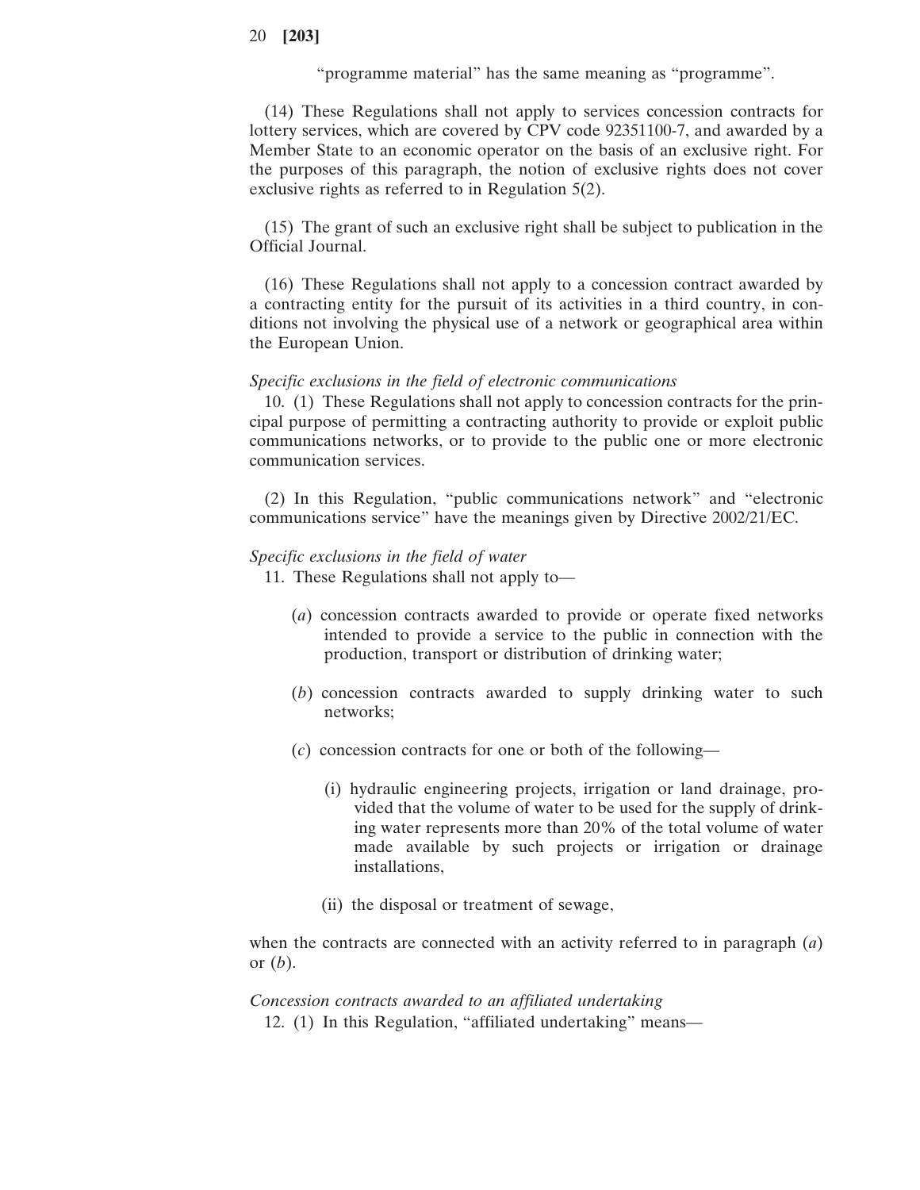"programme material" has the same meaning as "programme".

(14) These Regulations shall not apply to services concession contracts for lottery services, which are covered by CPV code 92351100-7, and awarded by a Member State to an economic operator on the basis of an exclusive right. For the purposes of this paragraph, the notion of exclusive rights does not cover exclusive rights as referred to in Regulation 5(2).

(15) The grant of such an exclusive right shall be subject to publication in the Official Journal.

(16) These Regulations shall not apply to a concession contract awarded by a contracting entity for the pursuit of its activities in a third country, in conditions not involving the physical use of a network or geographical area within the European Union.

*Specific exclusions in the field of electronic communications*

10. (1) These Regulations shall not apply to concession contracts for the principal purpose of permitting a contracting authority to provide or exploit public communications networks, or to provide to the public one or more electronic communication services.

(2) In this Regulation, "public communications network" and "electronic communications service" have the meanings given by Directive 2002/21/EC.

*Specific exclusions in the field of water*

11. These Regulations shall not apply to—

(*a*) concession contracts awarded to provide or operate fixed networks intended to provide a service to the public in connection with the production, transport or distribution of drinking water;

(*b*) concession contracts awarded to supply drinking water to such networks;

(*c*) concession contracts for one or both of the following—

(i) hydraulic engineering projects, irrigation or land drainage, provided that the volume of water to be used for the supply of drinking water represents more than 20% of the total volume of water made available by such projects or irrigation or drainage installations,

(ii) the disposal or treatment of sewage,

when the contracts are connected with an activity referred to in paragraph (*a*) or (*b*).

*Concession contracts awarded to an affiliated undertaking*

12. (1) In this Regulation, "affiliated undertaking" means—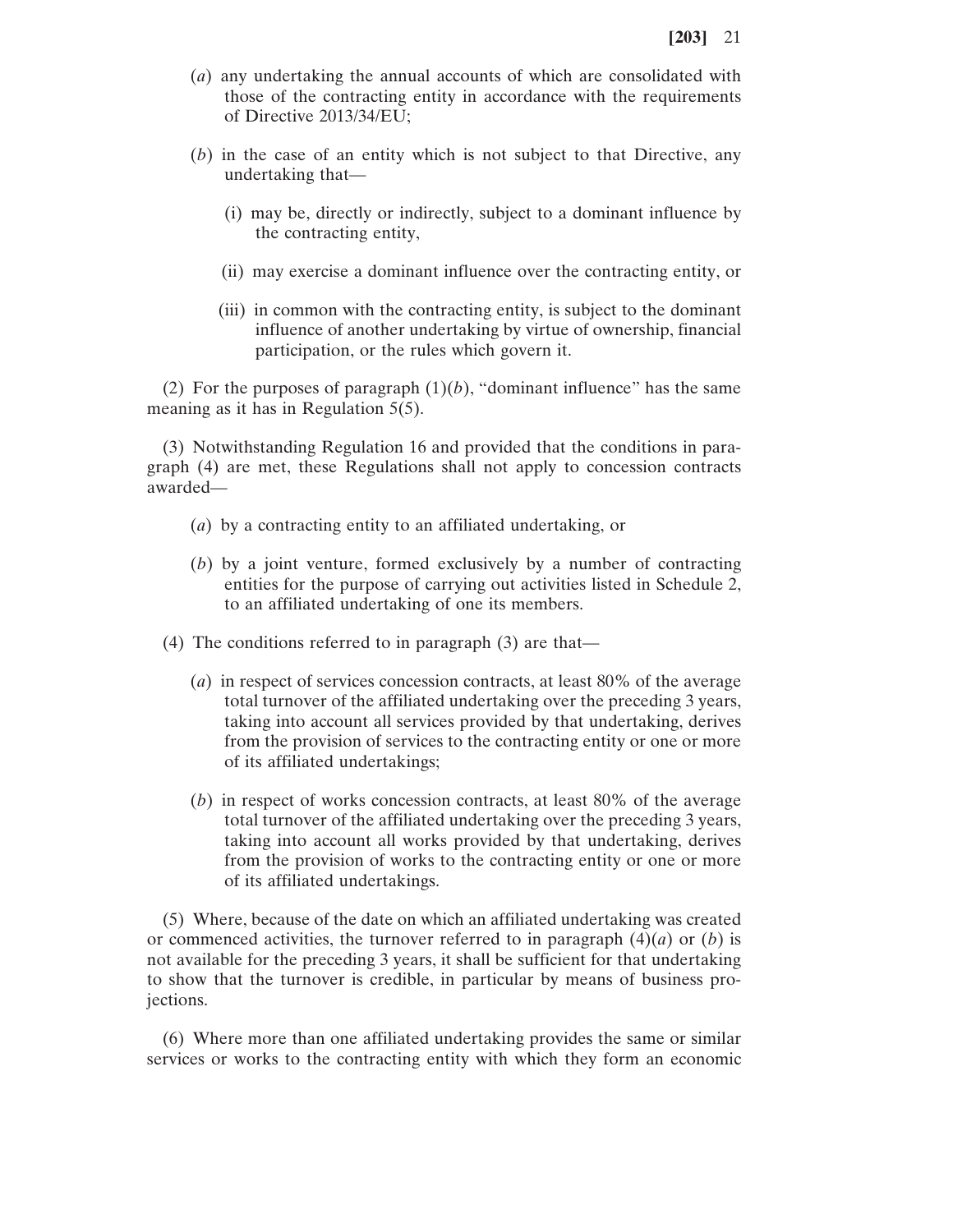(*a*) any undertaking the annual accounts of which are consolidated with those of the contracting entity in accordance with the requirements of Directive 2013/34/EU;

(*b*) in the case of an entity which is not subject to that Directive, any undertaking that—

(i) may be, directly or indirectly, subject to a dominant influence by the contracting entity,

(ii) may exercise a dominant influence over the contracting entity, or

(iii) in common with the contracting entity, is subject to the dominant influence of another undertaking by virtue of ownership, financial participation, or the rules which govern it.

(2) For the purposes of paragraph (1)(*b*), "dominant influence" has the same meaning as it has in Regulation 5(5).

(3) Notwithstanding Regulation 16 and provided that the conditions in paragraph (4) are met, these Regulations shall not apply to concession contracts awarded—

(*a*) by a contracting entity to an affiliated undertaking, or

(*b*) by a joint venture, formed exclusively by a number of contracting entities for the purpose of carrying out activities listed in Schedule 2, to an affiliated undertaking of one its members.

(4) The conditions referred to in paragraph (3) are that—

(*a*) in respect of services concession contracts, at least 80% of the average total turnover of the affiliated undertaking over the preceding 3 years, taking into account all services provided by that undertaking, derives from the provision of services to the contracting entity or one or more of its affiliated undertakings;

(*b*) in respect of works concession contracts, at least 80% of the average total turnover of the affiliated undertaking over the preceding 3 years, taking into account all works provided by that undertaking, derives from the provision of works to the contracting entity or one or more of its affiliated undertakings.

(5) Where, because of the date on which an affiliated undertaking was created or commenced activities, the turnover referred to in paragraph (4)(*a*) or (*b*) is not available for the preceding 3 years, it shall be sufficient for that undertaking to show that the turnover is credible, in particular by means of business projections.

(6) Where more than one affiliated undertaking provides the same or similar services or works to the contracting entity with which they form an economic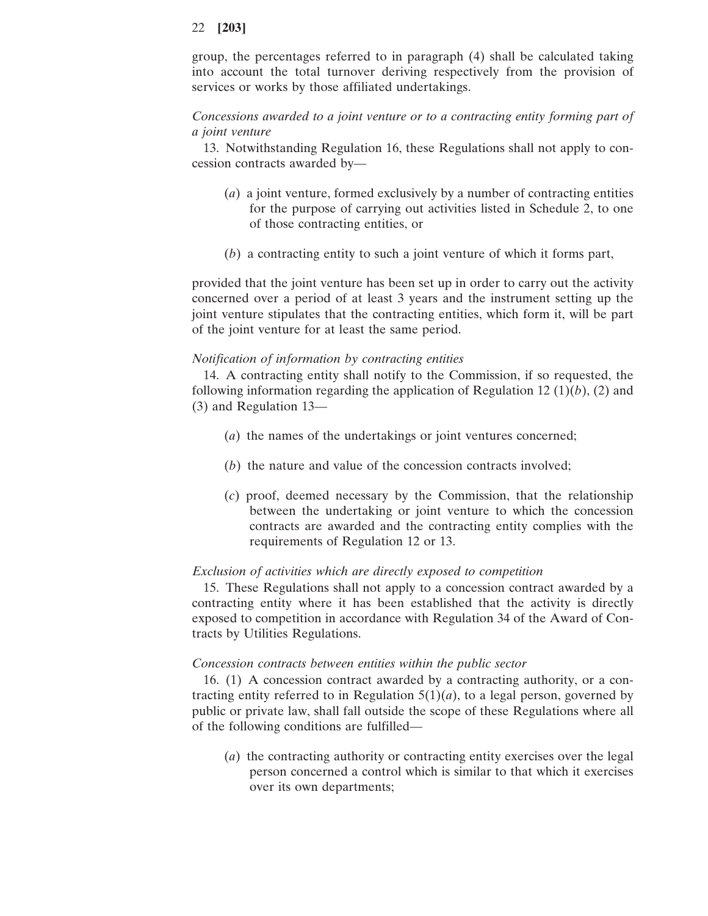group, the percentages referred to in paragraph (4) shall be calculated taking into account the total turnover deriving respectively from the provision of services or works by those affiliated undertakings.

*Concessions awarded to a joint venture or to a contracting entity forming part of a joint venture*

13. Notwithstanding Regulation 16, these Regulations shall not apply to concession contracts awarded by—

(*a*) a joint venture, formed exclusively by a number of contracting entities for the purpose of carrying out activities listed in Schedule 2, to one of those contracting entities, or

(*b*) a contracting entity to such a joint venture of which it forms part,

provided that the joint venture has been set up in order to carry out the activity concerned over a period of at least 3 years and the instrument setting up the joint venture stipulates that the contracting entities, which form it, will be part of the joint venture for at least the same period.

*Notification of information by contracting entities*

14. A contracting entity shall notify to the Commission, if so requested, the following information regarding the application of Regulation 12 (1)(*b*), (2) and (3) and Regulation 13—

(*a*) the names of the undertakings or joint ventures concerned;

(*b*) the nature and value of the concession contracts involved;

(*c*) proof, deemed necessary by the Commission, that the relationship between the undertaking or joint venture to which the concession contracts are awarded and the contracting entity complies with the requirements of Regulation 12 or 13.

*Exclusion of activities which are directly exposed to competition*

15. These Regulations shall not apply to a concession contract awarded by a contracting entity where it has been established that the activity is directly exposed to competition in accordance with Regulation 34 of the Award of Contracts by Utilities Regulations.

*Concession contracts between entities within the public sector*

16. (1) A concession contract awarded by a contracting authority, or a contracting entity referred to in Regulation 5(1)(*a*), to a legal person, governed by public or private law, shall fall outside the scope of these Regulations where all of the following conditions are fulfilled—

(*a*) the contracting authority or contracting entity exercises over the legal person concerned a control which is similar to that which it exercises over its own departments;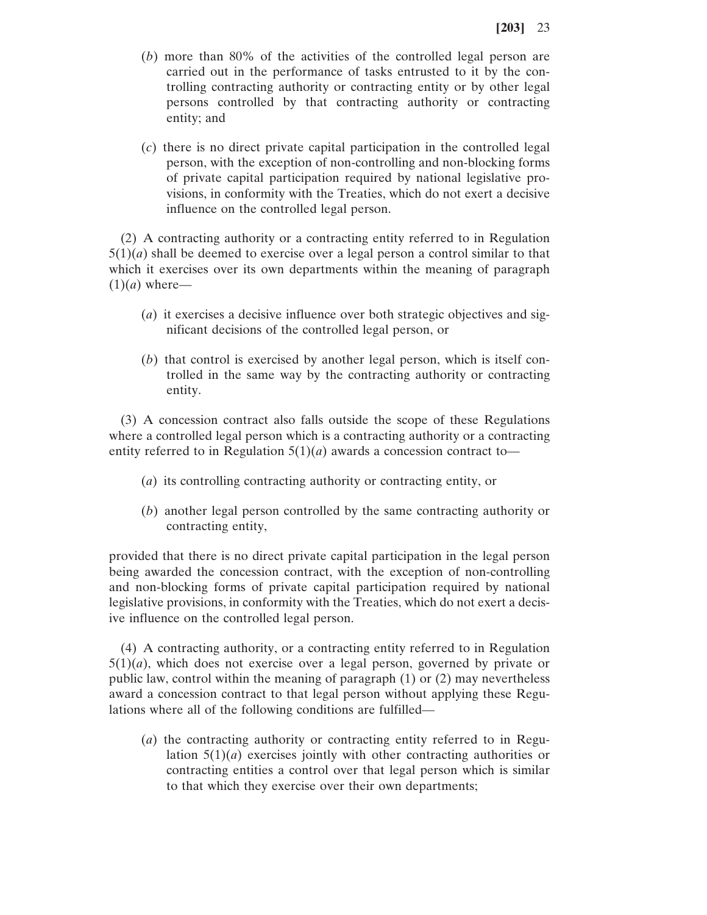(*b*) more than 80% of the activities of the controlled legal person are carried out in the performance of tasks entrusted to it by the controlling contracting authority or contracting entity or by other legal persons controlled by that contracting authority or contracting entity; and

(*c*) there is no direct private capital participation in the controlled legal person, with the exception of non-controlling and non-blocking forms of private capital participation required by national legislative provisions, in conformity with the Treaties, which do not exert a decisive influence on the controlled legal person.

(2) A contracting authority or a contracting entity referred to in Regulation 5(1)(*a*) shall be deemed to exercise over a legal person a control similar to that which it exercises over its own departments within the meaning of paragraph (1)(*a*) where—

(*a*) it exercises a decisive influence over both strategic objectives and significant decisions of the controlled legal person, or

(*b*) that control is exercised by another legal person, which is itself controlled in the same way by the contracting authority or contracting entity.

(3) A concession contract also falls outside the scope of these Regulations where a controlled legal person which is a contracting authority or a contracting entity referred to in Regulation 5(1)(*a*) awards a concession contract to—

(*a*) its controlling contracting authority or contracting entity, or

(*b*) another legal person controlled by the same contracting authority or contracting entity,

provided that there is no direct private capital participation in the legal person being awarded the concession contract, with the exception of non-controlling and non-blocking forms of private capital participation required by national legislative provisions, in conformity with the Treaties, which do not exert a decisive influence on the controlled legal person.

(4) A contracting authority, or a contracting entity referred to in Regulation 5(1)(*a*), which does not exercise over a legal person, governed by private or public law, control within the meaning of paragraph (1) or (2) may nevertheless award a concession contract to that legal person without applying these Regulations where all of the following conditions are fulfilled—

(*a*) the contracting authority or contracting entity referred to in Regulation 5(1)(*a*) exercises jointly with other contracting authorities or contracting entities a control over that legal person which is similar to that which they exercise over their own departments;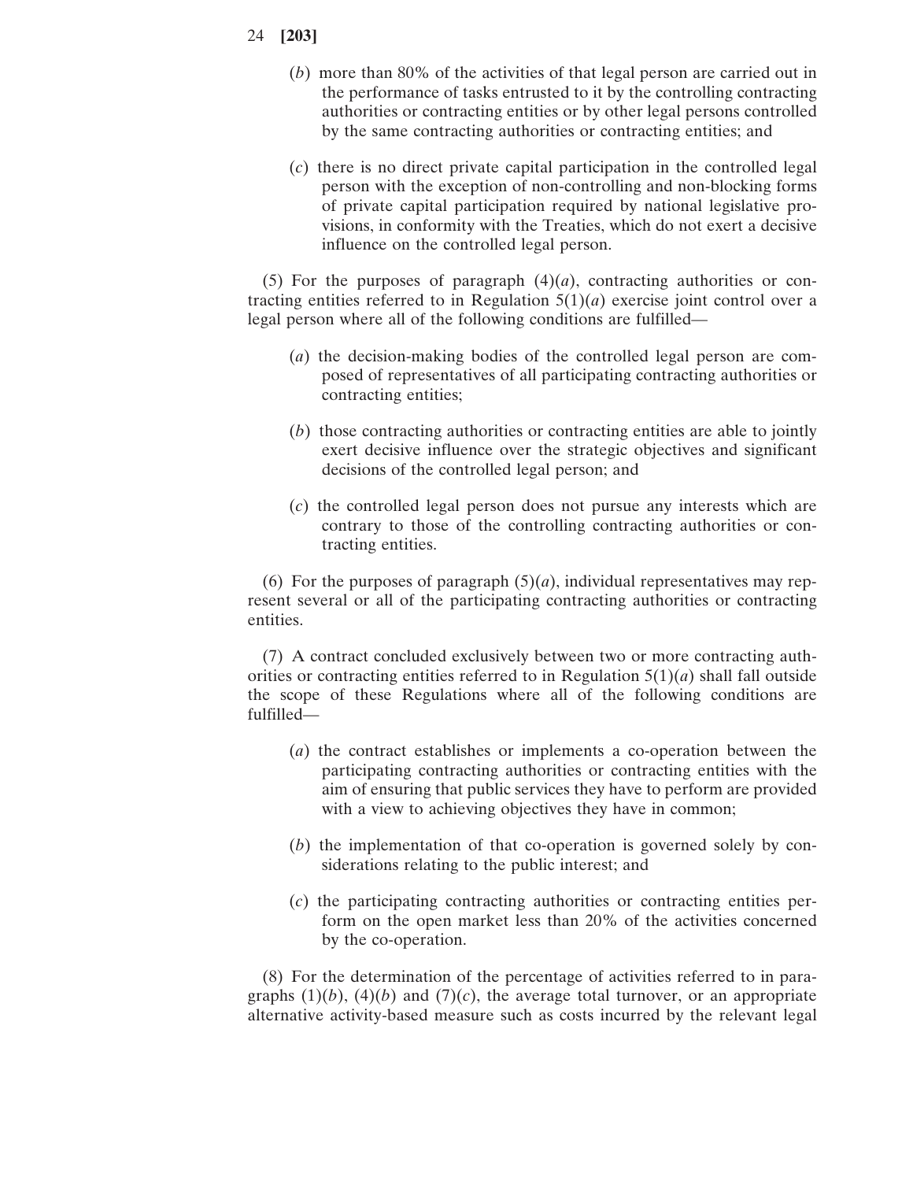(*b*) more than 80% of the activities of that legal person are carried out in the performance of tasks entrusted to it by the controlling contracting authorities or contracting entities or by other legal persons controlled by the same contracting authorities or contracting entities; and

(*c*) there is no direct private capital participation in the controlled legal person with the exception of non-controlling and non-blocking forms of private capital participation required by national legislative provisions, in conformity with the Treaties, which do not exert a decisive influence on the controlled legal person.

(5) For the purposes of paragraph (4)(*a*), contracting authorities or contracting entities referred to in Regulation 5(1)(*a*) exercise joint control over a legal person where all of the following conditions are fulfilled—

(*a*) the decision-making bodies of the controlled legal person are composed of representatives of all participating contracting authorities or contracting entities;

(*b*) those contracting authorities or contracting entities are able to jointly exert decisive influence over the strategic objectives and significant decisions of the controlled legal person; and

(*c*) the controlled legal person does not pursue any interests which are contrary to those of the controlling contracting authorities or contracting entities.

(6) For the purposes of paragraph (5)(*a*), individual representatives may represent several or all of the participating contracting authorities or contracting entities.

(7) A contract concluded exclusively between two or more contracting authorities or contracting entities referred to in Regulation 5(1)(*a*) shall fall outside the scope of these Regulations where all of the following conditions are fulfilled—

(*a*) the contract establishes or implements a co-operation between the participating contracting authorities or contracting entities with the aim of ensuring that public services they have to perform are provided with a view to achieving objectives they have in common;

(*b*) the implementation of that co-operation is governed solely by considerations relating to the public interest; and

(*c*) the participating contracting authorities or contracting entities perform on the open market less than 20% of the activities concerned by the co-operation.

(8) For the determination of the percentage of activities referred to in paragraphs (1)(*b*), (4)(*b*) and (7)(*c*), the average total turnover, or an appropriate alternative activity-based measure such as costs incurred by the relevant legal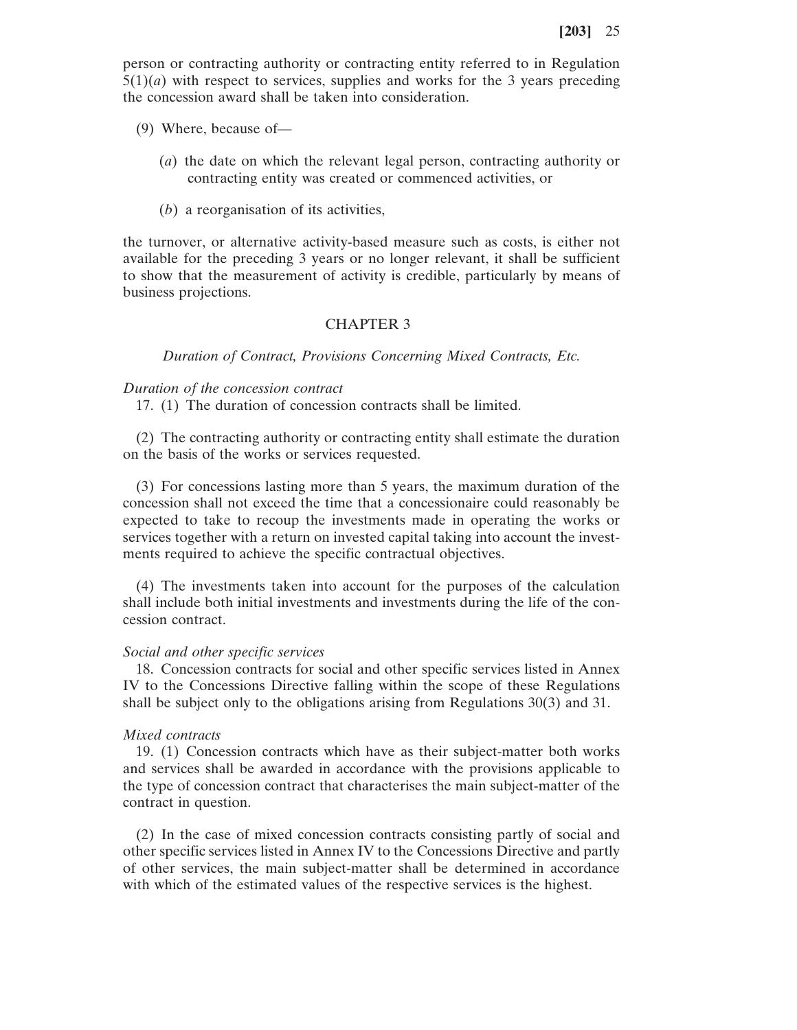person or contracting authority or contracting entity referred to in Regulation 5(1)(*a*) with respect to services, supplies and works for the 3 years preceding the concession award shall be taken into consideration.

(9) Where, because of—

(*a*) the date on which the relevant legal person, contracting authority or contracting entity was created or commenced activities, or

(*b*) a reorganisation of its activities,

the turnover, or alternative activity-based measure such as costs, is either not available for the preceding 3 years or no longer relevant, it shall be sufficient to show that the measurement of activity is credible, particularly by means of business projections.

## CHAPTER 3

### *Duration of Contract, Provisions Concerning Mixed Contracts, Etc.*

*Duration of the concession contract*

17. (1) The duration of concession contracts shall be limited.

(2) The contracting authority or contracting entity shall estimate the duration on the basis of the works or services requested.

(3) For concessions lasting more than 5 years, the maximum duration of the concession shall not exceed the time that a concessionaire could reasonably be expected to take to recoup the investments made in operating the works or services together with a return on invested capital taking into account the investments required to achieve the specific contractual objectives.

(4) The investments taken into account for the purposes of the calculation shall include both initial investments and investments during the life of the concession contract.

*Social and other specific services*

18. Concession contracts for social and other specific services listed in Annex IV to the Concessions Directive falling within the scope of these Regulations shall be subject only to the obligations arising from Regulations 30(3) and 31.

*Mixed contracts*

19. (1) Concession contracts which have as their subject-matter both works and services shall be awarded in accordance with the provisions applicable to the type of concession contract that characterises the main subject-matter of the contract in question.

(2) In the case of mixed concession contracts consisting partly of social and other specific services listed in Annex IV to the Concessions Directive and partly of other services, the main subject-matter shall be determined in accordance with which of the estimated values of the respective services is the highest.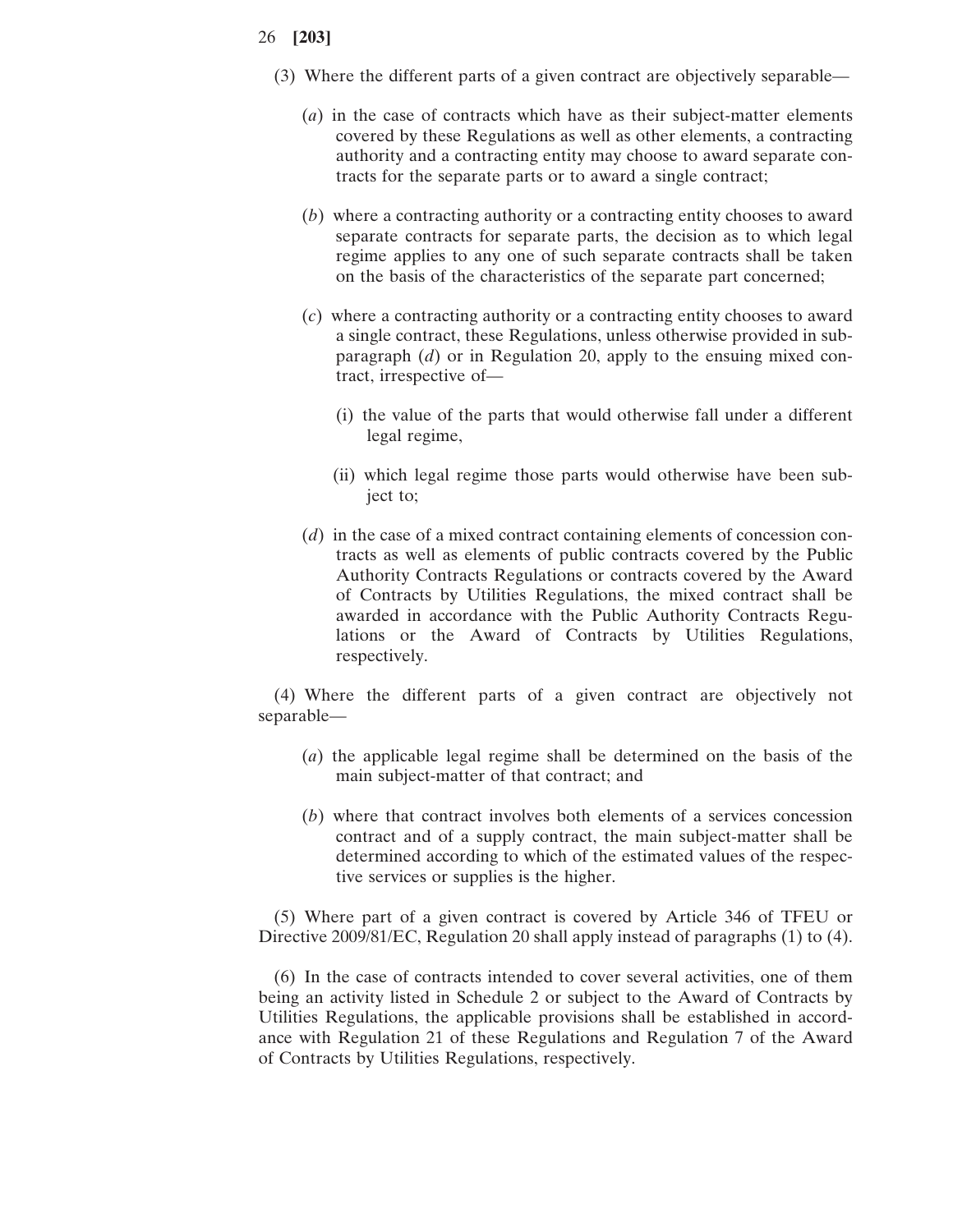(3) Where the different parts of a given contract are objectively separable—

(*a*) in the case of contracts which have as their subject-matter elements covered by these Regulations as well as other elements, a contracting authority and a contracting entity may choose to award separate contracts for the separate parts or to award a single contract;

(*b*) where a contracting authority or a contracting entity chooses to award separate contracts for separate parts, the decision as to which legal regime applies to any one of such separate contracts shall be taken on the basis of the characteristics of the separate part concerned;

(*c*) where a contracting authority or a contracting entity chooses to award a single contract, these Regulations, unless otherwise provided in subparagraph (*d*) or in Regulation 20, apply to the ensuing mixed contract, irrespective of—

(i) the value of the parts that would otherwise fall under a different legal regime,

(ii) which legal regime those parts would otherwise have been subject to;

(*d*) in the case of a mixed contract containing elements of concession contracts as well as elements of public contracts covered by the Public Authority Contracts Regulations or contracts covered by the Award of Contracts by Utilities Regulations, the mixed contract shall be awarded in accordance with the Public Authority Contracts Regulations or the Award of Contracts by Utilities Regulations, respectively.

(4) Where the different parts of a given contract are objectively not separable—

(*a*) the applicable legal regime shall be determined on the basis of the main subject-matter of that contract; and

(*b*) where that contract involves both elements of a services concession contract and of a supply contract, the main subject-matter shall be determined according to which of the estimated values of the respective services or supplies is the higher.

(5) Where part of a given contract is covered by Article 346 of TFEU or Directive 2009/81/EC, Regulation 20 shall apply instead of paragraphs (1) to (4).

(6) In the case of contracts intended to cover several activities, one of them being an activity listed in Schedule 2 or subject to the Award of Contracts by Utilities Regulations, the applicable provisions shall be established in accordance with Regulation 21 of these Regulations and Regulation 7 of the Award of Contracts by Utilities Regulations, respectively.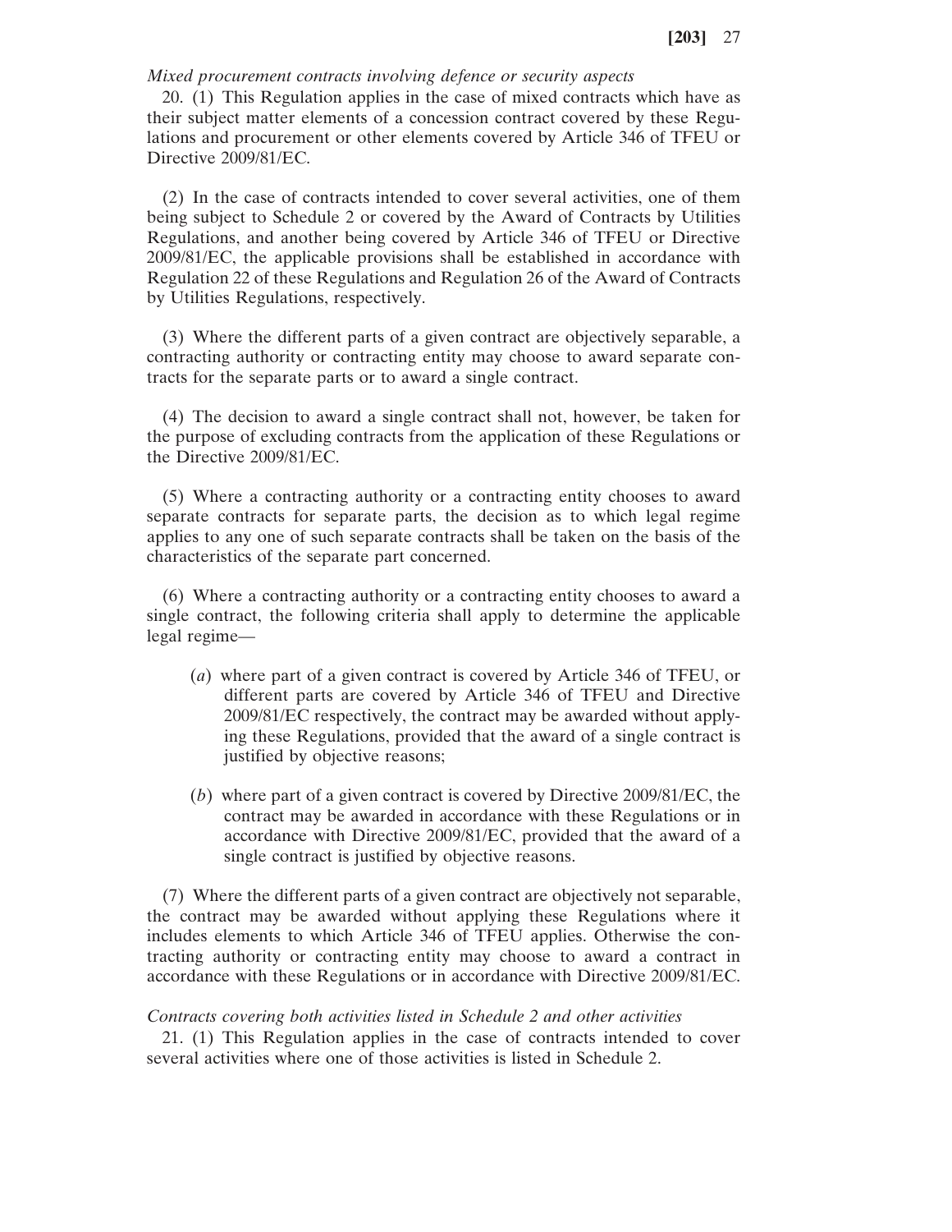*Mixed procurement contracts involving defence or security aspects*

20. (1) This Regulation applies in the case of mixed contracts which have as their subject matter elements of a concession contract covered by these Regulations and procurement or other elements covered by Article 346 of TFEU or Directive 2009/81/EC.

(2) In the case of contracts intended to cover several activities, one of them being subject to Schedule 2 or covered by the Award of Contracts by Utilities Regulations, and another being covered by Article 346 of TFEU or Directive 2009/81/EC, the applicable provisions shall be established in accordance with Regulation 22 of these Regulations and Regulation 26 of the Award of Contracts by Utilities Regulations, respectively.

(3) Where the different parts of a given contract are objectively separable, a contracting authority or contracting entity may choose to award separate contracts for the separate parts or to award a single contract.

(4) The decision to award a single contract shall not, however, be taken for the purpose of excluding contracts from the application of these Regulations or the Directive 2009/81/EC.

(5) Where a contracting authority or a contracting entity chooses to award separate contracts for separate parts, the decision as to which legal regime applies to any one of such separate contracts shall be taken on the basis of the characteristics of the separate part concerned.

(6) Where a contracting authority or a contracting entity chooses to award a single contract, the following criteria shall apply to determine the applicable legal regime—

(*a*) where part of a given contract is covered by Article 346 of TFEU, or different parts are covered by Article 346 of TFEU and Directive 2009/81/EC respectively, the contract may be awarded without applying these Regulations, provided that the award of a single contract is justified by objective reasons;

(*b*) where part of a given contract is covered by Directive 2009/81/EC, the contract may be awarded in accordance with these Regulations or in accordance with Directive 2009/81/EC, provided that the award of a single contract is justified by objective reasons.

(7) Where the different parts of a given contract are objectively not separable, the contract may be awarded without applying these Regulations where it includes elements to which Article 346 of TFEU applies. Otherwise the contracting authority or contracting entity may choose to award a contract in accordance with these Regulations or in accordance with Directive 2009/81/EC.

*Contracts covering both activities listed in Schedule 2 and other activities*

21. (1) This Regulation applies in the case of contracts intended to cover several activities where one of those activities is listed in Schedule 2.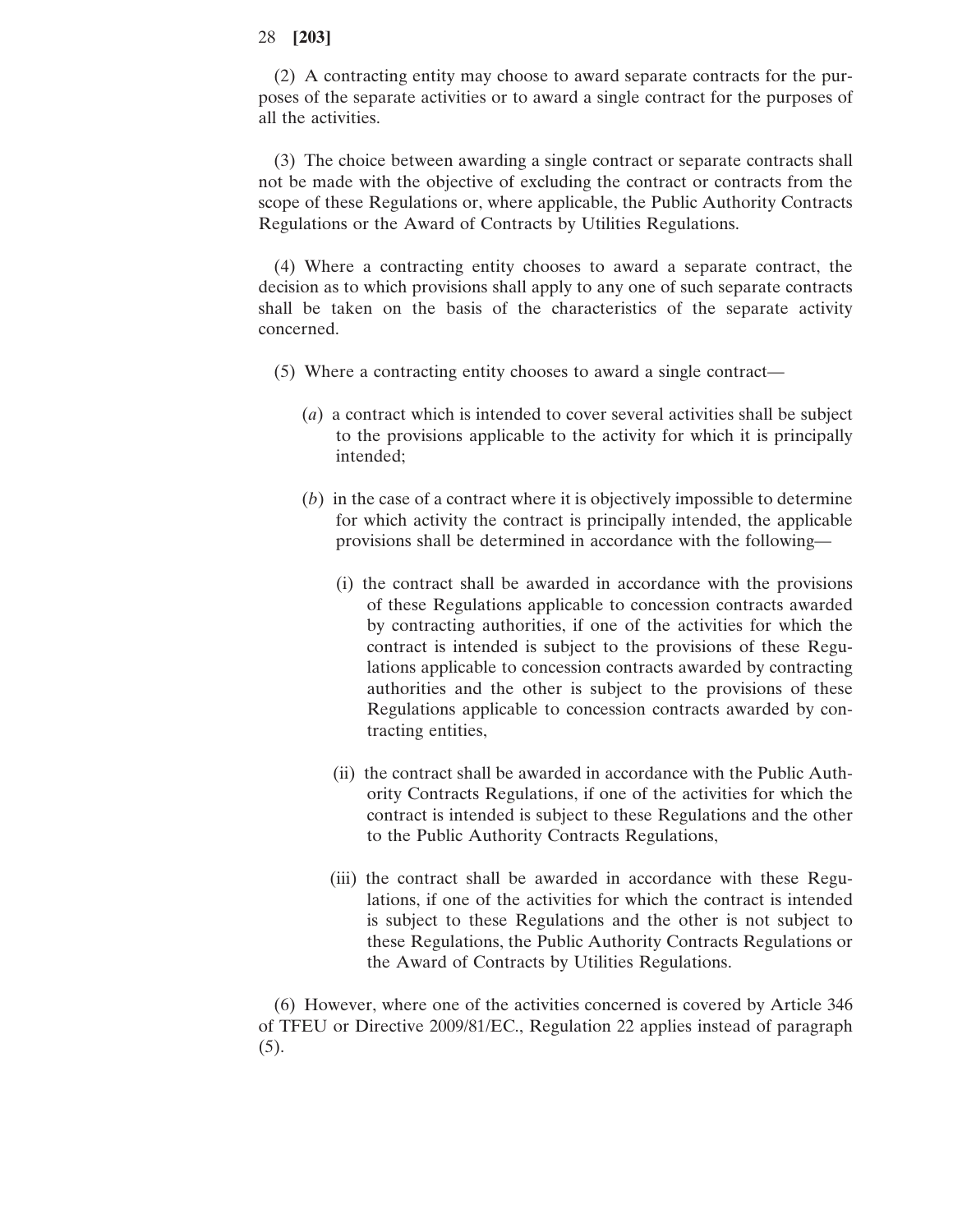(2) A contracting entity may choose to award separate contracts for the purposes of the separate activities or to award a single contract for the purposes of all the activities.

(3) The choice between awarding a single contract or separate contracts shall not be made with the objective of excluding the contract or contracts from the scope of these Regulations or, where applicable, the Public Authority Contracts Regulations or the Award of Contracts by Utilities Regulations.

(4) Where a contracting entity chooses to award a separate contract, the decision as to which provisions shall apply to any one of such separate contracts shall be taken on the basis of the characteristics of the separate activity concerned.

(5) Where a contracting entity chooses to award a single contract—

(*a*) a contract which is intended to cover several activities shall be subject to the provisions applicable to the activity for which it is principally intended;

(*b*) in the case of a contract where it is objectively impossible to determine for which activity the contract is principally intended, the applicable provisions shall be determined in accordance with the following—

(i) the contract shall be awarded in accordance with the provisions of these Regulations applicable to concession contracts awarded by contracting authorities, if one of the activities for which the contract is intended is subject to the provisions of these Regulations applicable to concession contracts awarded by contracting authorities and the other is subject to the provisions of these Regulations applicable to concession contracts awarded by contracting entities,

(ii) the contract shall be awarded in accordance with the Public Authority Contracts Regulations, if one of the activities for which the contract is intended is subject to these Regulations and the other to the Public Authority Contracts Regulations,

(iii) the contract shall be awarded in accordance with these Regulations, if one of the activities for which the contract is intended is subject to these Regulations and the other is not subject to these Regulations, the Public Authority Contracts Regulations or the Award of Contracts by Utilities Regulations.

(6) However, where one of the activities concerned is covered by Article 346 of TFEU or Directive 2009/81/EC., Regulation 22 applies instead of paragraph (5).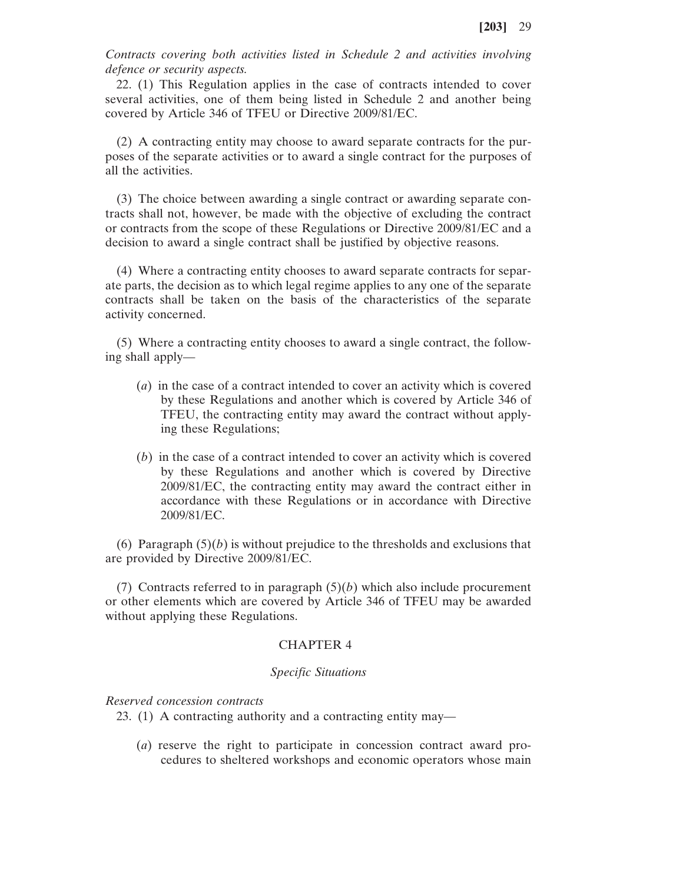*Contracts covering both activities listed in Schedule 2 and activities involving defence or security aspects.*

22. (1) This Regulation applies in the case of contracts intended to cover several activities, one of them being listed in Schedule 2 and another being covered by Article 346 of TFEU or Directive 2009/81/EC.

(2) A contracting entity may choose to award separate contracts for the purposes of the separate activities or to award a single contract for the purposes of all the activities.

(3) The choice between awarding a single contract or awarding separate contracts shall not, however, be made with the objective of excluding the contract or contracts from the scope of these Regulations or Directive 2009/81/EC and a decision to award a single contract shall be justified by objective reasons.

(4) Where a contracting entity chooses to award separate contracts for separate parts, the decision as to which legal regime applies to any one of the separate contracts shall be taken on the basis of the characteristics of the separate activity concerned.

(5) Where a contracting entity chooses to award a single contract, the following shall apply—

(*a*) in the case of a contract intended to cover an activity which is covered by these Regulations and another which is covered by Article 346 of TFEU, the contracting entity may award the contract without applying these Regulations;

(*b*) in the case of a contract intended to cover an activity which is covered by these Regulations and another which is covered by Directive 2009/81/EC, the contracting entity may award the contract either in accordance with these Regulations or in accordance with Directive 2009/81/EC.

(6) Paragraph (5)(*b*) is without prejudice to the thresholds and exclusions that are provided by Directive 2009/81/EC.

(7) Contracts referred to in paragraph (5)(*b*) which also include procurement or other elements which are covered by Article 346 of TFEU may be awarded without applying these Regulations.

## CHAPTER 4

### *Specific Situations*

*Reserved concession contracts*

23. (1) A contracting authority and a contracting entity may—

(*a*) reserve the right to participate in concession contract award procedures to sheltered workshops and economic operators whose main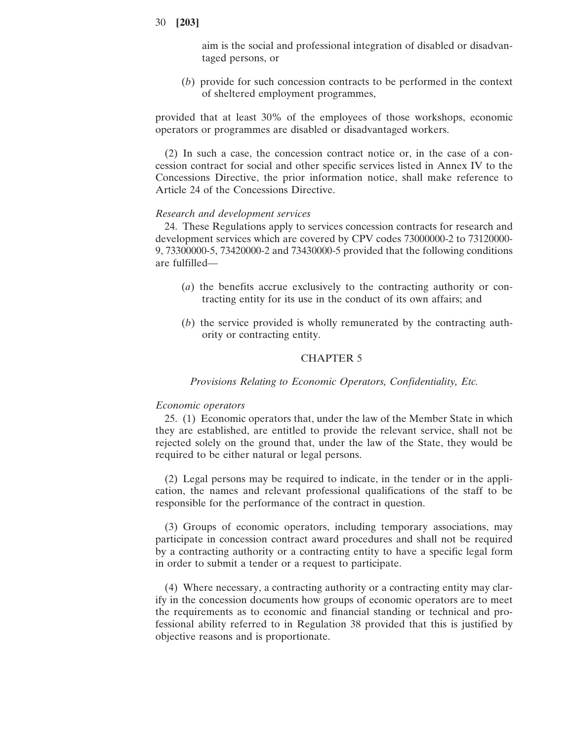aim is the social and professional integration of disabled or disadvantaged persons, or

(*b*) provide for such concession contracts to be performed in the context of sheltered employment programmes,

provided that at least 30% of the employees of those workshops, economic operators or programmes are disabled or disadvantaged workers.

(2) In such a case, the concession contract notice or, in the case of a concession contract for social and other specific services listed in Annex IV to the Concessions Directive, the prior information notice, shall make reference to Article 24 of the Concessions Directive.

*Research and development services*

24. These Regulations apply to services concession contracts for research and development services which are covered by CPV codes 73000000-2 to 73120000-9, 73300000-5, 73420000-2 and 73430000-5 provided that the following conditions are fulfilled—

(*a*) the benefits accrue exclusively to the contracting authority or contracting entity for its use in the conduct of its own affairs; and

(*b*) the service provided is wholly remunerated by the contracting authority or contracting entity.

## CHAPTER 5

### *Provisions Relating to Economic Operators, Confidentiality, Etc.*

*Economic operators*

25. (1) Economic operators that, under the law of the Member State in which they are established, are entitled to provide the relevant service, shall not be rejected solely on the ground that, under the law of the State, they would be required to be either natural or legal persons.

(2) Legal persons may be required to indicate, in the tender or in the application, the names and relevant professional qualifications of the staff to be responsible for the performance of the contract in question.

(3) Groups of economic operators, including temporary associations, may participate in concession contract award procedures and shall not be required by a contracting authority or a contracting entity to have a specific legal form in order to submit a tender or a request to participate.

(4) Where necessary, a contracting authority or a contracting entity may clarify in the concession documents how groups of economic operators are to meet the requirements as to economic and financial standing or technical and professional ability referred to in Regulation 38 provided that this is justified by objective reasons and is proportionate.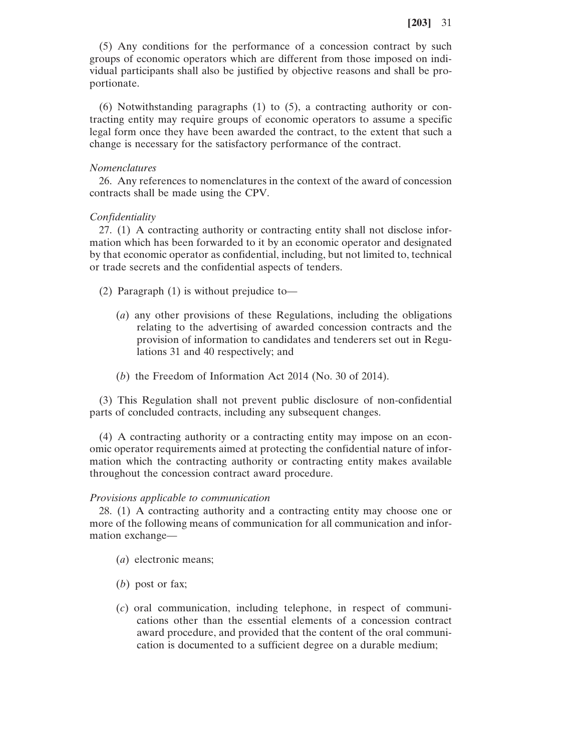(5) Any conditions for the performance of a concession contract by such groups of economic operators which are different from those imposed on individual participants shall also be justified by objective reasons and shall be proportionate.

(6) Notwithstanding paragraphs (1) to (5), a contracting authority or contracting entity may require groups of economic operators to assume a specific legal form once they have been awarded the contract, to the extent that such a change is necessary for the satisfactory performance of the contract.

*Nomenclatures*

26. Any references to nomenclatures in the context of the award of concession contracts shall be made using the CPV.

*Confidentiality*

27. (1) A contracting authority or contracting entity shall not disclose information which has been forwarded to it by an economic operator and designated by that economic operator as confidential, including, but not limited to, technical or trade secrets and the confidential aspects of tenders.

(2) Paragraph (1) is without prejudice to—

(*a*) any other provisions of these Regulations, including the obligations relating to the advertising of awarded concession contracts and the provision of information to candidates and tenderers set out in Regulations 31 and 40 respectively; and

(*b*) the Freedom of Information Act 2014 (No. 30 of 2014).

(3) This Regulation shall not prevent public disclosure of non-confidential parts of concluded contracts, including any subsequent changes.

(4) A contracting authority or a contracting entity may impose on an economic operator requirements aimed at protecting the confidential nature of information which the contracting authority or contracting entity makes available throughout the concession contract award procedure.

*Provisions applicable to communication*

28. (1) A contracting authority and a contracting entity may choose one or more of the following means of communication for all communication and information exchange—

(*a*) electronic means;

(*b*) post or fax;

(*c*) oral communication, including telephone, in respect of communications other than the essential elements of a concession contract award procedure, and provided that the content of the oral communication is documented to a sufficient degree on a durable medium;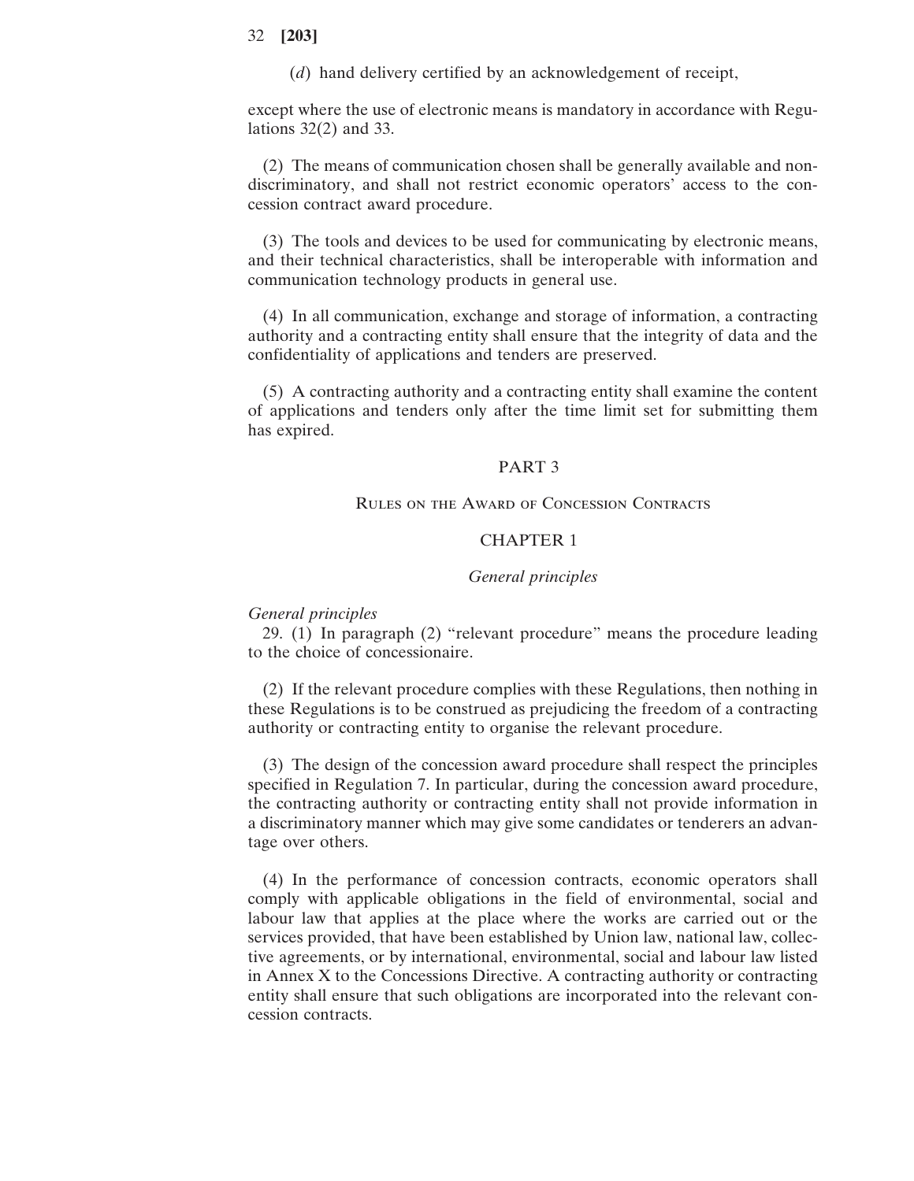(*d*) hand delivery certified by an acknowledgement of receipt,

except where the use of electronic means is mandatory in accordance with Regulations 32(2) and 33.

(2) The means of communication chosen shall be generally available and non-discriminatory, and shall not restrict economic operators' access to the concession contract award procedure.

(3) The tools and devices to be used for communicating by electronic means, and their technical characteristics, shall be interoperable with information and communication technology products in general use.

(4) In all communication, exchange and storage of information, a contracting authority and a contracting entity shall ensure that the integrity of data and the confidentiality of applications and tenders are preserved.

(5) A contracting authority and a contracting entity shall examine the content of applications and tenders only after the time limit set for submitting them has expired.

## PART 3

## Rules on the Award of Concession Contracts

### CHAPTER 1

### *General principles*

*General principles*

29. (1) In paragraph (2) "relevant procedure" means the procedure leading to the choice of concessionaire.

(2) If the relevant procedure complies with these Regulations, then nothing in these Regulations is to be construed as prejudicing the freedom of a contracting authority or contracting entity to organise the relevant procedure.

(3) The design of the concession award procedure shall respect the principles specified in Regulation 7. In particular, during the concession award procedure, the contracting authority or contracting entity shall not provide information in a discriminatory manner which may give some candidates or tenderers an advantage over others.

(4) In the performance of concession contracts, economic operators shall comply with applicable obligations in the field of environmental, social and labour law that applies at the place where the works are carried out or the services provided, that have been established by Union law, national law, collective agreements, or by international, environmental, social and labour law listed in Annex X to the Concessions Directive. A contracting authority or contracting entity shall ensure that such obligations are incorporated into the relevant concession contracts.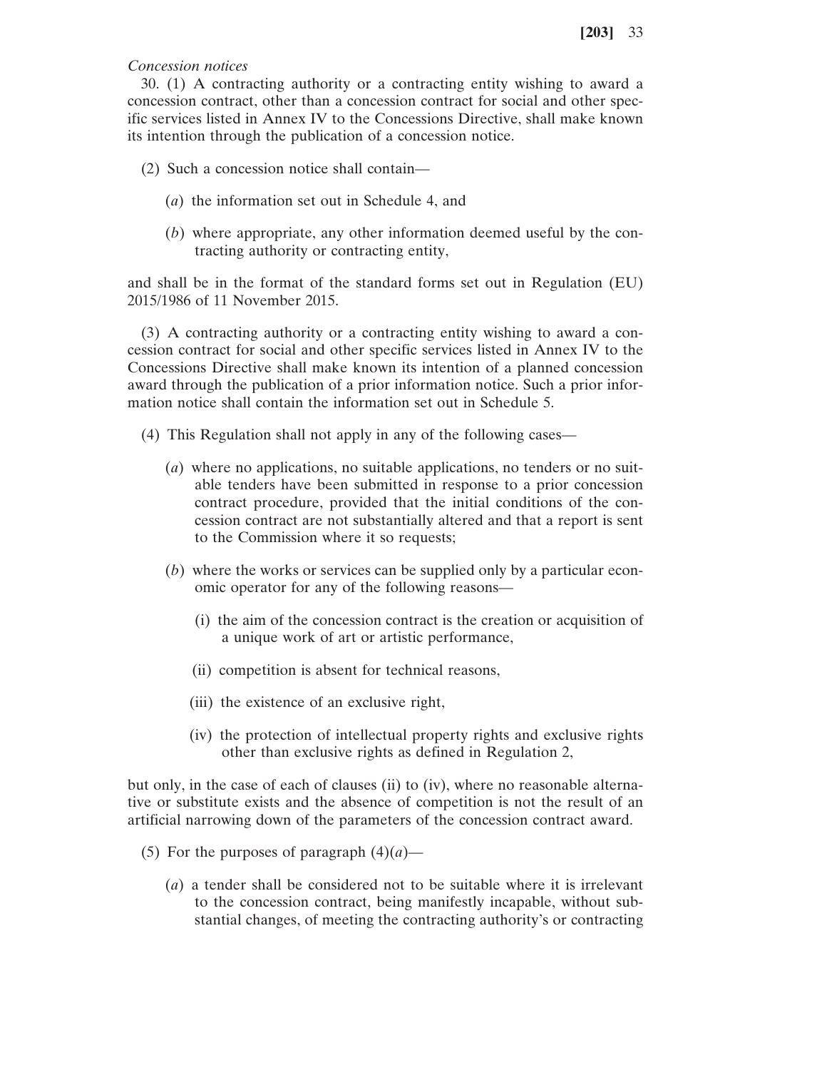*Concession notices*

30. (1) A contracting authority or a contracting entity wishing to award a concession contract, other than a concession contract for social and other specific services listed in Annex IV to the Concessions Directive, shall make known its intention through the publication of a concession notice.

(2) Such a concession notice shall contain—

(*a*) the information set out in Schedule 4, and

(*b*) where appropriate, any other information deemed useful by the contracting authority or contracting entity,

and shall be in the format of the standard forms set out in Regulation (EU) 2015/1986 of 11 November 2015.

(3) A contracting authority or a contracting entity wishing to award a concession contract for social and other specific services listed in Annex IV to the Concessions Directive shall make known its intention of a planned concession award through the publication of a prior information notice. Such a prior information notice shall contain the information set out in Schedule 5.

(4) This Regulation shall not apply in any of the following cases—

(*a*) where no applications, no suitable applications, no tenders or no suitable tenders have been submitted in response to a prior concession contract procedure, provided that the initial conditions of the concession contract are not substantially altered and that a report is sent to the Commission where it so requests;

(*b*) where the works or services can be supplied only by a particular economic operator for any of the following reasons—

(i) the aim of the concession contract is the creation or acquisition of a unique work of art or artistic performance,

(ii) competition is absent for technical reasons,

(iii) the existence of an exclusive right,

(iv) the protection of intellectual property rights and exclusive rights other than exclusive rights as defined in Regulation 2,

but only, in the case of each of clauses (ii) to (iv), where no reasonable alternative or substitute exists and the absence of competition is not the result of an artificial narrowing down of the parameters of the concession contract award.

(5) For the purposes of paragraph (4)(*a*)—

(*a*) a tender shall be considered not to be suitable where it is irrelevant to the concession contract, being manifestly incapable, without substantial changes, of meeting the contracting authority's or contracting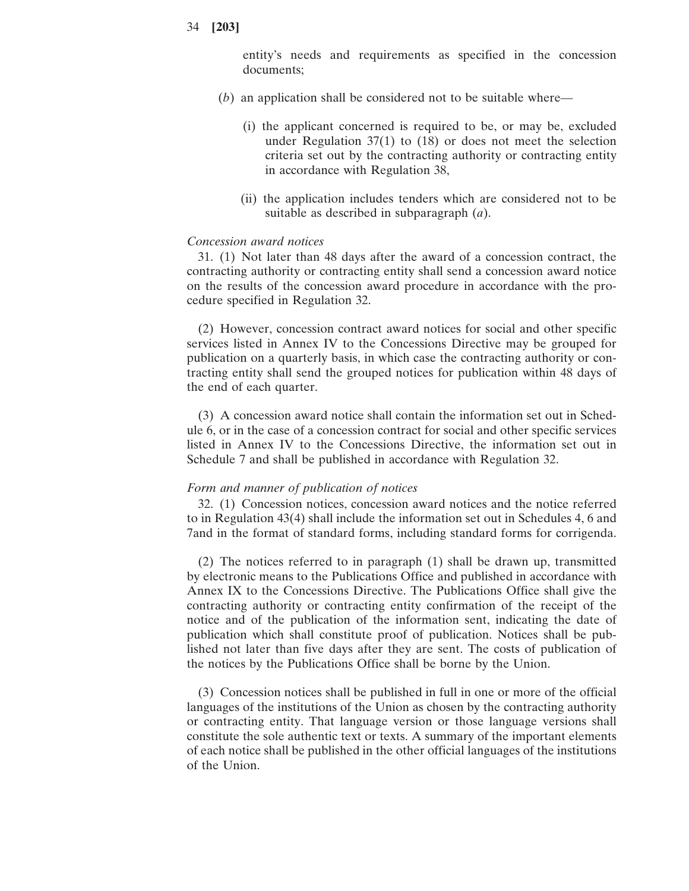entity's needs and requirements as specified in the concession documents;

(*b*) an application shall be considered not to be suitable where—

(i) the applicant concerned is required to be, or may be, excluded under Regulation 37(1) to (18) or does not meet the selection criteria set out by the contracting authority or contracting entity in accordance with Regulation 38,

(ii) the application includes tenders which are considered not to be suitable as described in subparagraph (*a*).

*Concession award notices*

31. (1) Not later than 48 days after the award of a concession contract, the contracting authority or contracting entity shall send a concession award notice on the results of the concession award procedure in accordance with the procedure specified in Regulation 32.

(2) However, concession contract award notices for social and other specific services listed in Annex IV to the Concessions Directive may be grouped for publication on a quarterly basis, in which case the contracting authority or contracting entity shall send the grouped notices for publication within 48 days of the end of each quarter.

(3) A concession award notice shall contain the information set out in Schedule 6, or in the case of a concession contract for social and other specific services listed in Annex IV to the Concessions Directive, the information set out in Schedule 7 and shall be published in accordance with Regulation 32.

*Form and manner of publication of notices*

32. (1) Concession notices, concession award notices and the notice referred to in Regulation 43(4) shall include the information set out in Schedules 4, 6 and 7and in the format of standard forms, including standard forms for corrigenda.

(2) The notices referred to in paragraph (1) shall be drawn up, transmitted by electronic means to the Publications Office and published in accordance with Annex IX to the Concessions Directive. The Publications Office shall give the contracting authority or contracting entity confirmation of the receipt of the notice and of the publication of the information sent, indicating the date of publication which shall constitute proof of publication. Notices shall be published not later than five days after they are sent. The costs of publication of the notices by the Publications Office shall be borne by the Union.

(3) Concession notices shall be published in full in one or more of the official languages of the institutions of the Union as chosen by the contracting authority or contracting entity. That language version or those language versions shall constitute the sole authentic text or texts. A summary of the important elements of each notice shall be published in the other official languages of the institutions of the Union.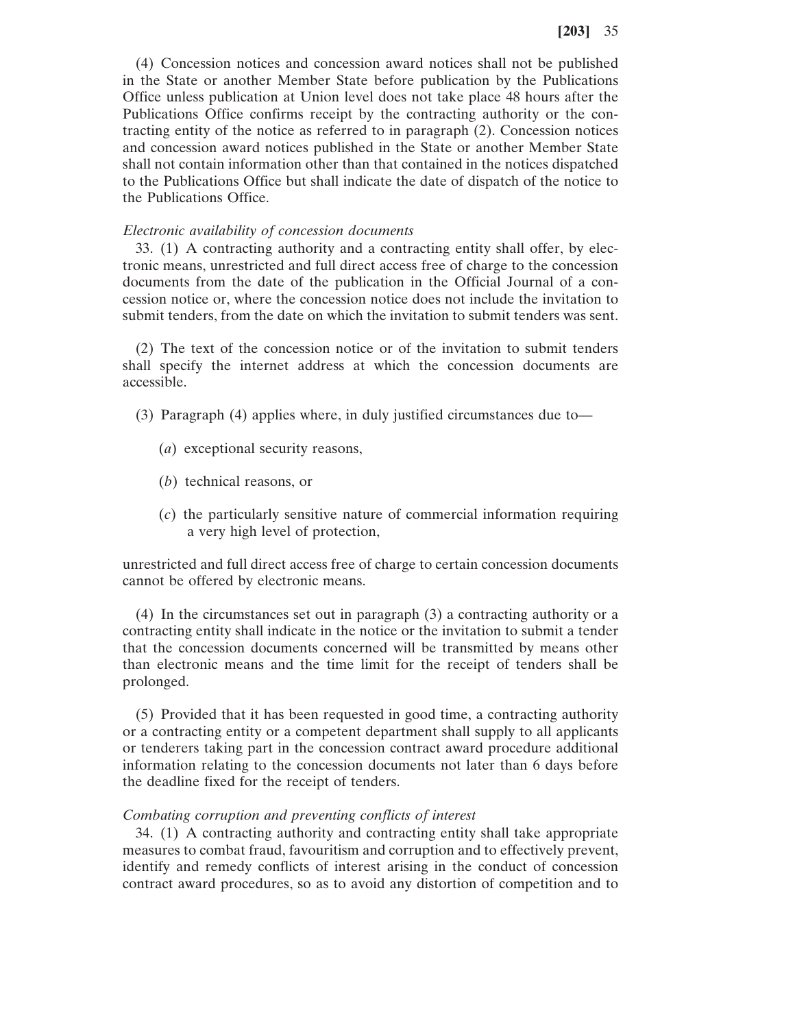(4) Concession notices and concession award notices shall not be published in the State or another Member State before publication by the Publications Office unless publication at Union level does not take place 48 hours after the Publications Office confirms receipt by the contracting authority or the contracting entity of the notice as referred to in paragraph (2). Concession notices and concession award notices published in the State or another Member State shall not contain information other than that contained in the notices dispatched to the Publications Office but shall indicate the date of dispatch of the notice to the Publications Office.

*Electronic availability of concession documents*

33. (1) A contracting authority and a contracting entity shall offer, by electronic means, unrestricted and full direct access free of charge to the concession documents from the date of the publication in the Official Journal of a concession notice or, where the concession notice does not include the invitation to submit tenders, from the date on which the invitation to submit tenders was sent.

(2) The text of the concession notice or of the invitation to submit tenders shall specify the internet address at which the concession documents are accessible.

(3) Paragraph (4) applies where, in duly justified circumstances due to—

(*a*) exceptional security reasons,

(*b*) technical reasons, or

(*c*) the particularly sensitive nature of commercial information requiring a very high level of protection,

unrestricted and full direct access free of charge to certain concession documents cannot be offered by electronic means.

(4) In the circumstances set out in paragraph (3) a contracting authority or a contracting entity shall indicate in the notice or the invitation to submit a tender that the concession documents concerned will be transmitted by means other than electronic means and the time limit for the receipt of tenders shall be prolonged.

(5) Provided that it has been requested in good time, a contracting authority or a contracting entity or a competent department shall supply to all applicants or tenderers taking part in the concession contract award procedure additional information relating to the concession documents not later than 6 days before the deadline fixed for the receipt of tenders.

*Combating corruption and preventing conflicts of interest*

34. (1) A contracting authority and contracting entity shall take appropriate measures to combat fraud, favouritism and corruption and to effectively prevent, identify and remedy conflicts of interest arising in the conduct of concession contract award procedures, so as to avoid any distortion of competition and to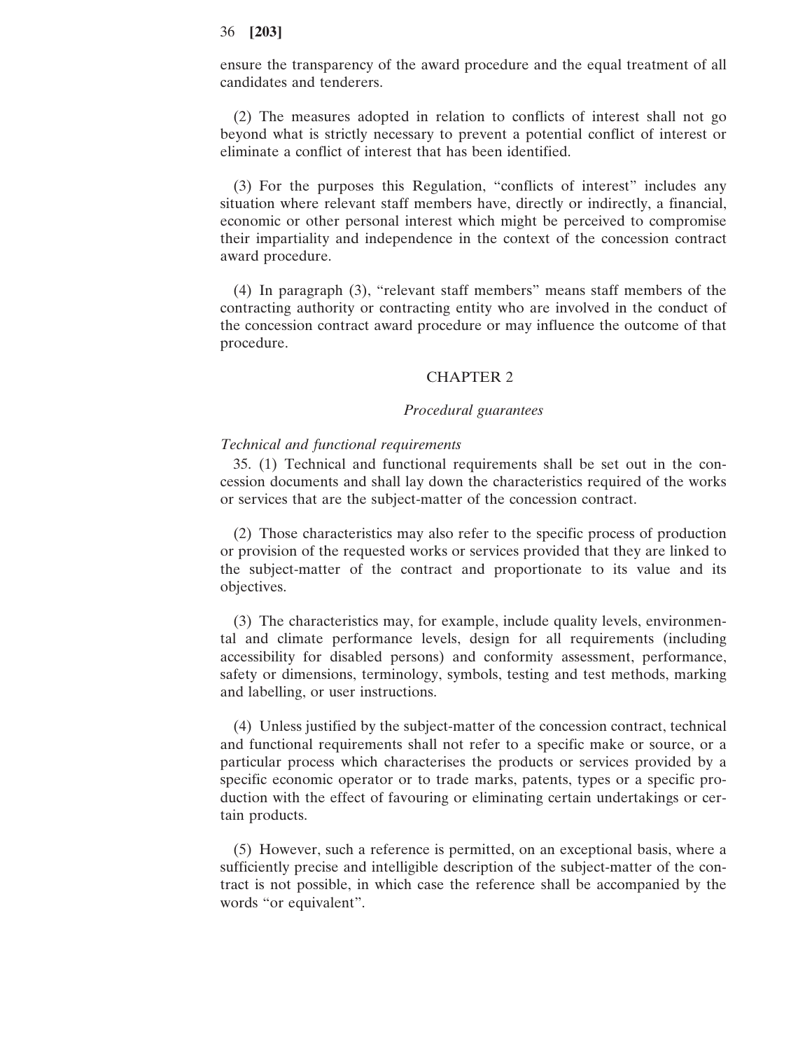ensure the transparency of the award procedure and the equal treatment of all candidates and tenderers.

(2) The measures adopted in relation to conflicts of interest shall not go beyond what is strictly necessary to prevent a potential conflict of interest or eliminate a conflict of interest that has been identified.

(3) For the purposes this Regulation, "conflicts of interest" includes any situation where relevant staff members have, directly or indirectly, a financial, economic or other personal interest which might be perceived to compromise their impartiality and independence in the context of the concession contract award procedure.

(4) In paragraph (3), "relevant staff members" means staff members of the contracting authority or contracting entity who are involved in the conduct of the concession contract award procedure or may influence the outcome of that procedure.

## CHAPTER 2

### *Procedural guarantees*

*Technical and functional requirements*

35. (1) Technical and functional requirements shall be set out in the concession documents and shall lay down the characteristics required of the works or services that are the subject-matter of the concession contract.

(2) Those characteristics may also refer to the specific process of production or provision of the requested works or services provided that they are linked to the subject-matter of the contract and proportionate to its value and its objectives.

(3) The characteristics may, for example, include quality levels, environmental and climate performance levels, design for all requirements (including accessibility for disabled persons) and conformity assessment, performance, safety or dimensions, terminology, symbols, testing and test methods, marking and labelling, or user instructions.

(4) Unless justified by the subject-matter of the concession contract, technical and functional requirements shall not refer to a specific make or source, or a particular process which characterises the products or services provided by a specific economic operator or to trade marks, patents, types or a specific production with the effect of favouring or eliminating certain undertakings or certain products.

(5) However, such a reference is permitted, on an exceptional basis, where a sufficiently precise and intelligible description of the subject-matter of the contract is not possible, in which case the reference shall be accompanied by the words "or equivalent".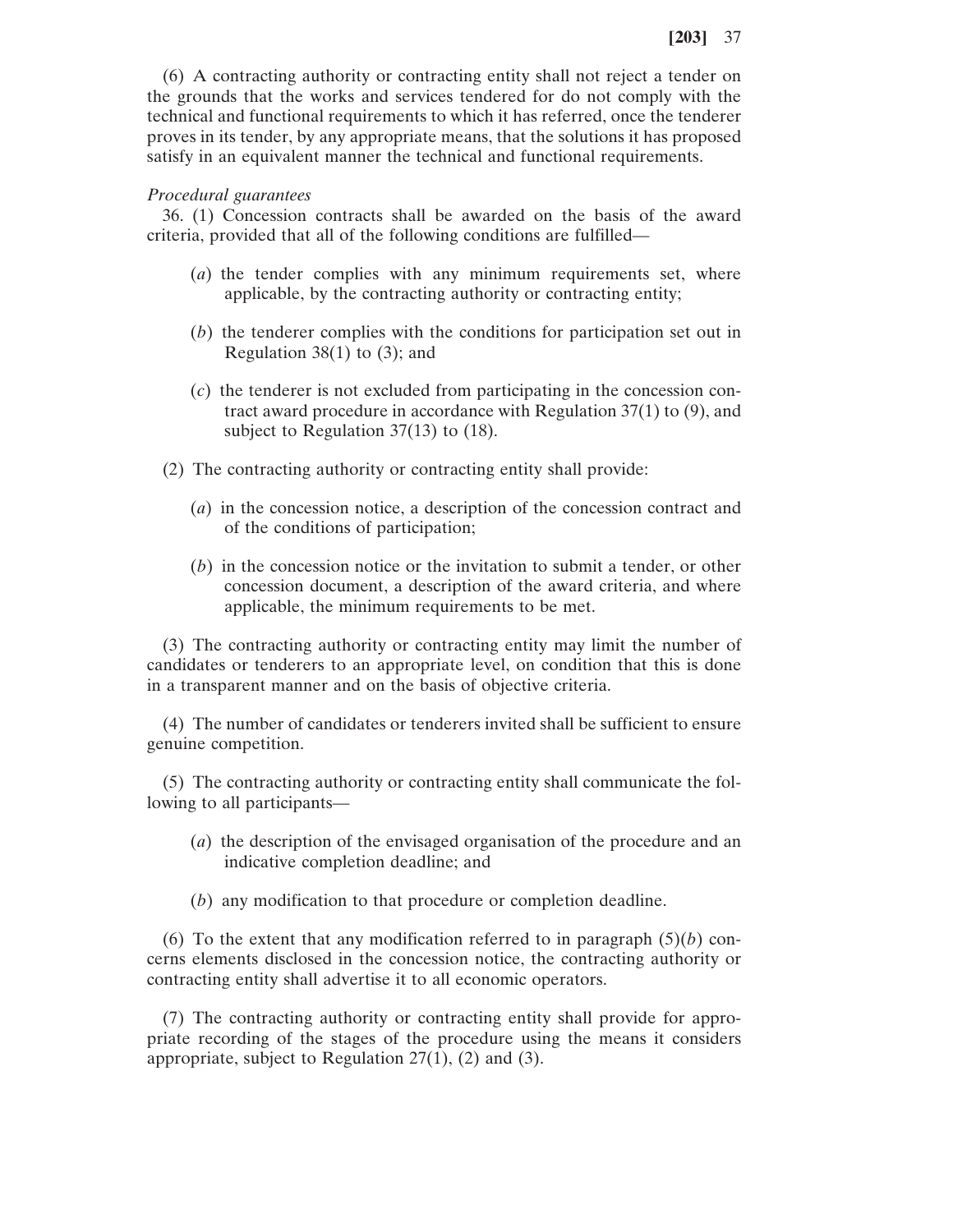(6) A contracting authority or contracting entity shall not reject a tender on the grounds that the works and services tendered for do not comply with the technical and functional requirements to which it has referred, once the tenderer proves in its tender, by any appropriate means, that the solutions it has proposed satisfy in an equivalent manner the technical and functional requirements.

*Procedural guarantees*

36. (1) Concession contracts shall be awarded on the basis of the award criteria, provided that all of the following conditions are fulfilled—

(*a*) the tender complies with any minimum requirements set, where applicable, by the contracting authority or contracting entity;

(*b*) the tenderer complies with the conditions for participation set out in Regulation 38(1) to (3); and

(*c*) the tenderer is not excluded from participating in the concession contract award procedure in accordance with Regulation 37(1) to (9), and subject to Regulation 37(13) to (18).

(2) The contracting authority or contracting entity shall provide:

(*a*) in the concession notice, a description of the concession contract and of the conditions of participation;

(*b*) in the concession notice or the invitation to submit a tender, or other concession document, a description of the award criteria, and where applicable, the minimum requirements to be met.

(3) The contracting authority or contracting entity may limit the number of candidates or tenderers to an appropriate level, on condition that this is done in a transparent manner and on the basis of objective criteria.

(4) The number of candidates or tenderers invited shall be sufficient to ensure genuine competition.

(5) The contracting authority or contracting entity shall communicate the following to all participants—

(*a*) the description of the envisaged organisation of the procedure and an indicative completion deadline; and

(*b*) any modification to that procedure or completion deadline.

(6) To the extent that any modification referred to in paragraph (5)(*b*) concerns elements disclosed in the concession notice, the contracting authority or contracting entity shall advertise it to all economic operators.

(7) The contracting authority or contracting entity shall provide for appropriate recording of the stages of the procedure using the means it considers appropriate, subject to Regulation 27(1), (2) and (3).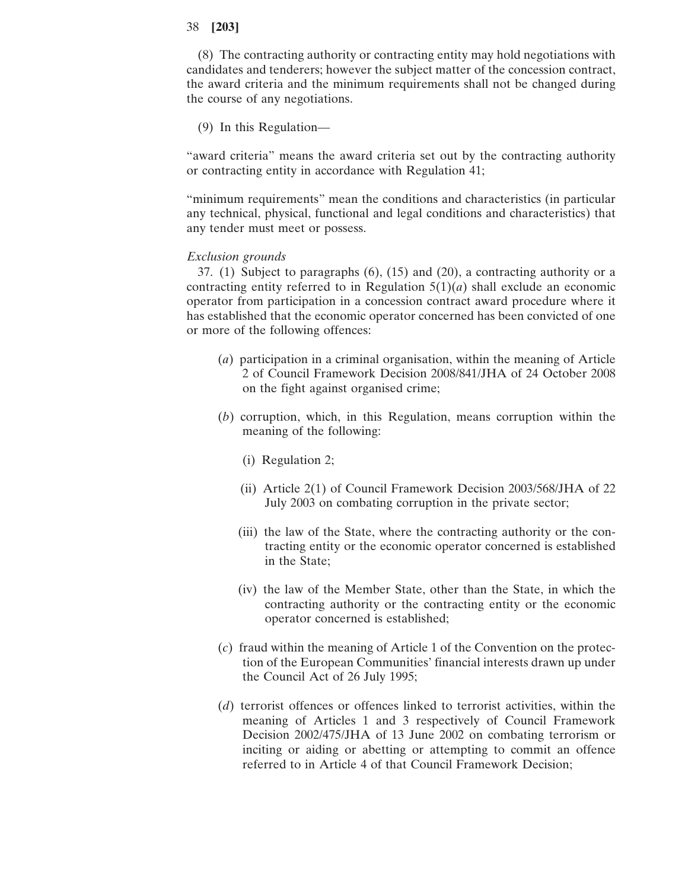(8) The contracting authority or contracting entity may hold negotiations with candidates and tenderers; however the subject matter of the concession contract, the award criteria and the minimum requirements shall not be changed during the course of any negotiations.

(9) In this Regulation—

"award criteria" means the award criteria set out by the contracting authority or contracting entity in accordance with Regulation 41;

"minimum requirements" mean the conditions and characteristics (in particular any technical, physical, functional and legal conditions and characteristics) that any tender must meet or possess.

*Exclusion grounds*

37. (1) Subject to paragraphs (6), (15) and (20), a contracting authority or a contracting entity referred to in Regulation 5(1)(*a*) shall exclude an economic operator from participation in a concession contract award procedure where it has established that the economic operator concerned has been convicted of one or more of the following offences:

(*a*) participation in a criminal organisation, within the meaning of Article 2 of Council Framework Decision 2008/841/JHA of 24 October 2008 on the fight against organised crime;

(*b*) corruption, which, in this Regulation, means corruption within the meaning of the following:

(i) Regulation 2;

(ii) Article 2(1) of Council Framework Decision 2003/568/JHA of 22 July 2003 on combating corruption in the private sector;

(iii) the law of the State, where the contracting authority or the contracting entity or the economic operator concerned is established in the State;

(iv) the law of the Member State, other than the State, in which the contracting authority or the contracting entity or the economic operator concerned is established;

(*c*) fraud within the meaning of Article 1 of the Convention on the protection of the European Communities' financial interests drawn up under the Council Act of 26 July 1995;

(*d*) terrorist offences or offences linked to terrorist activities, within the meaning of Articles 1 and 3 respectively of Council Framework Decision 2002/475/JHA of 13 June 2002 on combating terrorism or inciting or aiding or abetting or attempting to commit an offence referred to in Article 4 of that Council Framework Decision;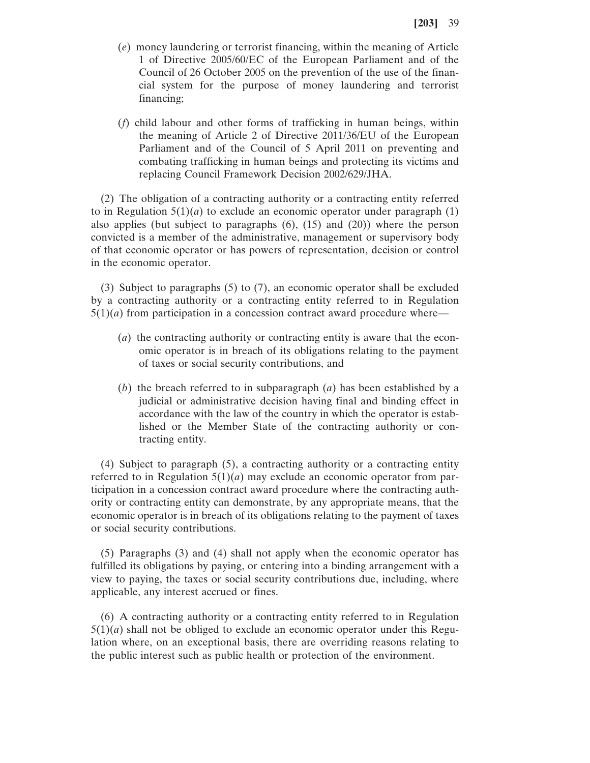(*e*) money laundering or terrorist financing, within the meaning of Article 1 of Directive 2005/60/EC of the European Parliament and of the Council of 26 October 2005 on the prevention of the use of the financial system for the purpose of money laundering and terrorist financing;

(*f*) child labour and other forms of trafficking in human beings, within the meaning of Article 2 of Directive 2011/36/EU of the European Parliament and of the Council of 5 April 2011 on preventing and combating trafficking in human beings and protecting its victims and replacing Council Framework Decision 2002/629/JHA.

(2) The obligation of a contracting authority or a contracting entity referred to in Regulation 5(1)(*a*) to exclude an economic operator under paragraph (1) also applies (but subject to paragraphs (6), (15) and (20)) where the person convicted is a member of the administrative, management or supervisory body of that economic operator or has powers of representation, decision or control in the economic operator.

(3) Subject to paragraphs (5) to (7), an economic operator shall be excluded by a contracting authority or a contracting entity referred to in Regulation 5(1)(*a*) from participation in a concession contract award procedure where—

(*a*) the contracting authority or contracting entity is aware that the economic operator is in breach of its obligations relating to the payment of taxes or social security contributions, and

(*b*) the breach referred to in subparagraph (*a*) has been established by a judicial or administrative decision having final and binding effect in accordance with the law of the country in which the operator is established or the Member State of the contracting authority or contracting entity.

(4) Subject to paragraph (5), a contracting authority or a contracting entity referred to in Regulation 5(1)(*a*) may exclude an economic operator from participation in a concession contract award procedure where the contracting authority or contracting entity can demonstrate, by any appropriate means, that the economic operator is in breach of its obligations relating to the payment of taxes or social security contributions.

(5) Paragraphs (3) and (4) shall not apply when the economic operator has fulfilled its obligations by paying, or entering into a binding arrangement with a view to paying, the taxes or social security contributions due, including, where applicable, any interest accrued or fines.

(6) A contracting authority or a contracting entity referred to in Regulation 5(1)(*a*) shall not be obliged to exclude an economic operator under this Regulation where, on an exceptional basis, there are overriding reasons relating to the public interest such as public health or protection of the environment.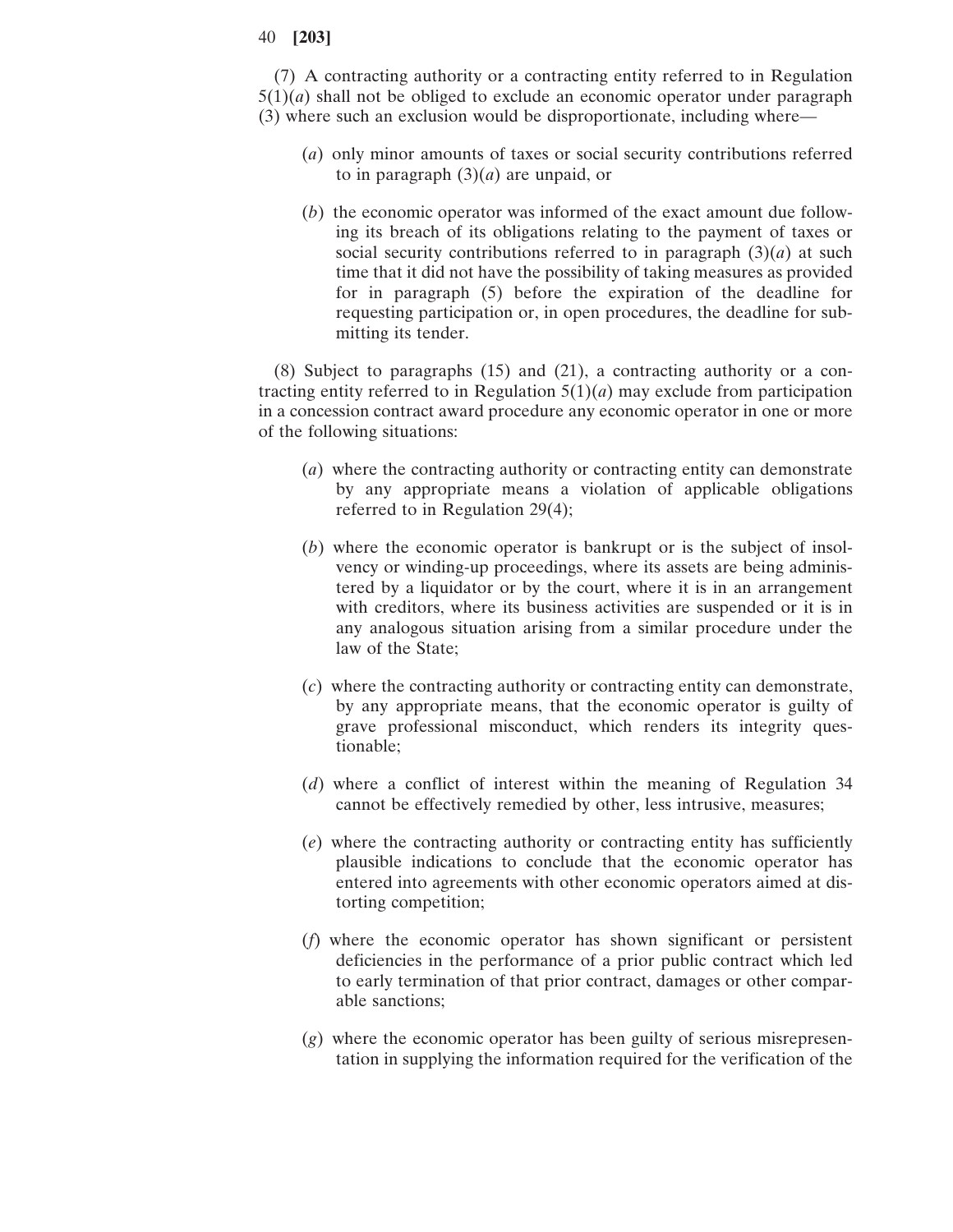(7) A contracting authority or a contracting entity referred to in Regulation 5(1)(*a*) shall not be obliged to exclude an economic operator under paragraph (3) where such an exclusion would be disproportionate, including where—

(*a*) only minor amounts of taxes or social security contributions referred to in paragraph (3)(*a*) are unpaid, or

(*b*) the economic operator was informed of the exact amount due following its breach of its obligations relating to the payment of taxes or social security contributions referred to in paragraph (3)(*a*) at such time that it did not have the possibility of taking measures as provided for in paragraph (5) before the expiration of the deadline for requesting participation or, in open procedures, the deadline for submitting its tender.

(8) Subject to paragraphs (15) and (21), a contracting authority or a contracting entity referred to in Regulation 5(1)(*a*) may exclude from participation in a concession contract award procedure any economic operator in one or more of the following situations:

(*a*) where the contracting authority or contracting entity can demonstrate by any appropriate means a violation of applicable obligations referred to in Regulation 29(4);

(*b*) where the economic operator is bankrupt or is the subject of insolvency or winding-up proceedings, where its assets are being administered by a liquidator or by the court, where it is in an arrangement with creditors, where its business activities are suspended or it is in any analogous situation arising from a similar procedure under the law of the State;

(*c*) where the contracting authority or contracting entity can demonstrate, by any appropriate means, that the economic operator is guilty of grave professional misconduct, which renders its integrity questionable;

(*d*) where a conflict of interest within the meaning of Regulation 34 cannot be effectively remedied by other, less intrusive, measures;

(*e*) where the contracting authority or contracting entity has sufficiently plausible indications to conclude that the economic operator has entered into agreements with other economic operators aimed at distorting competition;

(*f*) where the economic operator has shown significant or persistent deficiencies in the performance of a prior public contract which led to early termination of that prior contract, damages or other comparable sanctions;

(*g*) where the economic operator has been guilty of serious misrepresentation in supplying the information required for the verification of the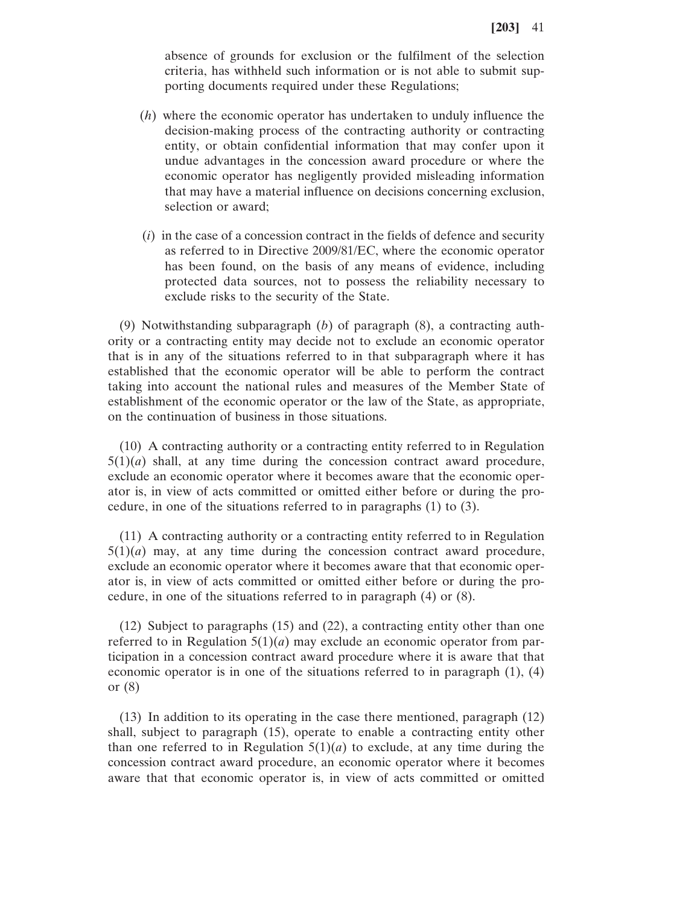absence of grounds for exclusion or the fulfilment of the selection criteria, has withheld such information or is not able to submit supporting documents required under these Regulations;

(*h*) where the economic operator has undertaken to unduly influence the decision-making process of the contracting authority or contracting entity, or obtain confidential information that may confer upon it undue advantages in the concession award procedure or where the economic operator has negligently provided misleading information that may have a material influence on decisions concerning exclusion, selection or award;

(*i*) in the case of a concession contract in the fields of defence and security as referred to in Directive 2009/81/EC, where the economic operator has been found, on the basis of any means of evidence, including protected data sources, not to possess the reliability necessary to exclude risks to the security of the State.

(9) Notwithstanding subparagraph (*b*) of paragraph (8), a contracting authority or a contracting entity may decide not to exclude an economic operator that is in any of the situations referred to in that subparagraph where it has established that the economic operator will be able to perform the contract taking into account the national rules and measures of the Member State of establishment of the economic operator or the law of the State, as appropriate, on the continuation of business in those situations.

(10) A contracting authority or a contracting entity referred to in Regulation 5(1)(*a*) shall, at any time during the concession contract award procedure, exclude an economic operator where it becomes aware that the economic operator is, in view of acts committed or omitted either before or during the procedure, in one of the situations referred to in paragraphs (1) to (3).

(11) A contracting authority or a contracting entity referred to in Regulation 5(1)(*a*) may, at any time during the concession contract award procedure, exclude an economic operator where it becomes aware that that economic operator is, in view of acts committed or omitted either before or during the procedure, in one of the situations referred to in paragraph (4) or (8).

(12) Subject to paragraphs (15) and (22), a contracting entity other than one referred to in Regulation 5(1)(*a*) may exclude an economic operator from participation in a concession contract award procedure where it is aware that that economic operator is in one of the situations referred to in paragraph (1), (4) or (8)

(13) In addition to its operating in the case there mentioned, paragraph (12) shall, subject to paragraph (15), operate to enable a contracting entity other than one referred to in Regulation 5(1)(*a*) to exclude, at any time during the concession contract award procedure, an economic operator where it becomes aware that that economic operator is, in view of acts committed or omitted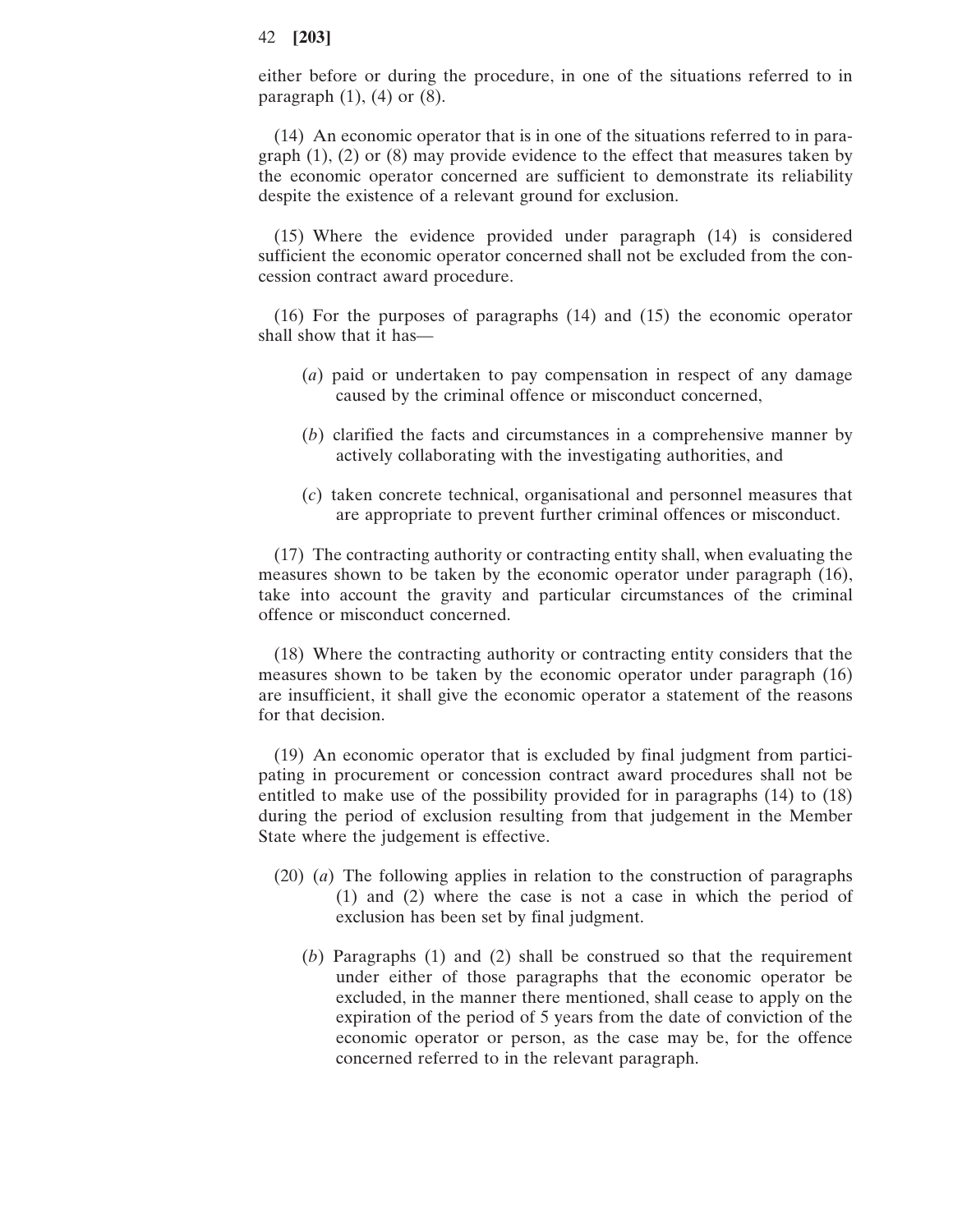either before or during the procedure, in one of the situations referred to in paragraph (1), (4) or (8).

(14) An economic operator that is in one of the situations referred to in paragraph (1), (2) or (8) may provide evidence to the effect that measures taken by the economic operator concerned are sufficient to demonstrate its reliability despite the existence of a relevant ground for exclusion.

(15) Where the evidence provided under paragraph (14) is considered sufficient the economic operator concerned shall not be excluded from the concession contract award procedure.

(16) For the purposes of paragraphs (14) and (15) the economic operator shall show that it has—

(*a*) paid or undertaken to pay compensation in respect of any damage caused by the criminal offence or misconduct concerned,

(*b*) clarified the facts and circumstances in a comprehensive manner by actively collaborating with the investigating authorities, and

(*c*) taken concrete technical, organisational and personnel measures that are appropriate to prevent further criminal offences or misconduct.

(17) The contracting authority or contracting entity shall, when evaluating the measures shown to be taken by the economic operator under paragraph (16), take into account the gravity and particular circumstances of the criminal offence or misconduct concerned.

(18) Where the contracting authority or contracting entity considers that the measures shown to be taken by the economic operator under paragraph (16) are insufficient, it shall give the economic operator a statement of the reasons for that decision.

(19) An economic operator that is excluded by final judgment from participating in procurement or concession contract award procedures shall not be entitled to make use of the possibility provided for in paragraphs (14) to (18) during the period of exclusion resulting from that judgement in the Member State where the judgement is effective.

(20) (*a*) The following applies in relation to the construction of paragraphs (1) and (2) where the case is not a case in which the period of exclusion has been set by final judgment.

(*b*) Paragraphs (1) and (2) shall be construed so that the requirement under either of those paragraphs that the economic operator be excluded, in the manner there mentioned, shall cease to apply on the expiration of the period of 5 years from the date of conviction of the economic operator or person, as the case may be, for the offence concerned referred to in the relevant paragraph.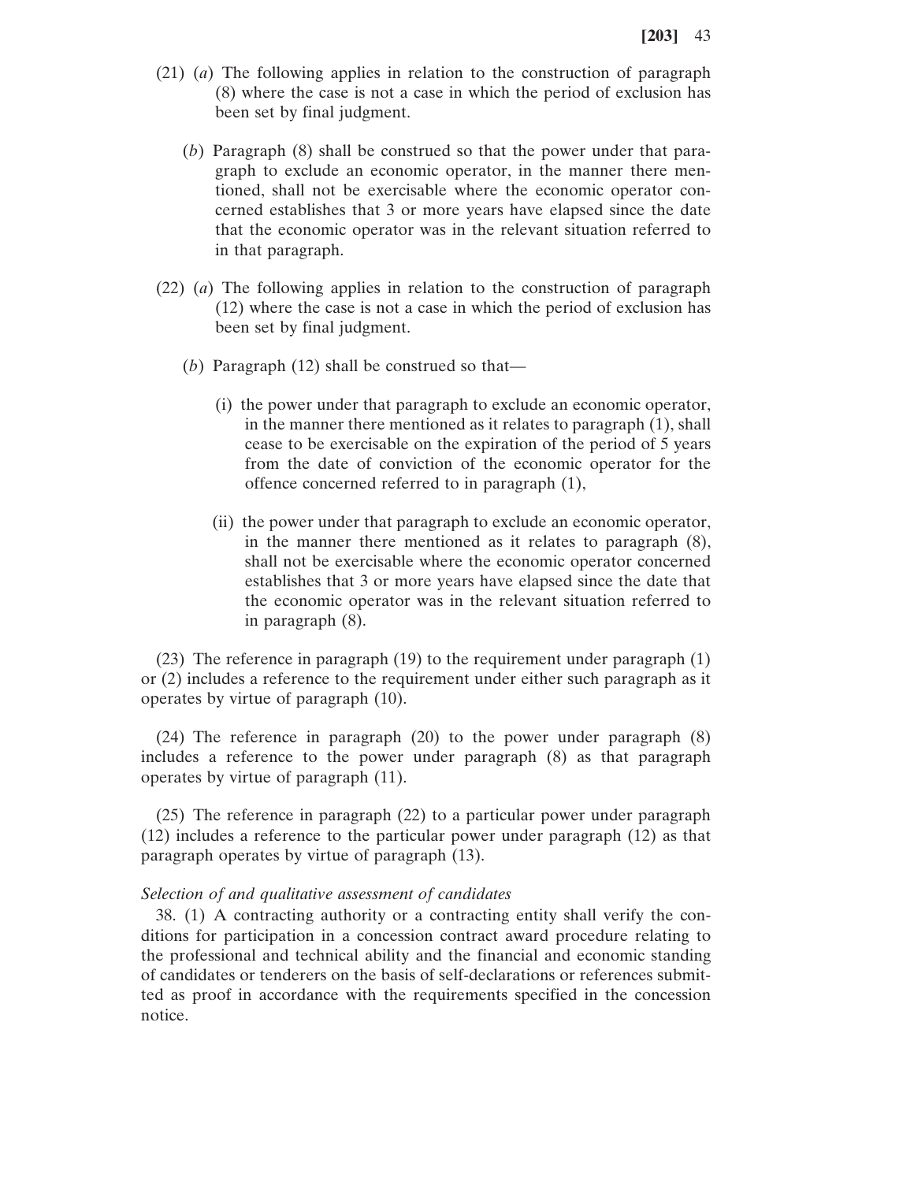(21) (*a*) The following applies in relation to the construction of paragraph (8) where the case is not a case in which the period of exclusion has been set by final judgment.

(*b*) Paragraph (8) shall be construed so that the power under that paragraph to exclude an economic operator, in the manner there mentioned, shall not be exercisable where the economic operator concerned establishes that 3 or more years have elapsed since the date that the economic operator was in the relevant situation referred to in that paragraph.

(22) (*a*) The following applies in relation to the construction of paragraph (12) where the case is not a case in which the period of exclusion has been set by final judgment.

(*b*) Paragraph (12) shall be construed so that—

(i) the power under that paragraph to exclude an economic operator, in the manner there mentioned as it relates to paragraph (1), shall cease to be exercisable on the expiration of the period of 5 years from the date of conviction of the economic operator for the offence concerned referred to in paragraph (1),

(ii) the power under that paragraph to exclude an economic operator, in the manner there mentioned as it relates to paragraph (8), shall not be exercisable where the economic operator concerned establishes that 3 or more years have elapsed since the date that the economic operator was in the relevant situation referred to in paragraph (8).

(23) The reference in paragraph (19) to the requirement under paragraph (1) or (2) includes a reference to the requirement under either such paragraph as it operates by virtue of paragraph (10).

(24) The reference in paragraph (20) to the power under paragraph (8) includes a reference to the power under paragraph (8) as that paragraph operates by virtue of paragraph (11).

(25) The reference in paragraph (22) to a particular power under paragraph (12) includes a reference to the particular power under paragraph (12) as that paragraph operates by virtue of paragraph (13).

*Selection of and qualitative assessment of candidates*

38. (1) A contracting authority or a contracting entity shall verify the conditions for participation in a concession contract award procedure relating to the professional and technical ability and the financial and economic standing of candidates or tenderers on the basis of self-declarations or references submitted as proof in accordance with the requirements specified in the concession notice.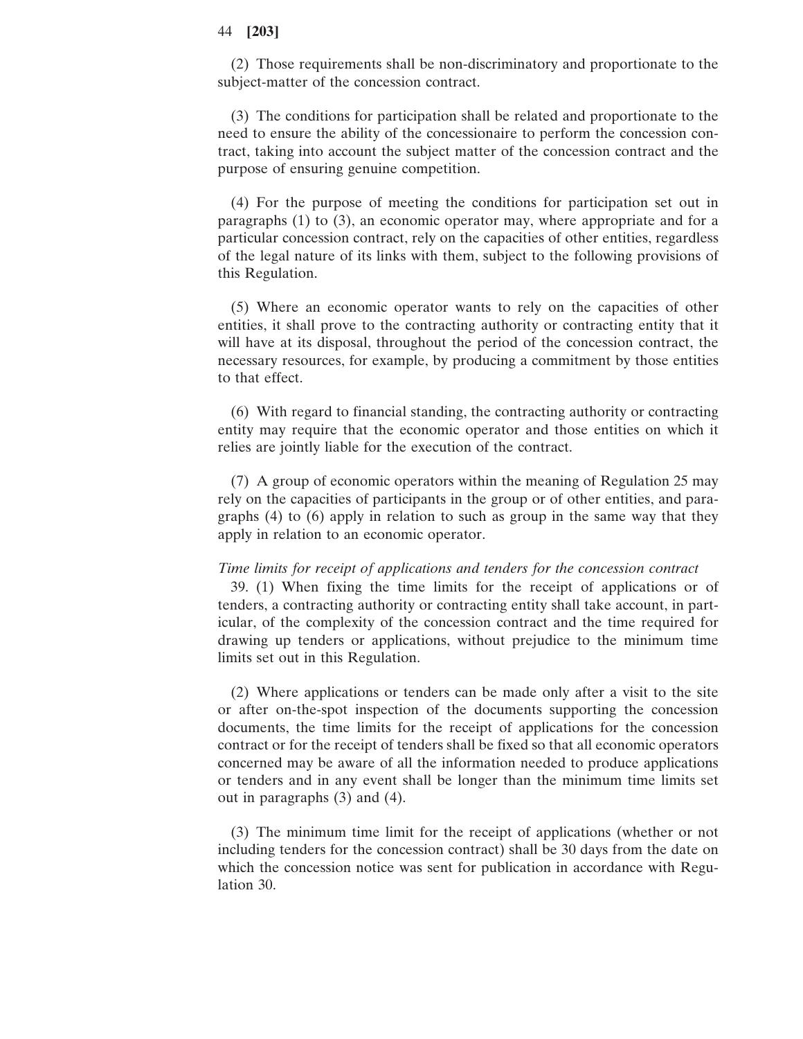(2) Those requirements shall be non-discriminatory and proportionate to the subject-matter of the concession contract.

(3) The conditions for participation shall be related and proportionate to the need to ensure the ability of the concessionaire to perform the concession contract, taking into account the subject matter of the concession contract and the purpose of ensuring genuine competition.

(4) For the purpose of meeting the conditions for participation set out in paragraphs (1) to (3), an economic operator may, where appropriate and for a particular concession contract, rely on the capacities of other entities, regardless of the legal nature of its links with them, subject to the following provisions of this Regulation.

(5) Where an economic operator wants to rely on the capacities of other entities, it shall prove to the contracting authority or contracting entity that it will have at its disposal, throughout the period of the concession contract, the necessary resources, for example, by producing a commitment by those entities to that effect.

(6) With regard to financial standing, the contracting authority or contracting entity may require that the economic operator and those entities on which it relies are jointly liable for the execution of the contract.

(7) A group of economic operators within the meaning of Regulation 25 may rely on the capacities of participants in the group or of other entities, and paragraphs (4) to (6) apply in relation to such as group in the same way that they apply in relation to an economic operator.

*Time limits for receipt of applications and tenders for the concession contract*

39. (1) When fixing the time limits for the receipt of applications or of tenders, a contracting authority or contracting entity shall take account, in particular, of the complexity of the concession contract and the time required for drawing up tenders or applications, without prejudice to the minimum time limits set out in this Regulation.

(2) Where applications or tenders can be made only after a visit to the site or after on-the-spot inspection of the documents supporting the concession documents, the time limits for the receipt of applications for the concession contract or for the receipt of tenders shall be fixed so that all economic operators concerned may be aware of all the information needed to produce applications or tenders and in any event shall be longer than the minimum time limits set out in paragraphs (3) and (4).

(3) The minimum time limit for the receipt of applications (whether or not including tenders for the concession contract) shall be 30 days from the date on which the concession notice was sent for publication in accordance with Regulation 30.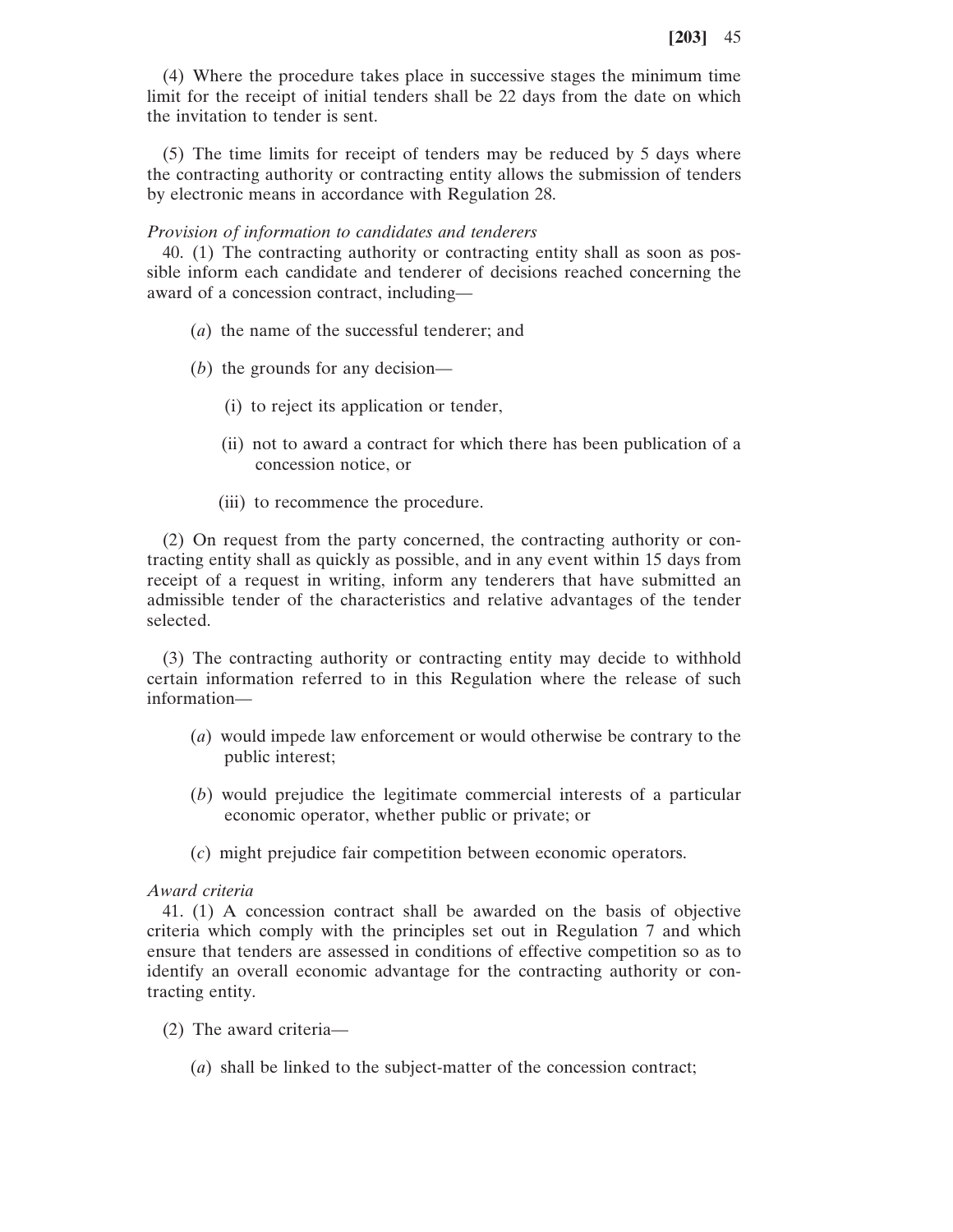(4) Where the procedure takes place in successive stages the minimum time limit for the receipt of initial tenders shall be 22 days from the date on which the invitation to tender is sent.

(5) The time limits for receipt of tenders may be reduced by 5 days where the contracting authority or contracting entity allows the submission of tenders by electronic means in accordance with Regulation 28.

*Provision of information to candidates and tenderers*

40. (1) The contracting authority or contracting entity shall as soon as possible inform each candidate and tenderer of decisions reached concerning the award of a concession contract, including—

(*a*) the name of the successful tenderer; and

(*b*) the grounds for any decision—

(i) to reject its application or tender,

(ii) not to award a contract for which there has been publication of a concession notice, or

(iii) to recommence the procedure.

(2) On request from the party concerned, the contracting authority or contracting entity shall as quickly as possible, and in any event within 15 days from receipt of a request in writing, inform any tenderers that have submitted an admissible tender of the characteristics and relative advantages of the tender selected.

(3) The contracting authority or contracting entity may decide to withhold certain information referred to in this Regulation where the release of such information—

(*a*) would impede law enforcement or would otherwise be contrary to the public interest;

(*b*) would prejudice the legitimate commercial interests of a particular economic operator, whether public or private; or

(*c*) might prejudice fair competition between economic operators.

*Award criteria*

41. (1) A concession contract shall be awarded on the basis of objective criteria which comply with the principles set out in Regulation 7 and which ensure that tenders are assessed in conditions of effective competition so as to identify an overall economic advantage for the contracting authority or contracting entity.

(2) The award criteria—

(*a*) shall be linked to the subject-matter of the concession contract;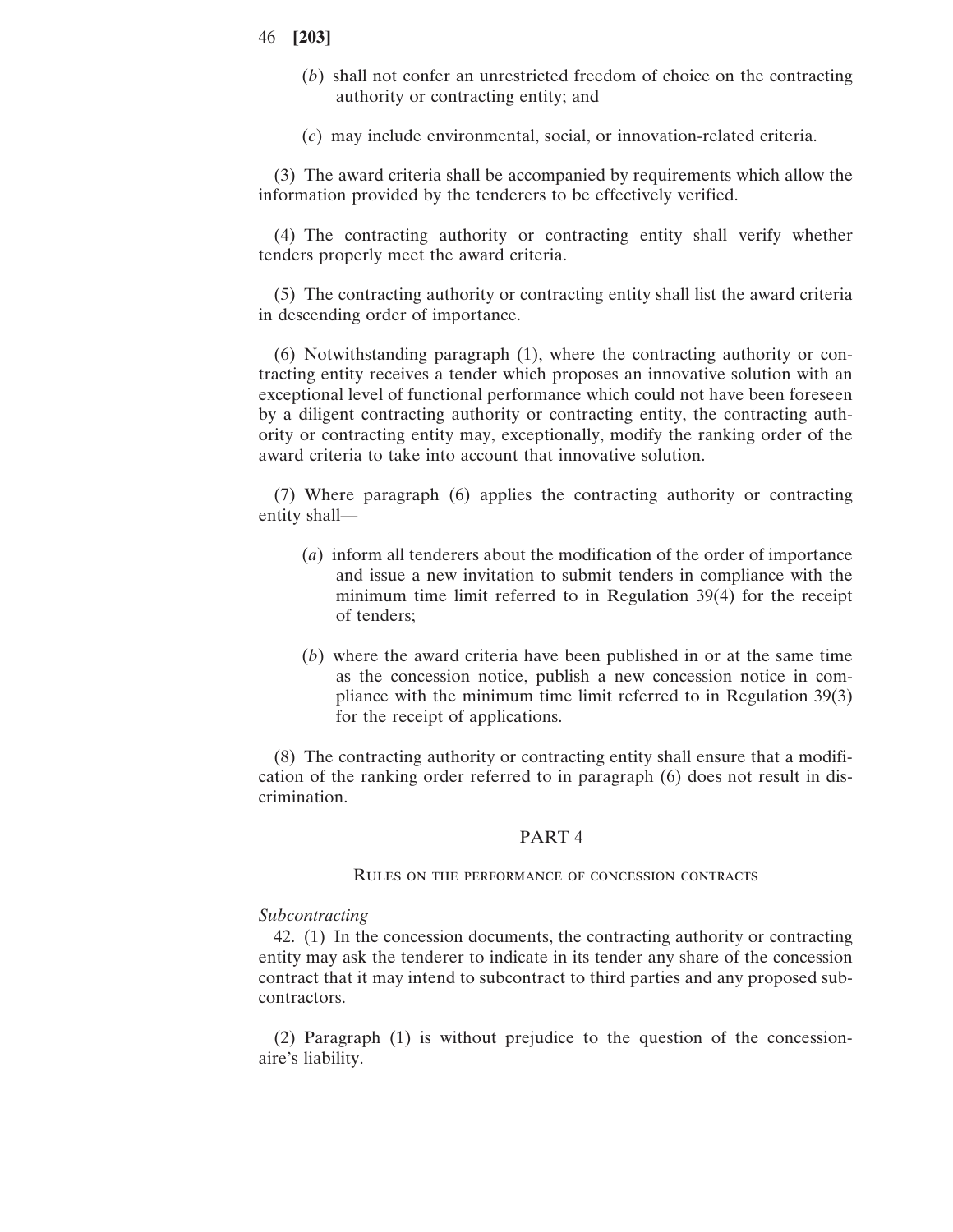(*b*) shall not confer an unrestricted freedom of choice on the contracting authority or contracting entity; and

(*c*) may include environmental, social, or innovation-related criteria.

(3) The award criteria shall be accompanied by requirements which allow the information provided by the tenderers to be effectively verified.

(4) The contracting authority or contracting entity shall verify whether tenders properly meet the award criteria.

(5) The contracting authority or contracting entity shall list the award criteria in descending order of importance.

(6) Notwithstanding paragraph (1), where the contracting authority or contracting entity receives a tender which proposes an innovative solution with an exceptional level of functional performance which could not have been foreseen by a diligent contracting authority or contracting entity, the contracting authority or contracting entity may, exceptionally, modify the ranking order of the award criteria to take into account that innovative solution.

(7) Where paragraph (6) applies the contracting authority or contracting entity shall—

(*a*) inform all tenderers about the modification of the order of importance and issue a new invitation to submit tenders in compliance with the minimum time limit referred to in Regulation 39(4) for the receipt of tenders;

(*b*) where the award criteria have been published in or at the same time as the concession notice, publish a new concession notice in compliance with the minimum time limit referred to in Regulation 39(3) for the receipt of applications.

(8) The contracting authority or contracting entity shall ensure that a modification of the ranking order referred to in paragraph (6) does not result in discrimination.

## PART 4

### Rules on the performance of concession contracts

*Subcontracting*

42. (1) In the concession documents, the contracting authority or contracting entity may ask the tenderer to indicate in its tender any share of the concession contract that it may intend to subcontract to third parties and any proposed subcontractors.

(2) Paragraph (1) is without prejudice to the question of the concessionaire's liability.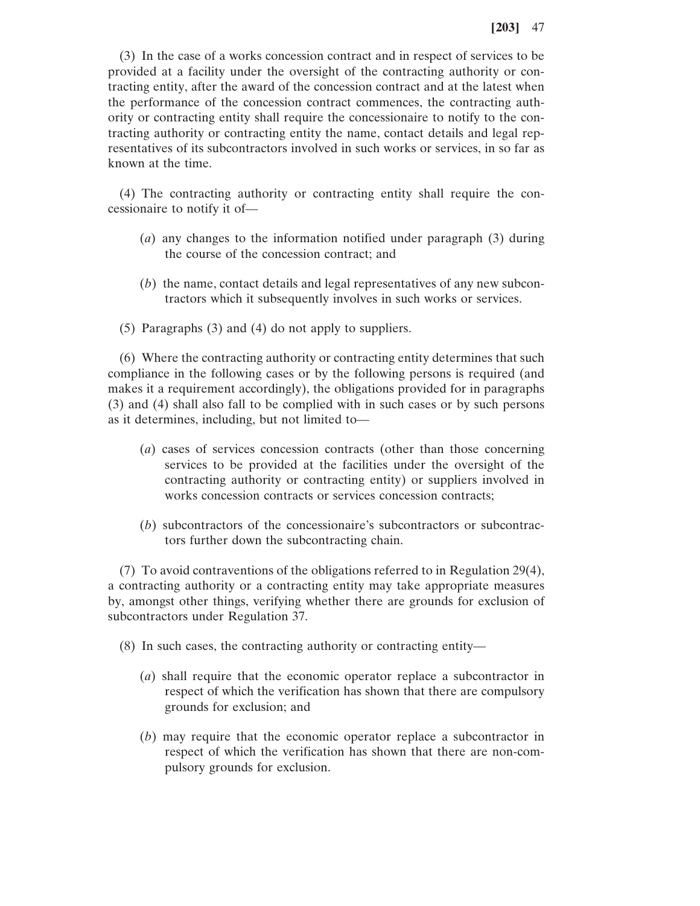(3) In the case of a works concession contract and in respect of services to be provided at a facility under the oversight of the contracting authority or contracting entity, after the award of the concession contract and at the latest when the performance of the concession contract commences, the contracting authority or contracting entity shall require the concessionaire to notify to the contracting authority or contracting entity the name, contact details and legal representatives of its subcontractors involved in such works or services, in so far as known at the time.

(4) The contracting authority or contracting entity shall require the concessionaire to notify it of—

(*a*) any changes to the information notified under paragraph (3) during the course of the concession contract; and

(*b*) the name, contact details and legal representatives of any new subcontractors which it subsequently involves in such works or services.

(5) Paragraphs (3) and (4) do not apply to suppliers.

(6) Where the contracting authority or contracting entity determines that such compliance in the following cases or by the following persons is required (and makes it a requirement accordingly), the obligations provided for in paragraphs (3) and (4) shall also fall to be complied with in such cases or by such persons as it determines, including, but not limited to—

(*a*) cases of services concession contracts (other than those concerning services to be provided at the facilities under the oversight of the contracting authority or contracting entity) or suppliers involved in works concession contracts or services concession contracts;

(*b*) subcontractors of the concessionaire's subcontractors or subcontractors further down the subcontracting chain.

(7) To avoid contraventions of the obligations referred to in Regulation 29(4), a contracting authority or a contracting entity may take appropriate measures by, amongst other things, verifying whether there are grounds for exclusion of subcontractors under Regulation 37.

(8) In such cases, the contracting authority or contracting entity—

(*a*) shall require that the economic operator replace a subcontractor in respect of which the verification has shown that there are compulsory grounds for exclusion; and

(*b*) may require that the economic operator replace a subcontractor in respect of which the verification has shown that there are non-compulsory grounds for exclusion.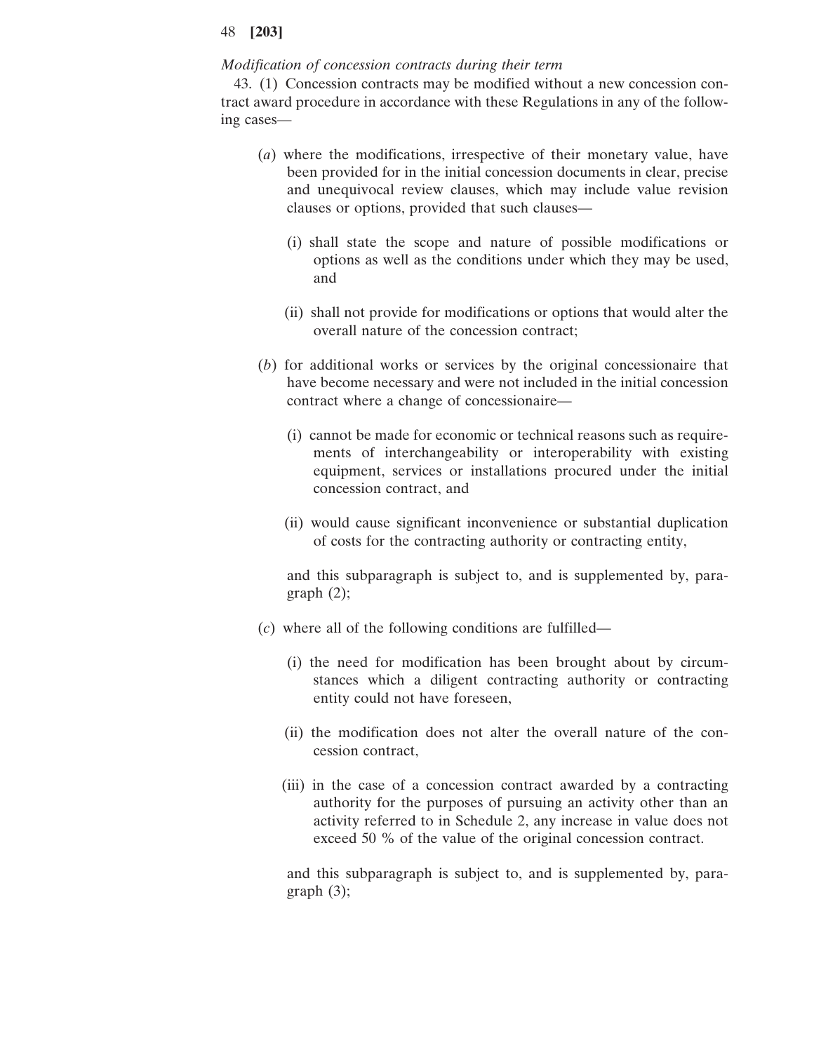*Modification of concession contracts during their term*

43. (1) Concession contracts may be modified without a new concession contract award procedure in accordance with these Regulations in any of the following cases—

(*a*) where the modifications, irrespective of their monetary value, have been provided for in the initial concession documents in clear, precise and unequivocal review clauses, which may include value revision clauses or options, provided that such clauses—

(i) shall state the scope and nature of possible modifications or options as well as the conditions under which they may be used, and

(ii) shall not provide for modifications or options that would alter the overall nature of the concession contract;

(*b*) for additional works or services by the original concessionaire that have become necessary and were not included in the initial concession contract where a change of concessionaire—

(i) cannot be made for economic or technical reasons such as requirements of interchangeability or interoperability with existing equipment, services or installations procured under the initial concession contract, and

(ii) would cause significant inconvenience or substantial duplication of costs for the contracting authority or contracting entity,

and this subparagraph is subject to, and is supplemented by, paragraph (2);

(*c*) where all of the following conditions are fulfilled—

(i) the need for modification has been brought about by circumstances which a diligent contracting authority or contracting entity could not have foreseen,

(ii) the modification does not alter the overall nature of the concession contract,

(iii) in the case of a concession contract awarded by a contracting authority for the purposes of pursuing an activity other than an activity referred to in Schedule 2, any increase in value does not exceed 50 % of the value of the original concession contract.

and this subparagraph is subject to, and is supplemented by, paragraph (3);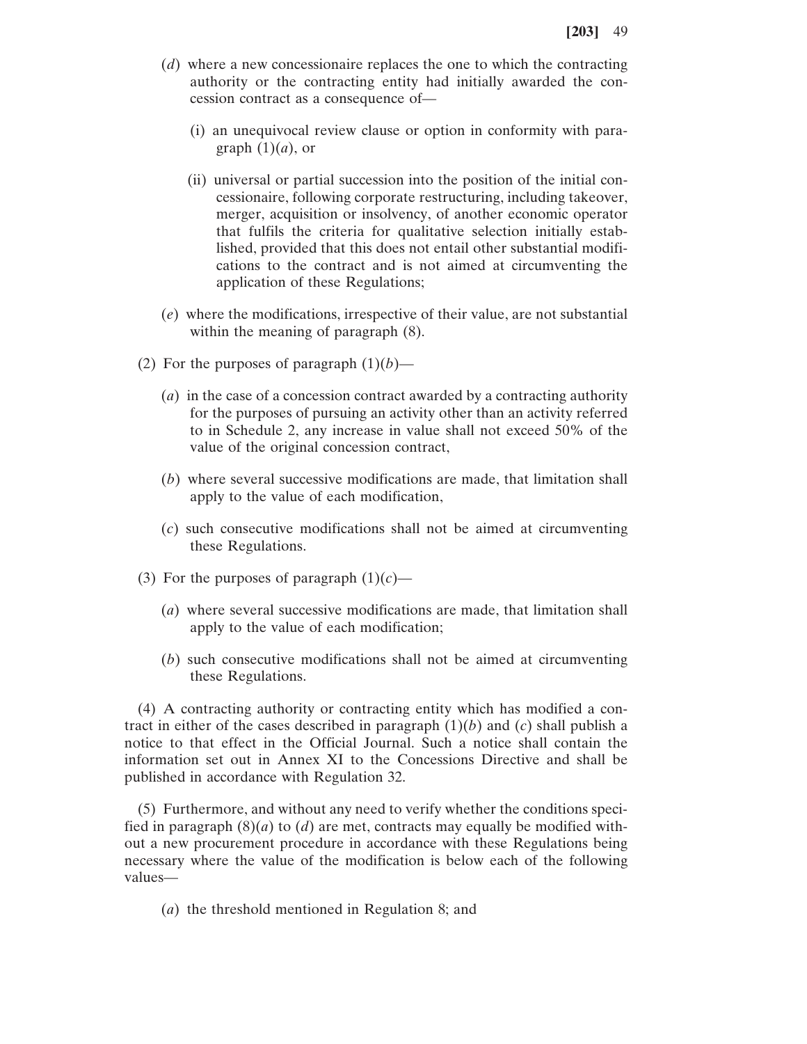(*d*) where a new concessionaire replaces the one to which the contracting authority or the contracting entity had initially awarded the concession contract as a consequence of—

(i) an unequivocal review clause or option in conformity with paragraph (1)(*a*), or

(ii) universal or partial succession into the position of the initial concessionaire, following corporate restructuring, including takeover, merger, acquisition or insolvency, of another economic operator that fulfils the criteria for qualitative selection initially established, provided that this does not entail other substantial modifications to the contract and is not aimed at circumventing the application of these Regulations;

(*e*) where the modifications, irrespective of their value, are not substantial within the meaning of paragraph (8).

(2) For the purposes of paragraph (1)(*b*)—

(*a*) in the case of a concession contract awarded by a contracting authority for the purposes of pursuing an activity other than an activity referred to in Schedule 2, any increase in value shall not exceed 50% of the value of the original concession contract,

(*b*) where several successive modifications are made, that limitation shall apply to the value of each modification,

(*c*) such consecutive modifications shall not be aimed at circumventing these Regulations.

(3) For the purposes of paragraph (1)(*c*)—

(*a*) where several successive modifications are made, that limitation shall apply to the value of each modification;

(*b*) such consecutive modifications shall not be aimed at circumventing these Regulations.

(4) A contracting authority or contracting entity which has modified a contract in either of the cases described in paragraph (1)(*b*) and (*c*) shall publish a notice to that effect in the Official Journal. Such a notice shall contain the information set out in Annex XI to the Concessions Directive and shall be published in accordance with Regulation 32.

(5) Furthermore, and without any need to verify whether the conditions specified in paragraph (8)(*a*) to (*d*) are met, contracts may equally be modified without a new procurement procedure in accordance with these Regulations being necessary where the value of the modification is below each of the following values—

(*a*) the threshold mentioned in Regulation 8; and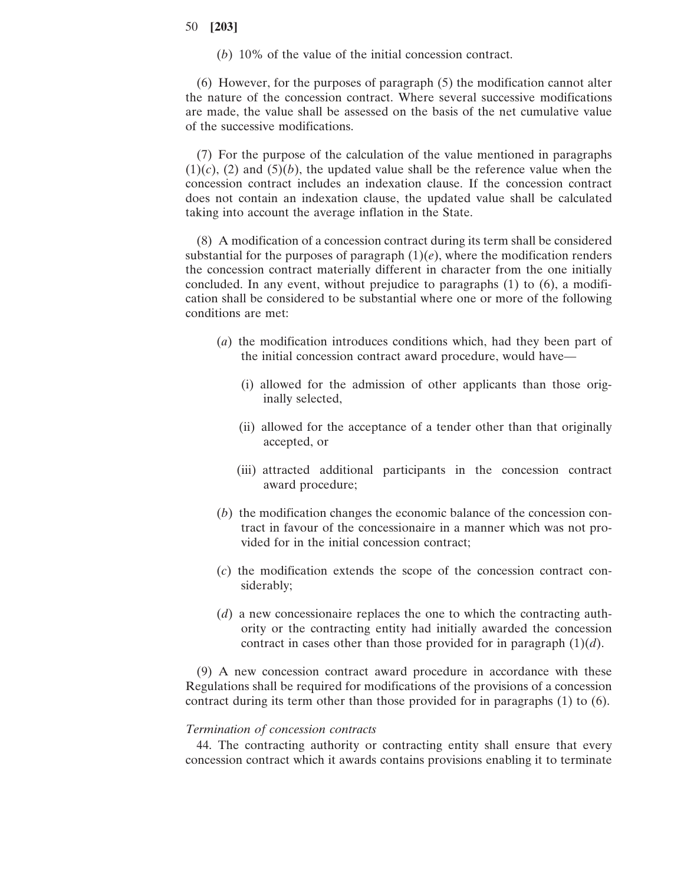(*b*) 10% of the value of the initial concession contract.

(6) However, for the purposes of paragraph (5) the modification cannot alter the nature of the concession contract. Where several successive modifications are made, the value shall be assessed on the basis of the net cumulative value of the successive modifications.

(7) For the purpose of the calculation of the value mentioned in paragraphs (1)(*c*), (2) and (5)(*b*), the updated value shall be the reference value when the concession contract includes an indexation clause. If the concession contract does not contain an indexation clause, the updated value shall be calculated taking into account the average inflation in the State.

(8) A modification of a concession contract during its term shall be considered substantial for the purposes of paragraph (1)(*e*), where the modification renders the concession contract materially different in character from the one initially concluded. In any event, without prejudice to paragraphs (1) to (6), a modification shall be considered to be substantial where one or more of the following conditions are met:

- (*a*) the modification introduces conditions which, had they been part of the initial concession contract award procedure, would have—
  - (i) allowed for the admission of other applicants than those originally selected,
  - (ii) allowed for the acceptance of a tender other than that originally accepted, or
  - (iii) attracted additional participants in the concession contract award procedure;
- (*b*) the modification changes the economic balance of the concession contract in favour of the concessionaire in a manner which was not provided for in the initial concession contract;
- (*c*) the modification extends the scope of the concession contract considerably;
- (*d*) a new concessionaire replaces the one to which the contracting authority or the contracting entity had initially awarded the concession contract in cases other than those provided for in paragraph (1)(*d*).

(9) A new concession contract award procedure in accordance with these Regulations shall be required for modifications of the provisions of a concession contract during its term other than those provided for in paragraphs (1) to (6).

*Termination of concession contracts*

44. The contracting authority or contracting entity shall ensure that every concession contract which it awards contains provisions enabling it to terminate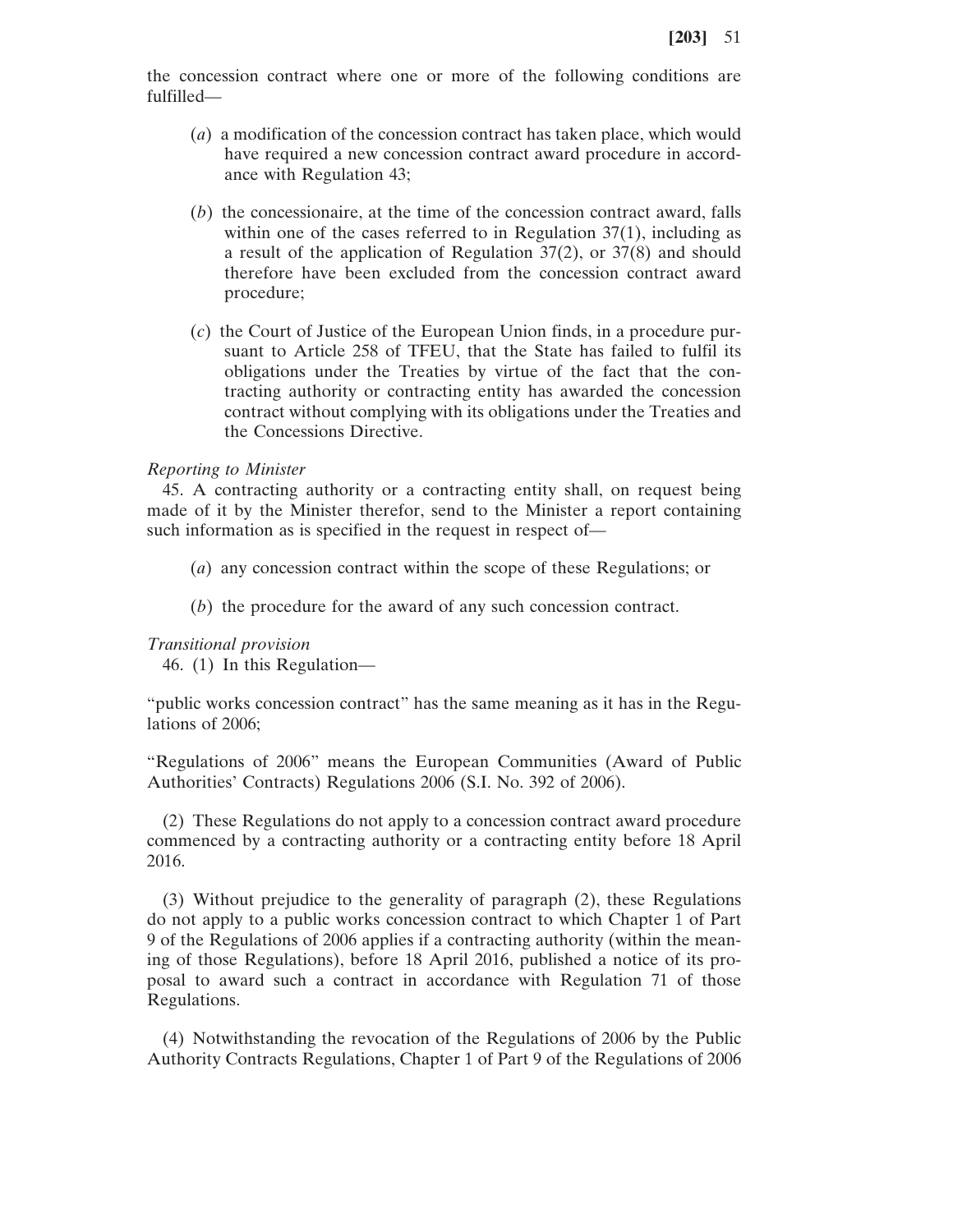the concession contract where one or more of the following conditions are fulfilled—

(*a*) a modification of the concession contract has taken place, which would have required a new concession contract award procedure in accordance with Regulation 43;

(*b*) the concessionaire, at the time of the concession contract award, falls within one of the cases referred to in Regulation 37(1), including as a result of the application of Regulation 37(2), or 37(8) and should therefore have been excluded from the concession contract award procedure;

(*c*) the Court of Justice of the European Union finds, in a procedure pursuant to Article 258 of TFEU, that the State has failed to fulfil its obligations under the Treaties by virtue of the fact that the contracting authority or contracting entity has awarded the concession contract without complying with its obligations under the Treaties and the Concessions Directive.

*Reporting to Minister*

45. A contracting authority or a contracting entity shall, on request being made of it by the Minister therefor, send to the Minister a report containing such information as is specified in the request in respect of—

(*a*) any concession contract within the scope of these Regulations; or

(*b*) the procedure for the award of any such concession contract.

*Transitional provision*

46. (1) In this Regulation—

"public works concession contract" has the same meaning as it has in the Regulations of 2006;

"Regulations of 2006" means the European Communities (Award of Public Authorities' Contracts) Regulations 2006 (S.I. No. 392 of 2006).

(2) These Regulations do not apply to a concession contract award procedure commenced by a contracting authority or a contracting entity before 18 April 2016.

(3) Without prejudice to the generality of paragraph (2), these Regulations do not apply to a public works concession contract to which Chapter 1 of Part 9 of the Regulations of 2006 applies if a contracting authority (within the meaning of those Regulations), before 18 April 2016, published a notice of its proposal to award such a contract in accordance with Regulation 71 of those Regulations.

(4) Notwithstanding the revocation of the Regulations of 2006 by the Public Authority Contracts Regulations, Chapter 1 of Part 9 of the Regulations of 2006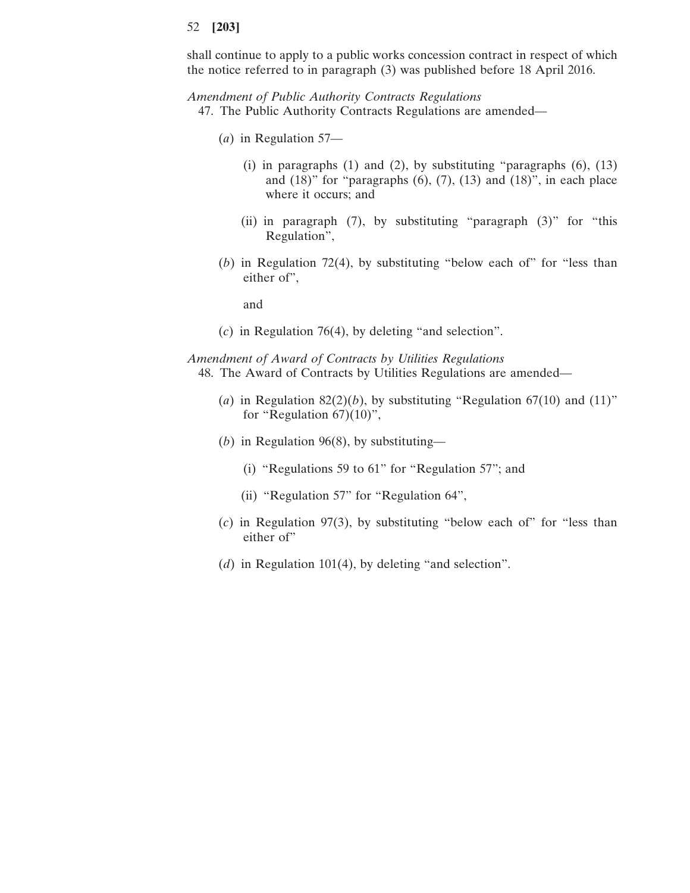shall continue to apply to a public works concession contract in respect of which the notice referred to in paragraph (3) was published before 18 April 2016.

*Amendment of Public Authority Contracts Regulations*

47. The Public Authority Contracts Regulations are amended—

(*a*) in Regulation 57—

(i) in paragraphs (1) and (2), by substituting "paragraphs (6), (13) and (18)" for "paragraphs (6), (7), (13) and (18)", in each place where it occurs; and

(ii) in paragraph (7), by substituting "paragraph (3)" for "this Regulation",

(*b*) in Regulation 72(4), by substituting "below each of" for "less than either of",

and

(*c*) in Regulation 76(4), by deleting "and selection".

*Amendment of Award of Contracts by Utilities Regulations*

48. The Award of Contracts by Utilities Regulations are amended—

(*a*) in Regulation 82(2)(*b*), by substituting "Regulation 67(10) and (11)" for "Regulation 67)(10)",

(*b*) in Regulation 96(8), by substituting—

(i) "Regulations 59 to 61" for "Regulation 57"; and

(ii) "Regulation 57" for "Regulation 64",

(*c*) in Regulation 97(3), by substituting "below each of" for "less than either of"

(*d*) in Regulation 101(4), by deleting "and selection".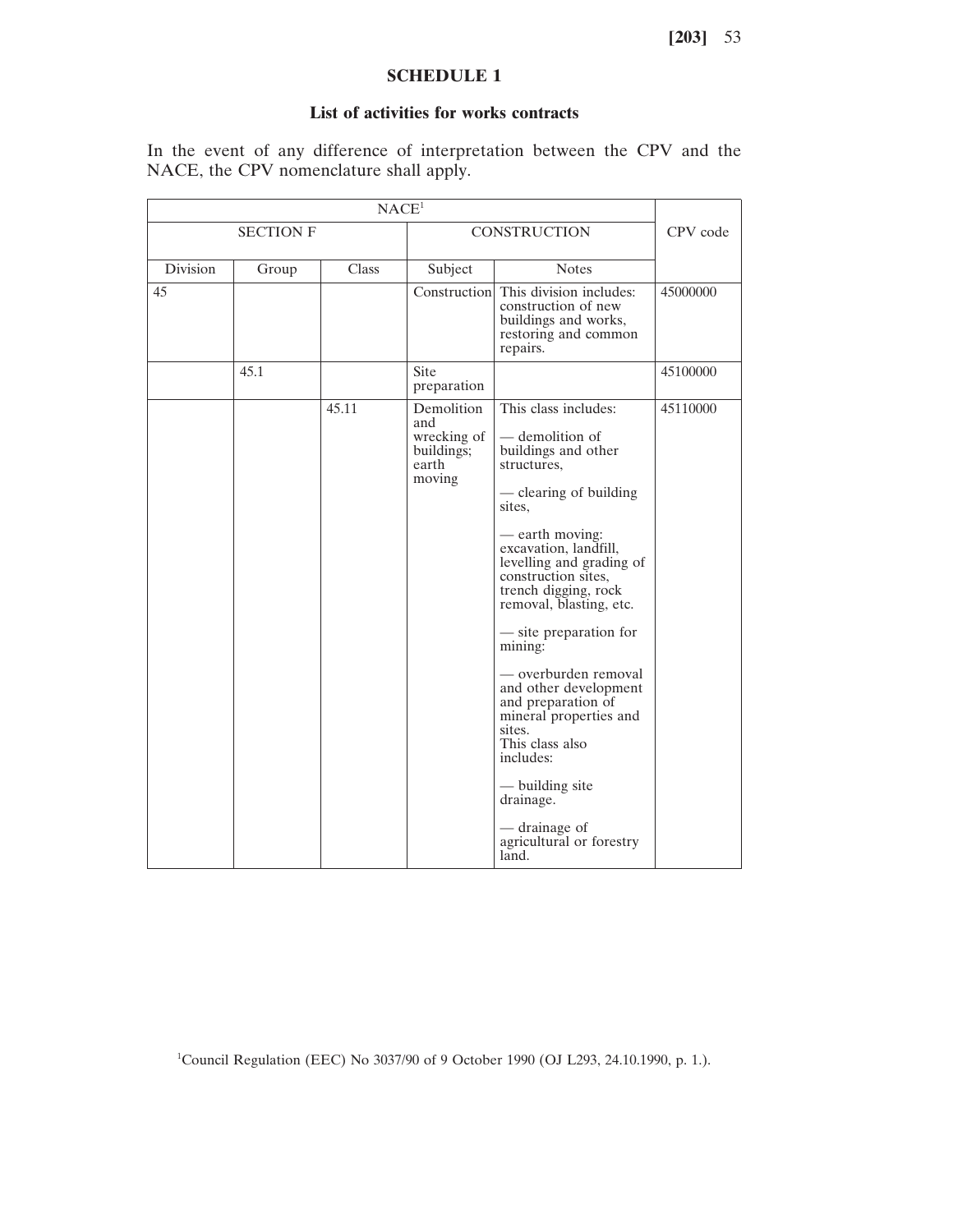## SCHEDULE 1

### List of activities for works contracts

In the event of any difference of interpretation between the CPV and the NACE, the CPV nomenclature shall apply.

| NACE[1] | | | | | CPV code |
|---|---|---|---|---|---|
| SECTION F | | | CONSTRUCTION | | |
| Division | Group | Class | Subject | Notes | |
| 45 | | | Construction | This division includes: construction of new buildings and works, restoring and common repairs. | 45000000 |
| | 45.1 | | Site preparation | | 45100000 |
| | | 45.11 | Demolition and wrecking of buildings; earth moving | This class includes: <br> — demolition of buildings and other structures, <br> — clearing of building sites, <br> — earth moving: excavation, landfill, levelling and grading of construction sites, trench digging, rock removal, blasting, etc. <br> — site preparation for mining: <br> — overburden removal and other development and preparation of mineral properties and sites. <br> This class also includes: <br> — building site drainage. <br> — drainage of agricultural or forestry land. | 45110000 |

[1]Council Regulation (EEC) No 3037/90 of 9 October 1990 (OJ L293, 24.10.1990, p. 1.).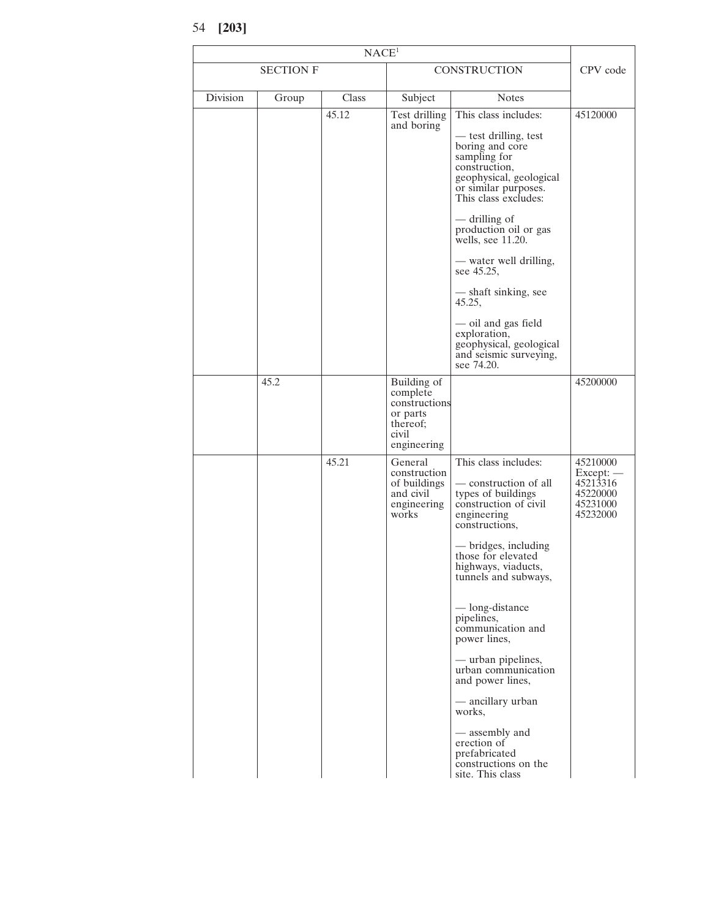| NACE[1] | | | | | |
|---|---|---|---|---|---|
| SECTION F | | | CONSTRUCTION | | CPV code |
| Division | Group | Class | Subject | Notes | |
| | | 45.12 | Test drilling and boring | This class includes: — test drilling, test boring and core sampling for construction, geophysical, geological or similar purposes. This class excludes: — drilling of production oil or gas wells, see 11.20. — water well drilling, see 45.25, — shaft sinking, see 45.25, — oil and gas field exploration, geophysical, geological and seismic surveying, see 74.20. | 45120000 |
| | 45.2 | | Building of complete constructions or parts thereof; civil engineering | | 45200000 |
| | | 45.21 | General construction of buildings and civil engineering works | This class includes: — construction of all types of buildings construction of civil engineering constructions, — bridges, including those for elevated highways, viaducts, tunnels and subways, — long-distance pipelines, communication and power lines, — urban pipelines, urban communication and power lines, — ancillary urban works, — assembly and erection of prefabricated constructions on the site. This class | 45210000 Except: — 45213316 45220000 45231000 45232000 |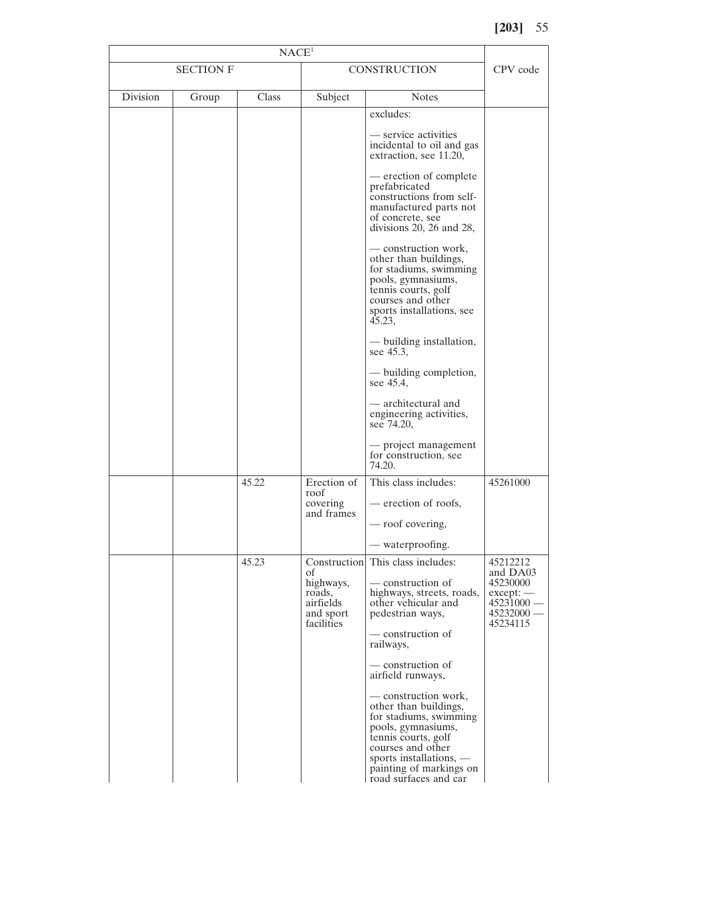| NACE[1] | | | | | |
|---|---|---|---|---|---|
| SECTION F | | | CONSTRUCTION | | CPV code |
| Division | Group | Class | Subject | Notes | |
| | | | | excludes:<br><br>— service activities incidental to oil and gas extraction, see 11.20,<br><br>— erection of complete prefabricated constructions from self-manufactured parts not of concrete, see divisions 20, 26 and 28,<br><br>— construction work, other than buildings, for stadiums, swimming pools, gymnasiums, tennis courts, golf courses and other sports installations, see 45.23,<br><br>— building installation, see 45.3,<br><br>— building completion, see 45.4,<br><br>— architectural and engineering activities, see 74.20,<br><br>— project management for construction, see 74.20. | |
| | | 45.22 | Erection of roof covering and frames | This class includes:<br><br>— erection of roofs,<br><br>— roof covering,<br><br>— waterproofing. | 45261000 |
| | | 45.23 | Construction of highways, roads, airfields and sport facilities | This class includes:<br><br>— construction of highways, streets, roads, other vehicular and pedestrian ways,<br><br>— construction of railways,<br><br>— construction of airfield runways,<br><br>— construction work, other than buildings, for stadiums, swimming pools, gymnasiums, tennis courts, golf courses and other sports installations, — painting of markings on road surfaces and car | 45212212 and DA03 45230000 except: — 45231000 — 45232000 — 45234115 |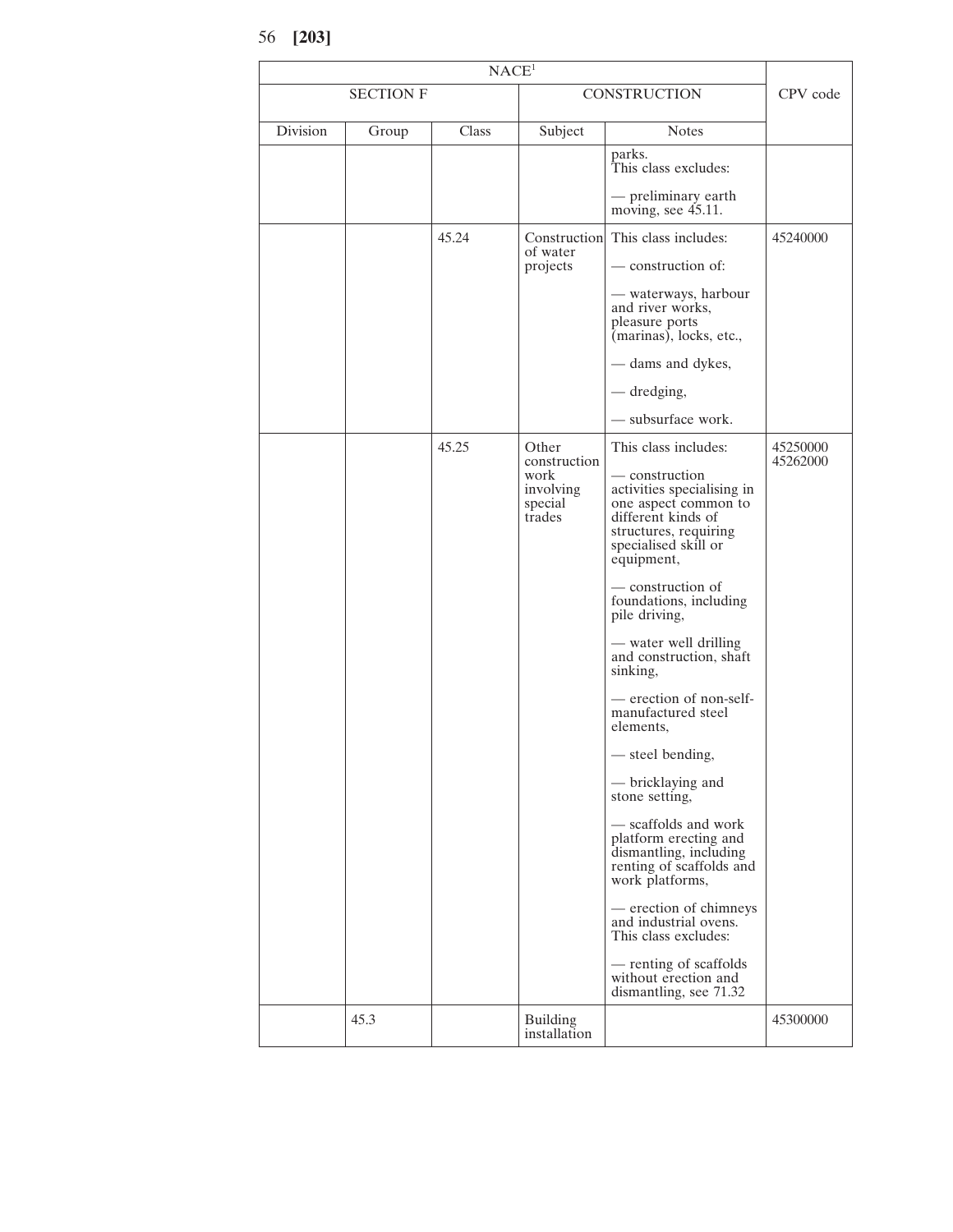| NACE[1] | | | | | CPV code |
|---|---|---|---|---|---|
| SECTION F | | | CONSTRUCTION | | |
| Division | Group | Class | Subject | Notes | |
| | | | | parks. This class excludes: — preliminary earth moving, see 45.11. | |
| | | 45.24 | Construction of water projects | This class includes: — construction of: — waterways, harbour and river works, pleasure ports (marinas), locks, etc., — dams and dykes, — dredging, — subsurface work. | 45240000 |
| | | 45.25 | Other construction work involving special trades | This class includes: — construction activities specialising in one aspect common to different kinds of structures, requiring specialised skill or equipment, — construction of foundations, including pile driving, — water well drilling and construction, shaft sinking, — erection of non-self-manufactured steel elements, — steel bending, — bricklaying and stone setting, — scaffolds and work platform erecting and dismantling, including renting of scaffolds and work platforms, — erection of chimneys and industrial ovens. This class excludes: — renting of scaffolds without erection and dismantling, see 71.32 | 45250000 45262000 |
| | 45.3 | | Building installation | | 45300000 |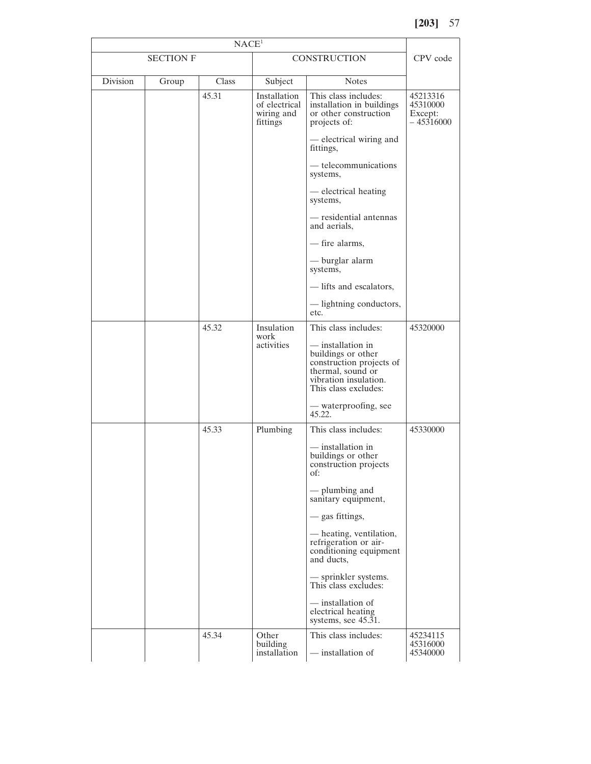| NACE[1] | | | | | |
|---|---|---|---|---|---|
| SECTION F | | | CONSTRUCTION | | CPV code |
| Division | Group | Class | Subject | Notes | |
| | | 45.31 | Installation of electrical wiring and fittings | This class includes: installation in buildings or other construction projects of:<br><br>— electrical wiring and fittings,<br><br>— telecommunications systems,<br><br>— electrical heating systems,<br><br>— residential antennas and aerials,<br><br>— fire alarms,<br><br>— burglar alarm systems,<br><br>— lifts and escalators,<br><br>— lightning conductors, etc. | 45213316<br>45310000<br>Except:<br>– 45316000 |
| | | 45.32 | Insulation work activities | This class includes:<br><br>— installation in buildings or other construction projects of thermal, sound or vibration insulation. This class excludes:<br><br>— waterproofing, see 45.22. | 45320000 |
| | | 45.33 | Plumbing | This class includes:<br><br>— installation in buildings or other construction projects of:<br><br>— plumbing and sanitary equipment,<br><br>— gas fittings,<br><br>— heating, ventilation, refrigeration or air-conditioning equipment and ducts,<br><br>— sprinkler systems. This class excludes:<br><br>— installation of electrical heating systems, see 45.31. | 45330000 |
| | | 45.34 | Other building installation | This class includes:<br><br>— installation of | 45234115<br>45316000<br>45340000 |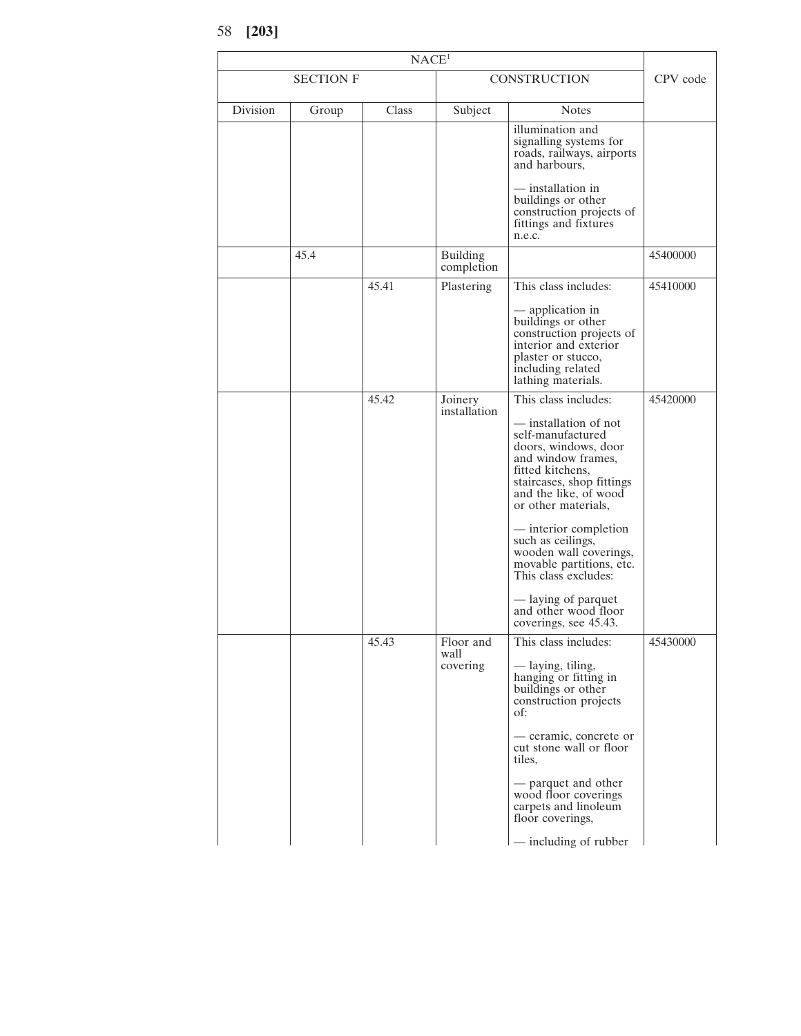| NACE[1] | | | | | CPV code |
|---|---|---|---|---|---|
| SECTION F | | | CONSTRUCTION | | |
| Division | Group | Class | Subject | Notes | |
| | | | | illumination and signalling systems for roads, railways, airports and harbours,<br><br>— installation in buildings or other construction projects of fittings and fixtures n.e.c. | |
| | 45.4 | | Building completion | | 45400000 |
| | | 45.41 | Plastering | This class includes:<br><br>— application in buildings or other construction projects of interior and exterior plaster or stucco, including related lathing materials. | 45410000 |
| | | 45.42 | Joinery installation | This class includes:<br><br>— installation of not self-manufactured doors, windows, door and window frames, fitted kitchens, staircases, shop fittings and the like, of wood or other materials,<br><br>— interior completion such as ceilings, wooden wall coverings, movable partitions, etc. This class excludes:<br><br>— laying of parquet and other wood floor coverings, see 45.43. | 45420000 |
| | | 45.43 | Floor and wall covering | This class includes:<br><br>— laying, tiling, hanging or fitting in buildings or other construction projects of:<br><br>— ceramic, concrete or cut stone wall or floor tiles,<br><br>— parquet and other wood floor coverings carpets and linoleum floor coverings,<br><br>— including of rubber | 45430000 |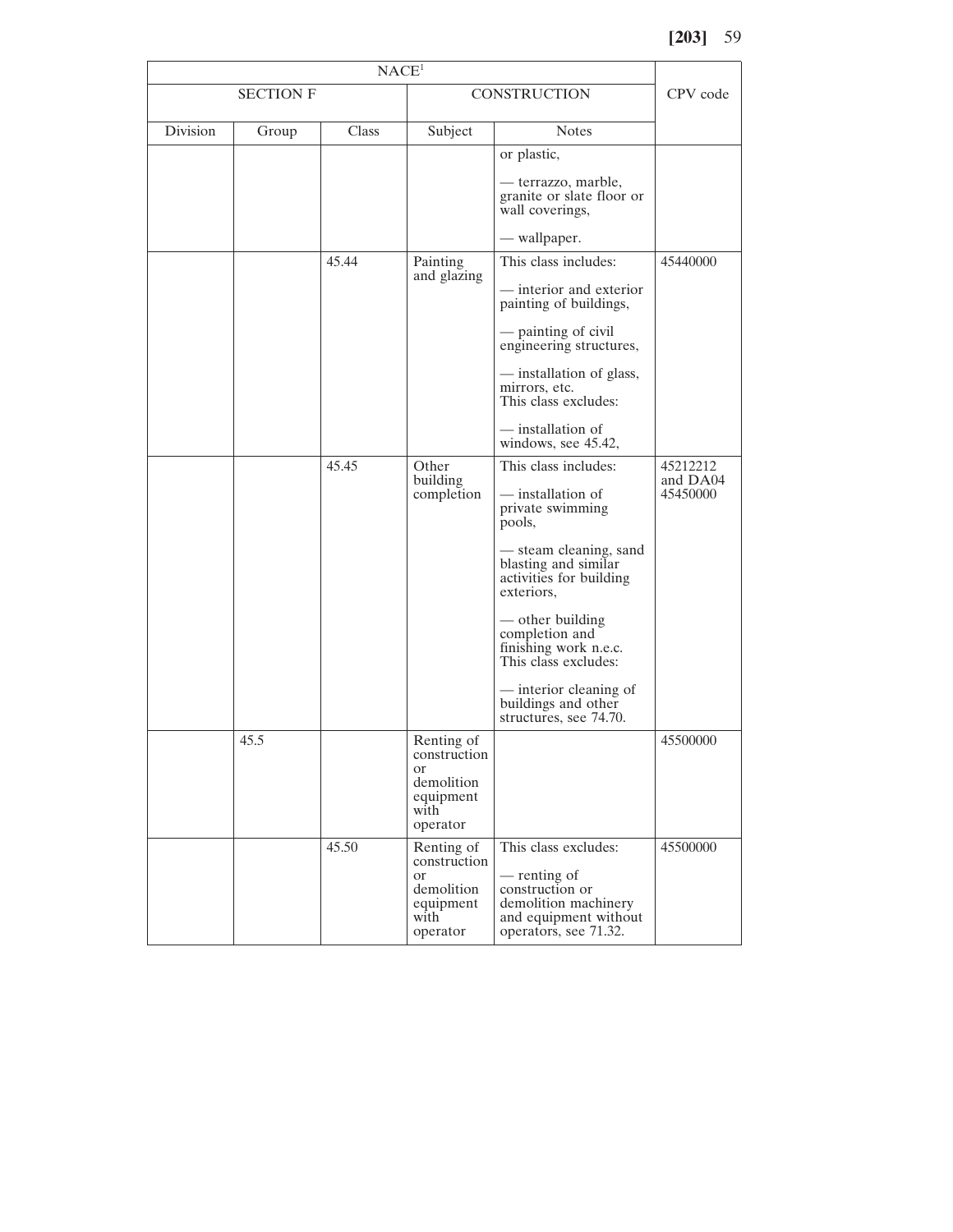| NACE[1] | | | | | CPV code |
|---|---|---|---|---|---|
| SECTION F | | | CONSTRUCTION | | |
| Division | Group | Class | Subject | Notes | |
| | | | | or plastic,<br><br>— terrazzo, marble, granite or slate floor or wall coverings,<br><br>— wallpaper. | |
| | | 45.44 | Painting and glazing | This class includes:<br><br>— interior and exterior painting of buildings,<br><br>— painting of civil engineering structures,<br><br>— installation of glass, mirrors, etc.<br>This class excludes:<br><br>— installation of windows, see 45.42, | 45440000 |
| | | 45.45 | Other building completion | This class includes:<br><br>— installation of private swimming pools,<br><br>— steam cleaning, sand blasting and similar activities for building exteriors,<br><br>— other building completion and finishing work n.e.c.<br>This class excludes:<br><br>— interior cleaning of buildings and other structures, see 74.70. | 45212212 and DA04 45450000 |
| | 45.5 | | Renting of construction or demolition equipment with operator | | 45500000 |
| | | 45.50 | Renting of construction or demolition equipment with operator | This class excludes:<br><br>— renting of construction or demolition machinery and equipment without operators, see 71.32. | 45500000 |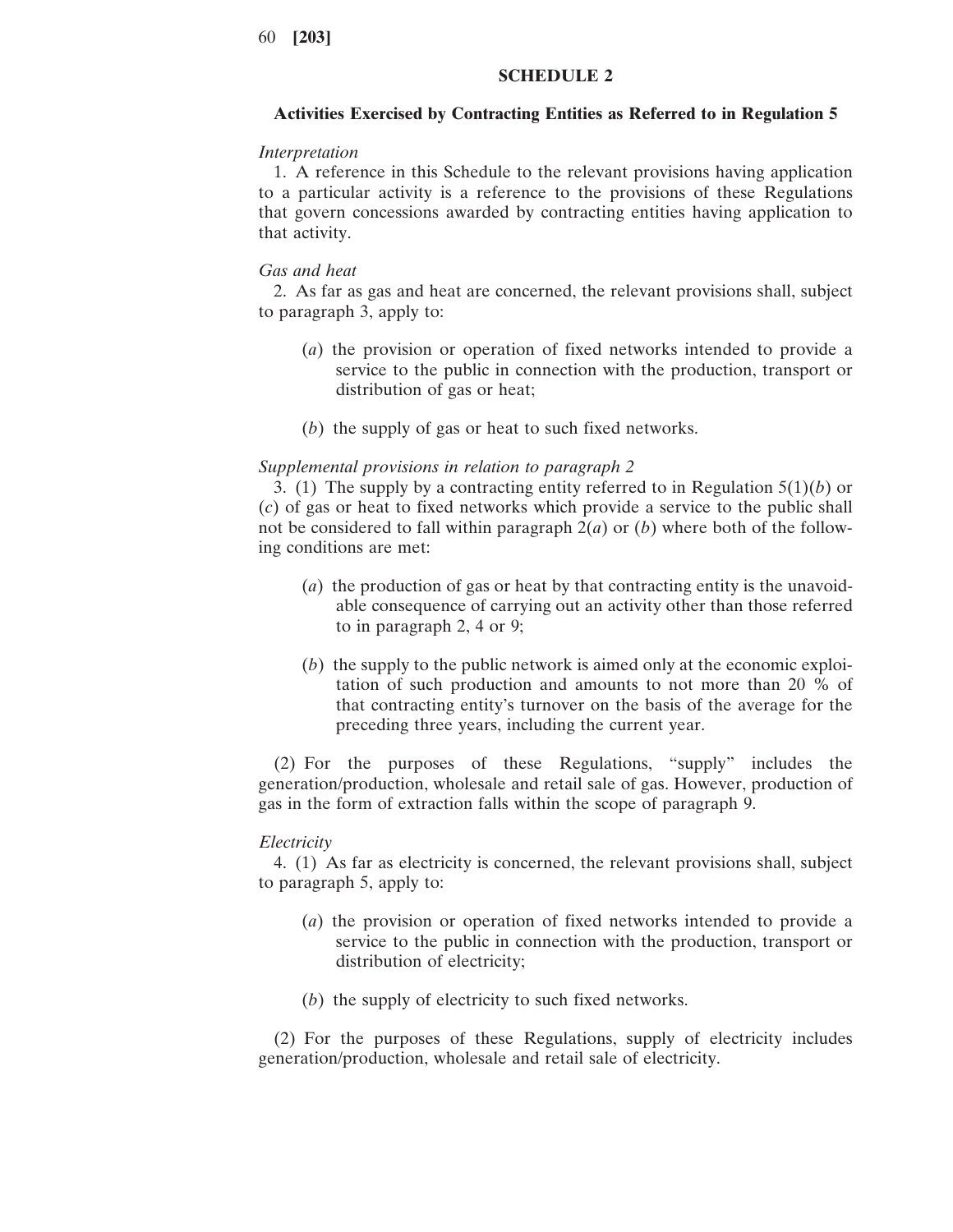## SCHEDULE 2

### Activities Exercised by Contracting Entities as Referred to in Regulation 5

*Interpretation*

1. A reference in this Schedule to the relevant provisions having application to a particular activity is a reference to the provisions of these Regulations that govern concessions awarded by contracting entities having application to that activity.

*Gas and heat*

2. As far as gas and heat are concerned, the relevant provisions shall, subject to paragraph 3, apply to:

(*a*) the provision or operation of fixed networks intended to provide a service to the public in connection with the production, transport or distribution of gas or heat;

(*b*) the supply of gas or heat to such fixed networks.

*Supplemental provisions in relation to paragraph 2*

3. (1) The supply by a contracting entity referred to in Regulation 5(1)(*b*) or (*c*) of gas or heat to fixed networks which provide a service to the public shall not be considered to fall within paragraph 2(*a*) or (*b*) where both of the following conditions are met:

(*a*) the production of gas or heat by that contracting entity is the unavoidable consequence of carrying out an activity other than those referred to in paragraph 2, 4 or 9;

(*b*) the supply to the public network is aimed only at the economic exploitation of such production and amounts to not more than 20 % of that contracting entity's turnover on the basis of the average for the preceding three years, including the current year.

(2) For the purposes of these Regulations, "supply" includes the generation/production, wholesale and retail sale of gas. However, production of gas in the form of extraction falls within the scope of paragraph 9.

*Electricity*

4. (1) As far as electricity is concerned, the relevant provisions shall, subject to paragraph 5, apply to:

(*a*) the provision or operation of fixed networks intended to provide a service to the public in connection with the production, transport or distribution of electricity;

(*b*) the supply of electricity to such fixed networks.

(2) For the purposes of these Regulations, supply of electricity includes generation/production, wholesale and retail sale of electricity.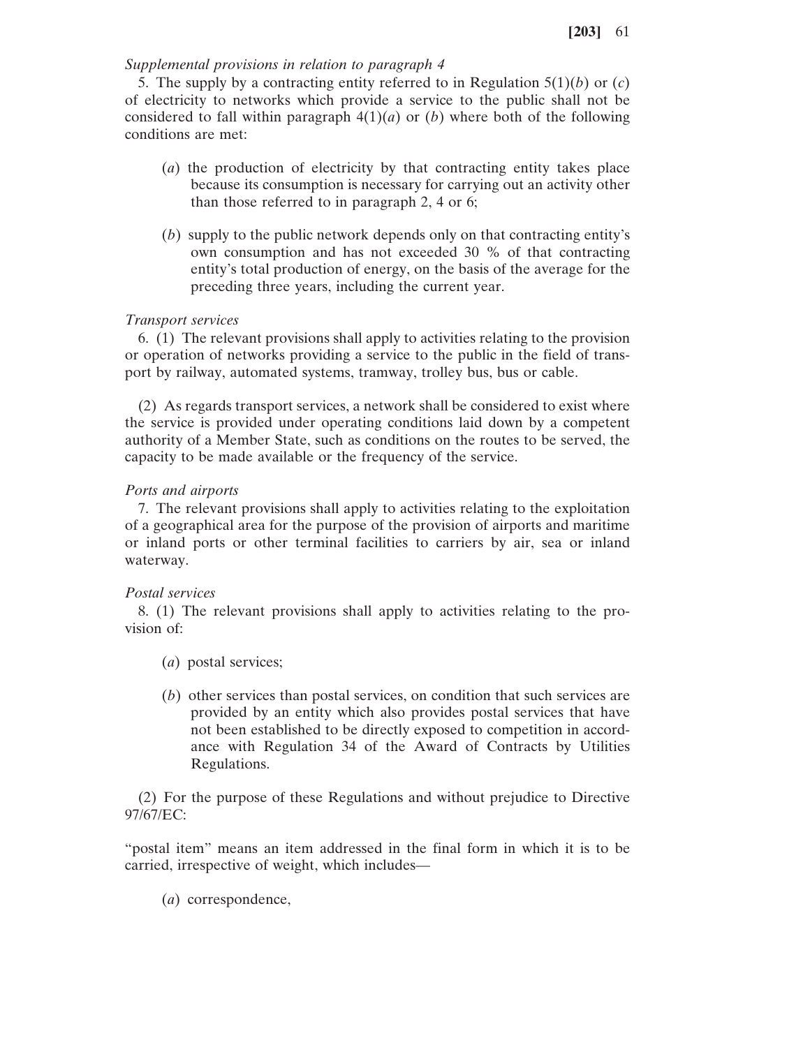*Supplemental provisions in relation to paragraph 4*

5. The supply by a contracting entity referred to in Regulation 5(1)(*b*) or (*c*) of electricity to networks which provide a service to the public shall not be considered to fall within paragraph 4(1)(*a*) or (*b*) where both of the following conditions are met:

(*a*) the production of electricity by that contracting entity takes place because its consumption is necessary for carrying out an activity other than those referred to in paragraph 2, 4 or 6;

(*b*) supply to the public network depends only on that contracting entity's own consumption and has not exceeded 30 % of that contracting entity's total production of energy, on the basis of the average for the preceding three years, including the current year.

*Transport services*

6. (1) The relevant provisions shall apply to activities relating to the provision or operation of networks providing a service to the public in the field of transport by railway, automated systems, tramway, trolley bus, bus or cable.

(2) As regards transport services, a network shall be considered to exist where the service is provided under operating conditions laid down by a competent authority of a Member State, such as conditions on the routes to be served, the capacity to be made available or the frequency of the service.

*Ports and airports*

7. The relevant provisions shall apply to activities relating to the exploitation of a geographical area for the purpose of the provision of airports and maritime or inland ports or other terminal facilities to carriers by air, sea or inland waterway.

*Postal services*

8. (1) The relevant provisions shall apply to activities relating to the provision of:

(*a*) postal services;

(*b*) other services than postal services, on condition that such services are provided by an entity which also provides postal services that have not been established to be directly exposed to competition in accordance with Regulation 34 of the Award of Contracts by Utilities Regulations.

(2) For the purpose of these Regulations and without prejudice to Directive 97/67/EC:

"postal item" means an item addressed in the final form in which it is to be carried, irrespective of weight, which includes—

(*a*) correspondence,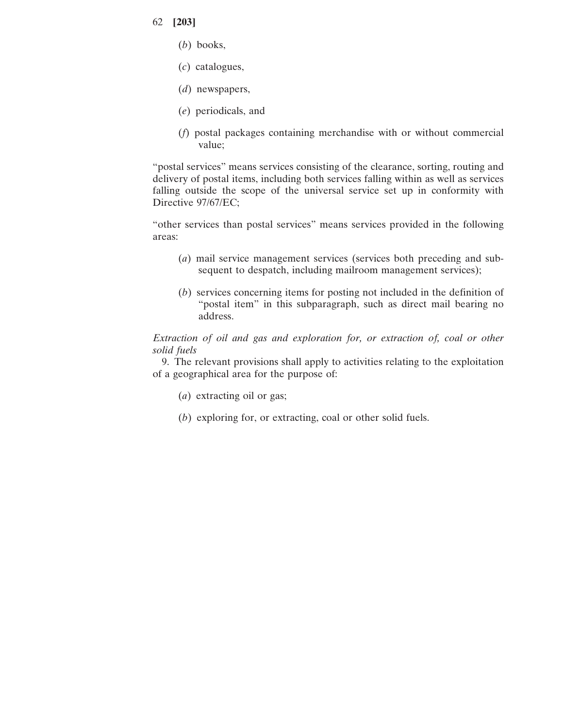(*b*) books,

(*c*) catalogues,

(*d*) newspapers,

(*e*) periodicals, and

(*f*) postal packages containing merchandise with or without commercial value;

"postal services" means services consisting of the clearance, sorting, routing and delivery of postal items, including both services falling within as well as services falling outside the scope of the universal service set up in conformity with Directive 97/67/EC;

"other services than postal services" means services provided in the following areas:

(*a*) mail service management services (services both preceding and subsequent to despatch, including mailroom management services);

(*b*) services concerning items for posting not included in the definition of "postal item" in this subparagraph, such as direct mail bearing no address.

*Extraction of oil and gas and exploration for, or extraction of, coal or other solid fuels*

9. The relevant provisions shall apply to activities relating to the exploitation of a geographical area for the purpose of:

(*a*) extracting oil or gas;

(*b*) exploring for, or extracting, coal or other solid fuels.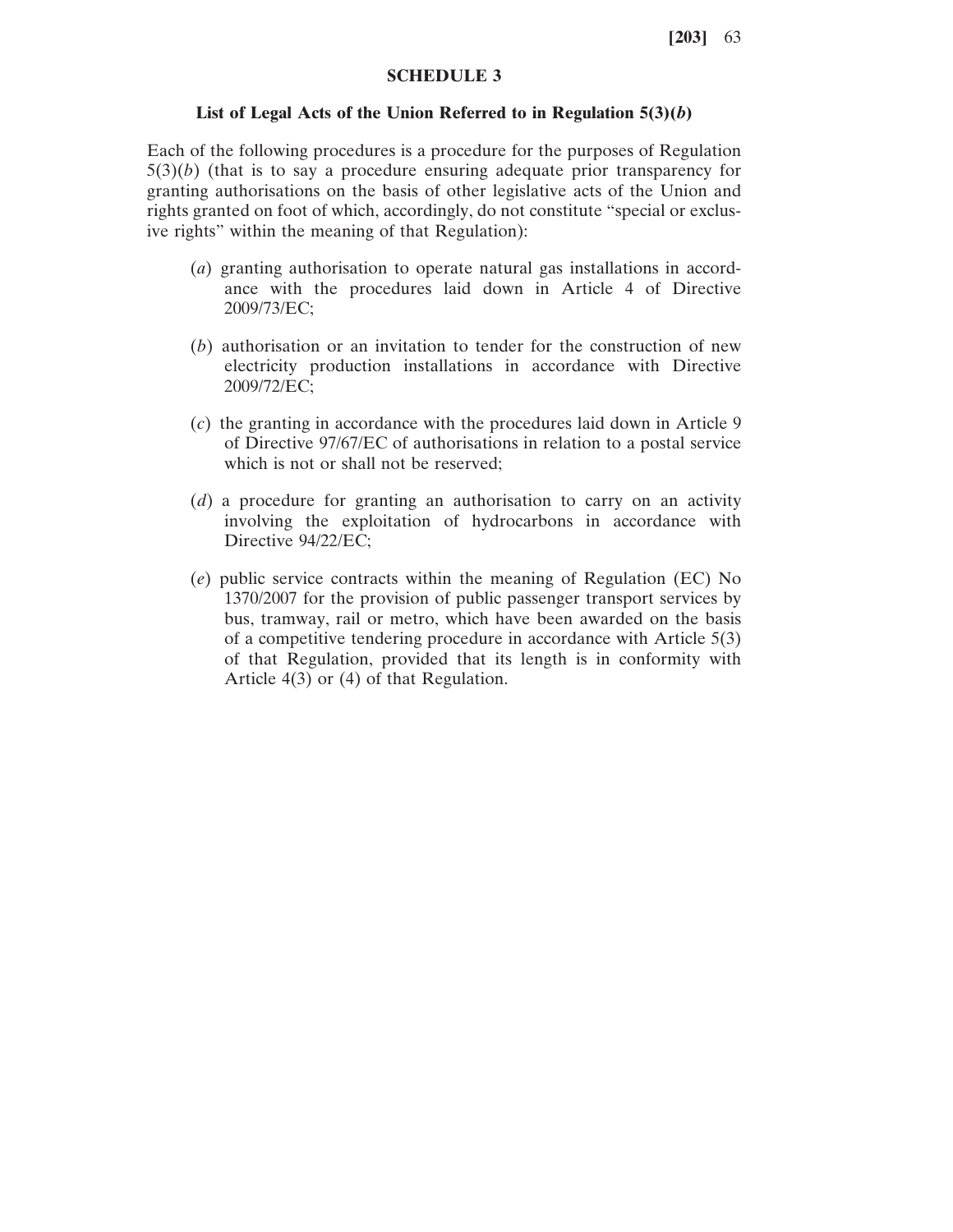## SCHEDULE 3

### List of Legal Acts of the Union Referred to in Regulation 5(3)(*b*)

Each of the following procedures is a procedure for the purposes of Regulation 5(3)(*b*) (that is to say a procedure ensuring adequate prior transparency for granting authorisations on the basis of other legislative acts of the Union and rights granted on foot of which, accordingly, do not constitute "special or exclusive rights" within the meaning of that Regulation):

(*a*) granting authorisation to operate natural gas installations in accordance with the procedures laid down in Article 4 of Directive 2009/73/EC;

(*b*) authorisation or an invitation to tender for the construction of new electricity production installations in accordance with Directive 2009/72/EC;

(*c*) the granting in accordance with the procedures laid down in Article 9 of Directive 97/67/EC of authorisations in relation to a postal service which is not or shall not be reserved;

(*d*) a procedure for granting an authorisation to carry on an activity involving the exploitation of hydrocarbons in accordance with Directive 94/22/EC;

(*e*) public service contracts within the meaning of Regulation (EC) No 1370/2007 for the provision of public passenger transport services by bus, tramway, rail or metro, which have been awarded on the basis of a competitive tendering procedure in accordance with Article 5(3) of that Regulation, provided that its length is in conformity with Article 4(3) or (4) of that Regulation.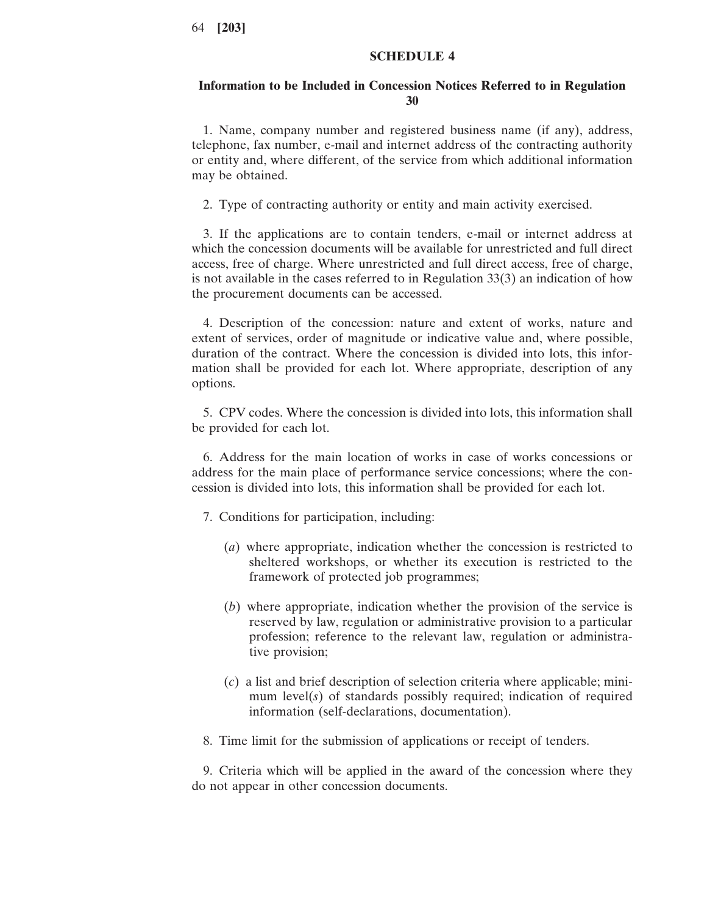## SCHEDULE 4

### Information to be Included in Concession Notices Referred to in Regulation 30

1. Name, company number and registered business name (if any), address, telephone, fax number, e-mail and internet address of the contracting authority or entity and, where different, of the service from which additional information may be obtained.

2. Type of contracting authority or entity and main activity exercised.

3. If the applications are to contain tenders, e-mail or internet address at which the concession documents will be available for unrestricted and full direct access, free of charge. Where unrestricted and full direct access, free of charge, is not available in the cases referred to in Regulation 33(3) an indication of how the procurement documents can be accessed.

4. Description of the concession: nature and extent of works, nature and extent of services, order of magnitude or indicative value and, where possible, duration of the contract. Where the concession is divided into lots, this information shall be provided for each lot. Where appropriate, description of any options.

5. CPV codes. Where the concession is divided into lots, this information shall be provided for each lot.

6. Address for the main location of works in case of works concessions or address for the main place of performance service concessions; where the concession is divided into lots, this information shall be provided for each lot.

7. Conditions for participation, including:

(*a*) where appropriate, indication whether the concession is restricted to sheltered workshops, or whether its execution is restricted to the framework of protected job programmes;

(*b*) where appropriate, indication whether the provision of the service is reserved by law, regulation or administrative provision to a particular profession; reference to the relevant law, regulation or administrative provision;

(*c*) a list and brief description of selection criteria where applicable; minimum level(*s*) of standards possibly required; indication of required information (self-declarations, documentation).

8. Time limit for the submission of applications or receipt of tenders.

9. Criteria which will be applied in the award of the concession where they do not appear in other concession documents.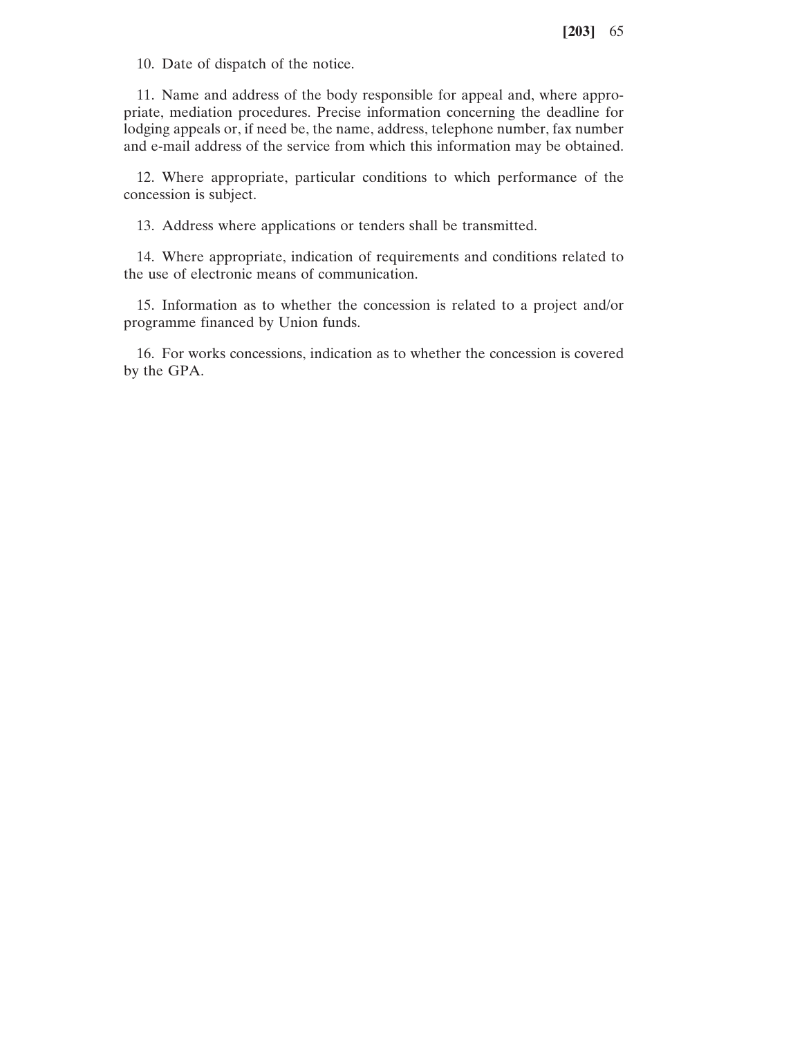10. Date of dispatch of the notice.

11. Name and address of the body responsible for appeal and, where appropriate, mediation procedures. Precise information concerning the deadline for lodging appeals or, if need be, the name, address, telephone number, fax number and e-mail address of the service from which this information may be obtained.

12. Where appropriate, particular conditions to which performance of the concession is subject.

13. Address where applications or tenders shall be transmitted.

14. Where appropriate, indication of requirements and conditions related to the use of electronic means of communication.

15. Information as to whether the concession is related to a project and/or programme financed by Union funds.

16. For works concessions, indication as to whether the concession is covered by the GPA.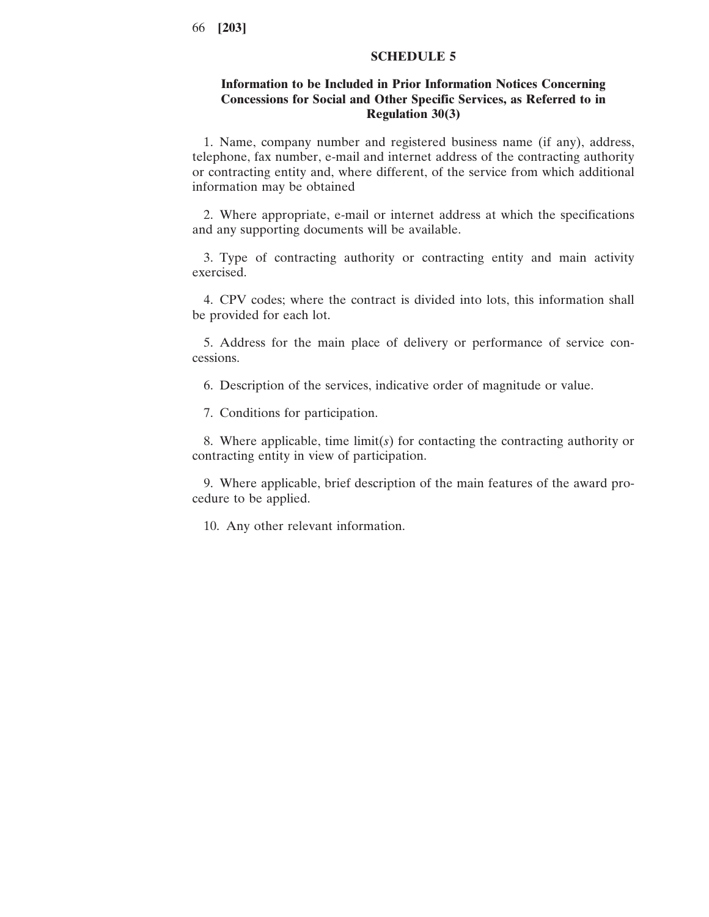## SCHEDULE 5

### Information to be Included in Prior Information Notices Concerning Concessions for Social and Other Specific Services, as Referred to in Regulation 30(3)

1. Name, company number and registered business name (if any), address, telephone, fax number, e-mail and internet address of the contracting authority or contracting entity and, where different, of the service from which additional information may be obtained

2. Where appropriate, e-mail or internet address at which the specifications and any supporting documents will be available.

3. Type of contracting authority or contracting entity and main activity exercised.

4. CPV codes; where the contract is divided into lots, this information shall be provided for each lot.

5. Address for the main place of delivery or performance of service concessions.

6. Description of the services, indicative order of magnitude or value.

7. Conditions for participation.

8. Where applicable, time limit(*s*) for contacting the contracting authority or contracting entity in view of participation.

9. Where applicable, brief description of the main features of the award procedure to be applied.

10. Any other relevant information.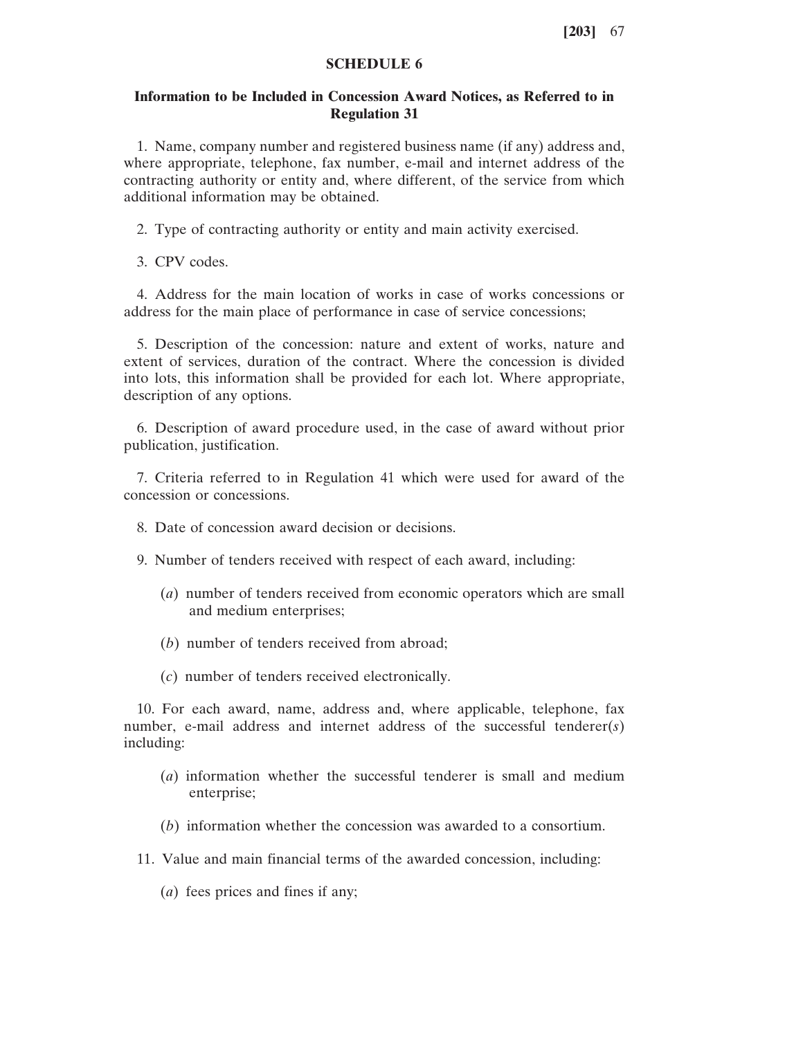## SCHEDULE 6

### Information to be Included in Concession Award Notices, as Referred to in Regulation 31

1. Name, company number and registered business name (if any) address and, where appropriate, telephone, fax number, e-mail and internet address of the contracting authority or entity and, where different, of the service from which additional information may be obtained.

2. Type of contracting authority or entity and main activity exercised.

3. CPV codes.

4. Address for the main location of works in case of works concessions or address for the main place of performance in case of service concessions;

5. Description of the concession: nature and extent of works, nature and extent of services, duration of the contract. Where the concession is divided into lots, this information shall be provided for each lot. Where appropriate, description of any options.

6. Description of award procedure used, in the case of award without prior publication, justification.

7. Criteria referred to in Regulation 41 which were used for award of the concession or concessions.

8. Date of concession award decision or decisions.

9. Number of tenders received with respect of each award, including:

(*a*) number of tenders received from economic operators which are small and medium enterprises;

(*b*) number of tenders received from abroad;

(*c*) number of tenders received electronically.

10. For each award, name, address and, where applicable, telephone, fax number, e-mail address and internet address of the successful tenderer(*s*) including:

(*a*) information whether the successful tenderer is small and medium enterprise;

(*b*) information whether the concession was awarded to a consortium.

11. Value and main financial terms of the awarded concession, including:

(*a*) fees prices and fines if any;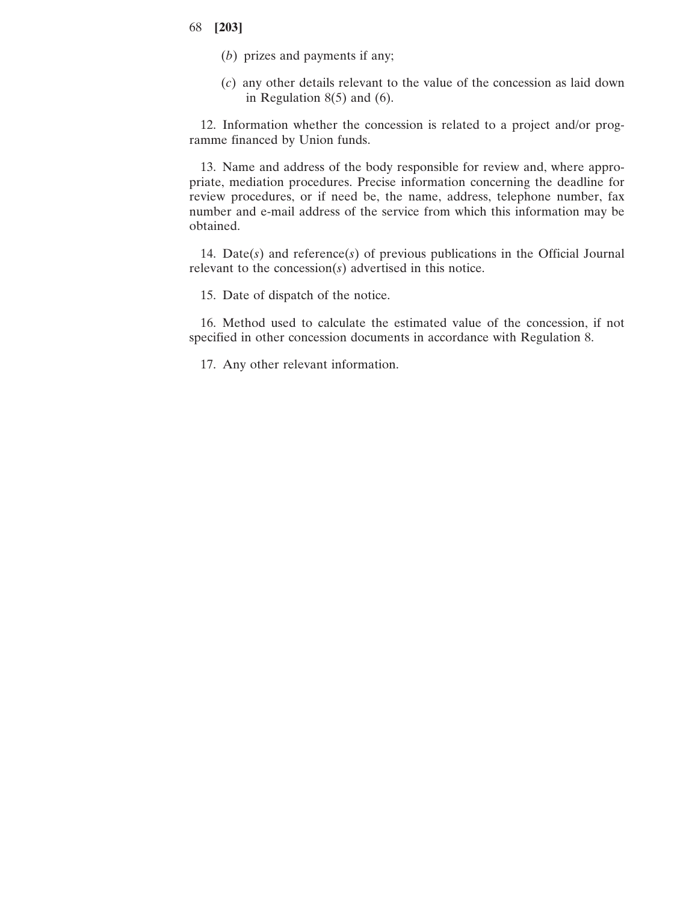(*b*) prizes and payments if any;

(*c*) any other details relevant to the value of the concession as laid down in Regulation 8(5) and (6).

12. Information whether the concession is related to a project and/or programme financed by Union funds.

13. Name and address of the body responsible for review and, where appropriate, mediation procedures. Precise information concerning the deadline for review procedures, or if need be, the name, address, telephone number, fax number and e-mail address of the service from which this information may be obtained.

14. Date(*s*) and reference(*s*) of previous publications in the Official Journal relevant to the concession(*s*) advertised in this notice.

15. Date of dispatch of the notice.

16. Method used to calculate the estimated value of the concession, if not specified in other concession documents in accordance with Regulation 8.

17. Any other relevant information.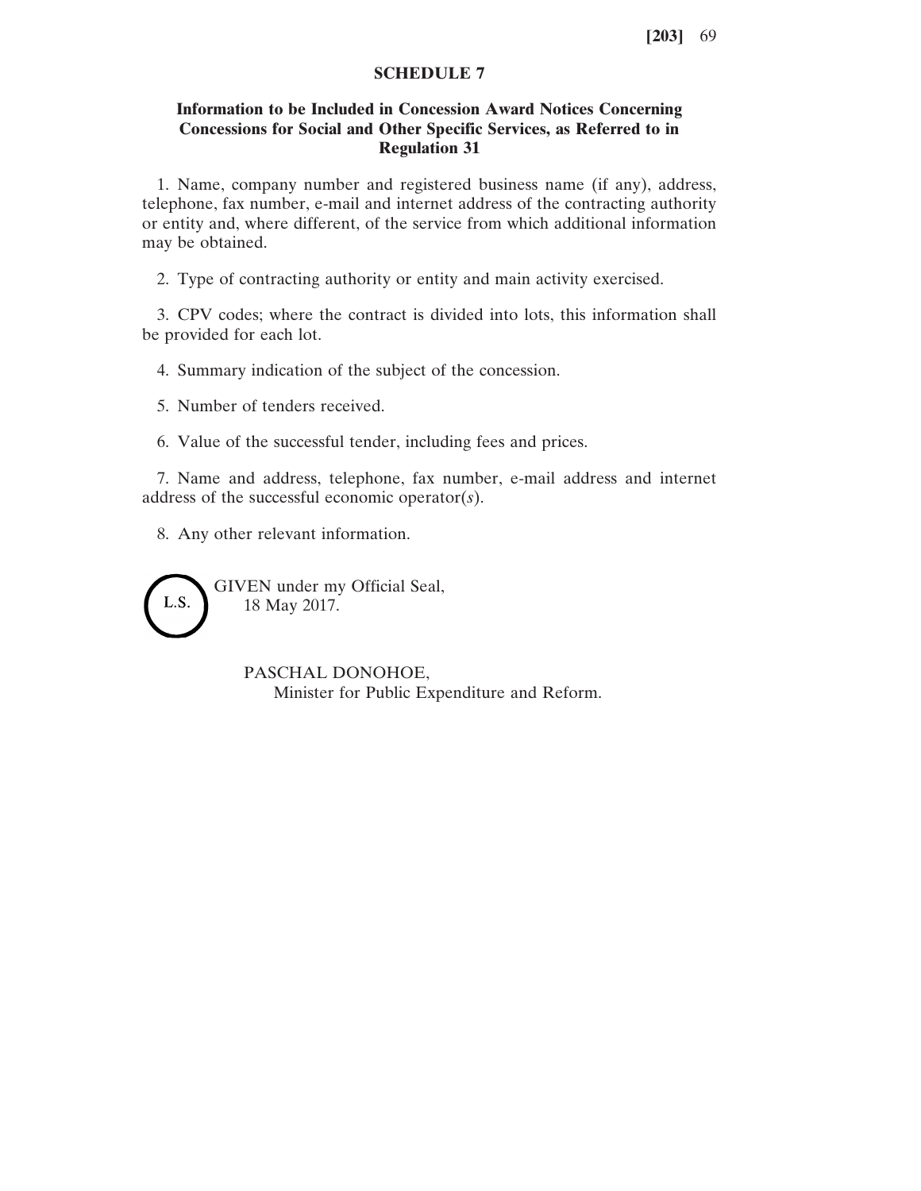## SCHEDULE 7

### Information to be Included in Concession Award Notices Concerning Concessions for Social and Other Specific Services, as Referred to in Regulation 31

1. Name, company number and registered business name (if any), address, telephone, fax number, e-mail and internet address of the contracting authority or entity and, where different, of the service from which additional information may be obtained.

2. Type of contracting authority or entity and main activity exercised.

3. CPV codes; where the contract is divided into lots, this information shall be provided for each lot.

4. Summary indication of the subject of the concession.

5. Number of tenders received.

6. Value of the successful tender, including fees and prices.

7. Name and address, telephone, fax number, e-mail address and internet address of the successful economic operator(*s*).

8. Any other relevant information.

L.S.

GIVEN under my Official Seal,
18 May 2017.

PASCHAL DONOHOE,
Minister for Public Expenditure and Reform.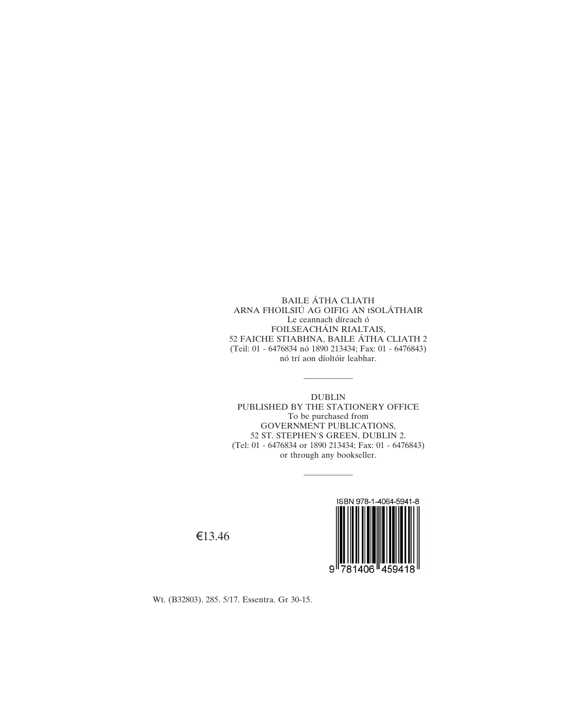BAILE ÁTHA CLIATH
ARNA FHOILSIÚ AG OIFIG AN tSOLÁTHAIR
Le ceannach díreach ó
FOILSEACHÁIN RIALTAIS,
52 FAICHE STIABHNA, BAILE ÁTHA CLIATH 2
(Teil: 01 - 6476834 nó 1890 213434; Fax: 01 - 6476843)
nó trí aon díoltóir leabhar.

---

DUBLIN
PUBLISHED BY THE STATIONERY OFFICE
To be purchased from
GOVERNMENT PUBLICATIONS,
52 ST. STEPHEN'S GREEN, DUBLIN 2.
(Tel: 01 - 6476834 or 1890 213434; Fax: 01 - 6476843)
or through any bookseller.

---

ISBN 978-1-4064-5941-8

9 781406 459418

€13.46

Wt. (B32803). 285. 5/17. Essentra. Gr 30-15.